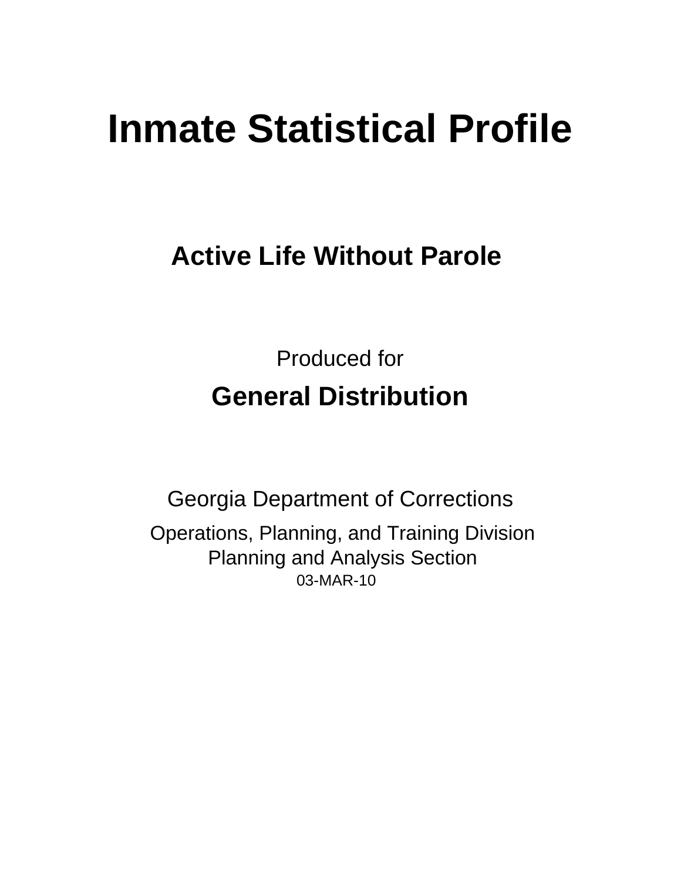# Inmate Statistical Profile

## Active Life Without Parole

Produced for

## General Distribution

Georgia Department of Corrections

Operations, Planning, and Training Division
Planning and Analysis Section
03-MAR-10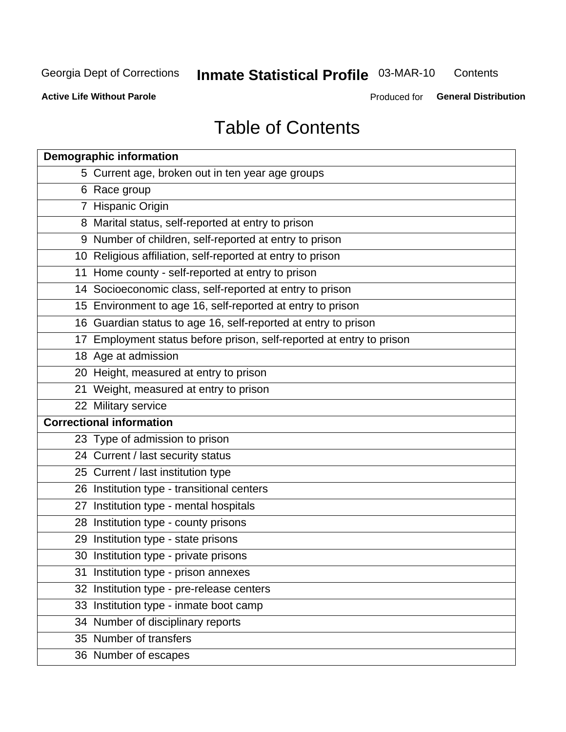# Table of Contents

| Demographic information | |
|---|---|
| 5 | Current age, broken out in ten year age groups |
| 6 | Race group |
| 7 | Hispanic Origin |
| 8 | Marital status, self-reported at entry to prison |
| 9 | Number of children, self-reported at entry to prison |
| 10 | Religious affiliation, self-reported at entry to prison |
| 11 | Home county - self-reported at entry to prison |
| 14 | Socioeconomic class, self-reported at entry to prison |
| 15 | Environment to age 16, self-reported at entry to prison |
| 16 | Guardian status to age 16, self-reported at entry to prison |
| 17 | Employment status before prison, self-reported at entry to prison |
| 18 | Age at admission |
| 20 | Height, measured at entry to prison |
| 21 | Weight, measured at entry to prison |
| 22 | Military service |
| **Correctional information** | |
| 23 | Type of admission to prison |
| 24 | Current / last security status |
| 25 | Current / last institution type |
| 26 | Institution type - transitional centers |
| 27 | Institution type - mental hospitals |
| 28 | Institution type - county prisons |
| 29 | Institution type - state prisons |
| 30 | Institution type - private prisons |
| 31 | Institution type - prison annexes |
| 32 | Institution type - pre-release centers |
| 33 | Institution type - inmate boot camp |
| 34 | Number of disciplinary reports |
| 35 | Number of transfers |
| 36 | Number of escapes |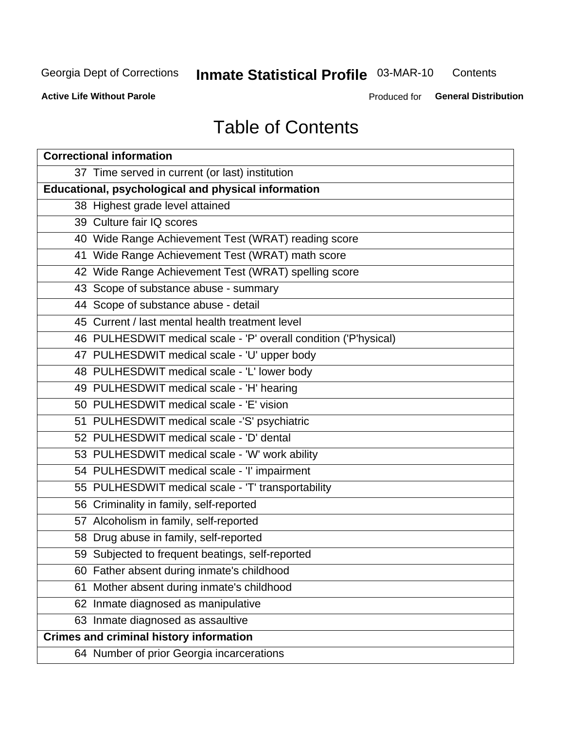# Table of Contents

| Correctional information | |
|---|---|
| 37 | Time served in current (or last) institution |
| **Educational, psychological and physical information** | |
| 38 | Highest grade level attained |
| 39 | Culture fair IQ scores |
| 40 | Wide Range Achievement Test (WRAT) reading score |
| 41 | Wide Range Achievement Test (WRAT) math score |
| 42 | Wide Range Achievement Test (WRAT) spelling score |
| 43 | Scope of substance abuse - summary |
| 44 | Scope of substance abuse - detail |
| 45 | Current / last mental health treatment level |
| 46 | PULHESDWIT medical scale - 'P' overall condition ('P'hysical) |
| 47 | PULHESDWIT medical scale - 'U' upper body |
| 48 | PULHESDWIT medical scale - 'L' lower body |
| 49 | PULHESDWIT medical scale - 'H' hearing |
| 50 | PULHESDWIT medical scale - 'E' vision |
| 51 | PULHESDWIT medical scale -'S' psychiatric |
| 52 | PULHESDWIT medical scale - 'D' dental |
| 53 | PULHESDWIT medical scale - 'W' work ability |
| 54 | PULHESDWIT medical scale - 'I' impairment |
| 55 | PULHESDWIT medical scale - 'T' transportability |
| 56 | Criminality in family, self-reported |
| 57 | Alcoholism in family, self-reported |
| 58 | Drug abuse in family, self-reported |
| 59 | Subjected to frequent beatings, self-reported |
| 60 | Father absent during inmate's childhood |
| 61 | Mother absent during inmate's childhood |
| 62 | Inmate diagnosed as manipulative |
| 63 | Inmate diagnosed as assaultive |
| **Crimes and criminal history information** | |
| 64 | Number of prior Georgia incarcerations |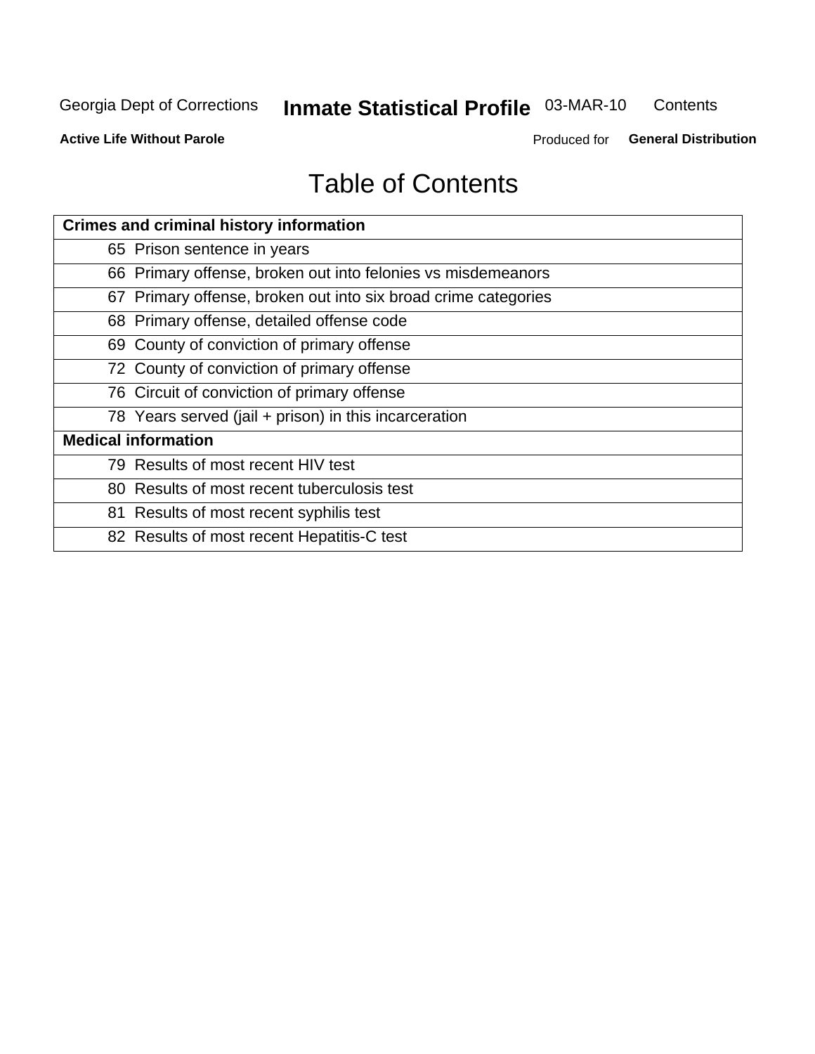# Table of Contents

| Crimes and criminal history information |
|---|
| 65 Prison sentence in years |
| 66 Primary offense, broken out into felonies vs misdemeanors |
| 67 Primary offense, broken out into six broad crime categories |
| 68 Primary offense, detailed offense code |
| 69 County of conviction of primary offense |
| 72 County of conviction of primary offense |
| 76 Circuit of conviction of primary offense |
| 78 Years served (jail + prison) in this incarceration |
| **Medical information** |
| 79 Results of most recent HIV test |
| 80 Results of most recent tuberculosis test |
| 81 Results of most recent syphilis test |
| 82 Results of most recent Hepatitis-C test |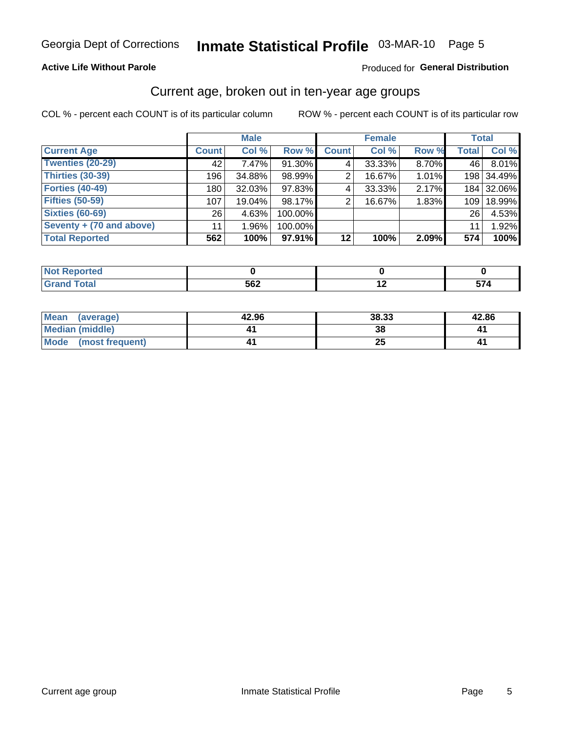Georgia Dept of Corrections **Inmate Statistical Profile** 03-MAR-10

**Active Life Without Parole**

Produced for **General Distribution**

## Current age, broken out in ten-year age groups

COL % - percent each COUNT is of its particular column

ROW % - percent each COUNT is of its particular row

| | Male | | | Female | | | Total | |
|---|---|---|---|---|---|---|---|---|
| **Current Age** | **Count** | **Col %** | **Row %** | **Count** | **Col %** | **Row %** | **Total** | **Col %** |
| **Twenties (20-29)** | 42 | 7.47% | 91.30% | 4 | 33.33% | 8.70% | 46 | 8.01% |
| **Thirties (30-39)** | 196 | 34.88% | 98.99% | 2 | 16.67% | 1.01% | 198 | 34.49% |
| **Forties (40-49)** | 180 | 32.03% | 97.83% | 4 | 33.33% | 2.17% | 184 | 32.06% |
| **Fifties (50-59)** | 107 | 19.04% | 98.17% | 2 | 16.67% | 1.83% | 109 | 18.99% |
| **Sixties (60-69)** | 26 | 4.63% | 100.00% | | | | 26 | 4.53% |
| **Seventy + (70 and above)** | 11 | 1.96% | 100.00% | | | | 11 | 1.92% |
| **Total Reported** | **562** | **100%** | **97.91%** | **12** | **100%** | **2.09%** | **574** | **100%** |

| | Male | Female | Total |
|---|---|---|---|
| **Not Reported** | **0** | **0** | **0** |
| **Grand Total** | **562** | **12** | **574** |

| | Male | Female | Total |
|---|---|---|---|
| **Mean (average)** | **42.96** | **38.33** | **42.86** |
| **Median (middle)** | **41** | **38** | **41** |
| **Mode (most frequent)** | **41** | **25** | **41** |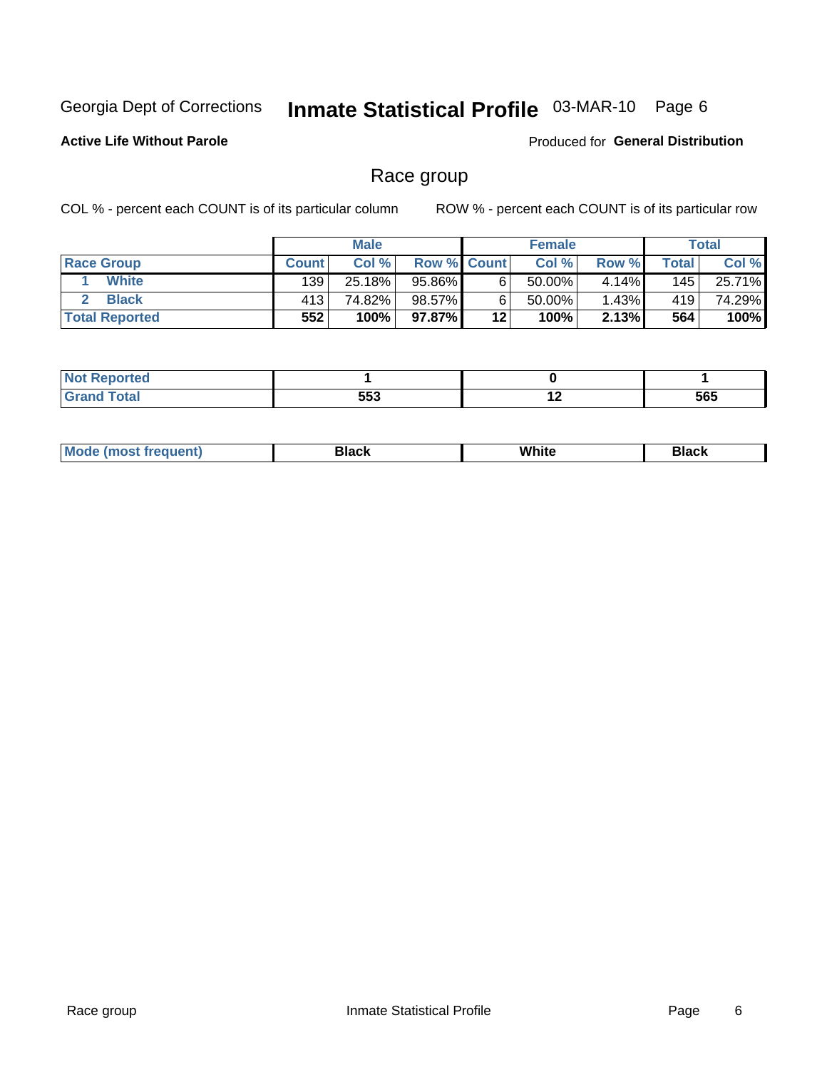Georgia Dept of Corrections **Inmate Statistical Profile** 03-MAR-10

**Active Life Without Parole**

Produced for **General Distribution**

## Race group

COL % - percent each COUNT is of its particular column ROW % - percent each COUNT is of its particular row

| | Male | | | Female | | | Total | |
|---|---|---|---|---|---|---|---|---|
| **Race Group** | **Count** | **Col %** | **Row %** | **Count** | **Col %** | **Row %** | **Total** | **Col %** |
| 1 **White** | 139 | 25.18% | 95.86% | 6 | 50.00% | 4.14% | 145 | 25.71% |
| 2 **Black** | 413 | 74.82% | 98.57% | 6 | 50.00% | 1.43% | 419 | 74.29% |
| **Total Reported** | **552** | **100%** | **97.87%** | **12** | **100%** | **2.13%** | **564** | **100%** |

| | Male | Female | Total |
|---|---|---|---|
| **Not Reported** | **1** | **0** | **1** |
| **Grand Total** | **553** | **12** | **565** |

| | Male | Female | Total |
|---|---|---|---|
| **Mode (most frequent)** | **Black** | **White** | **Black** |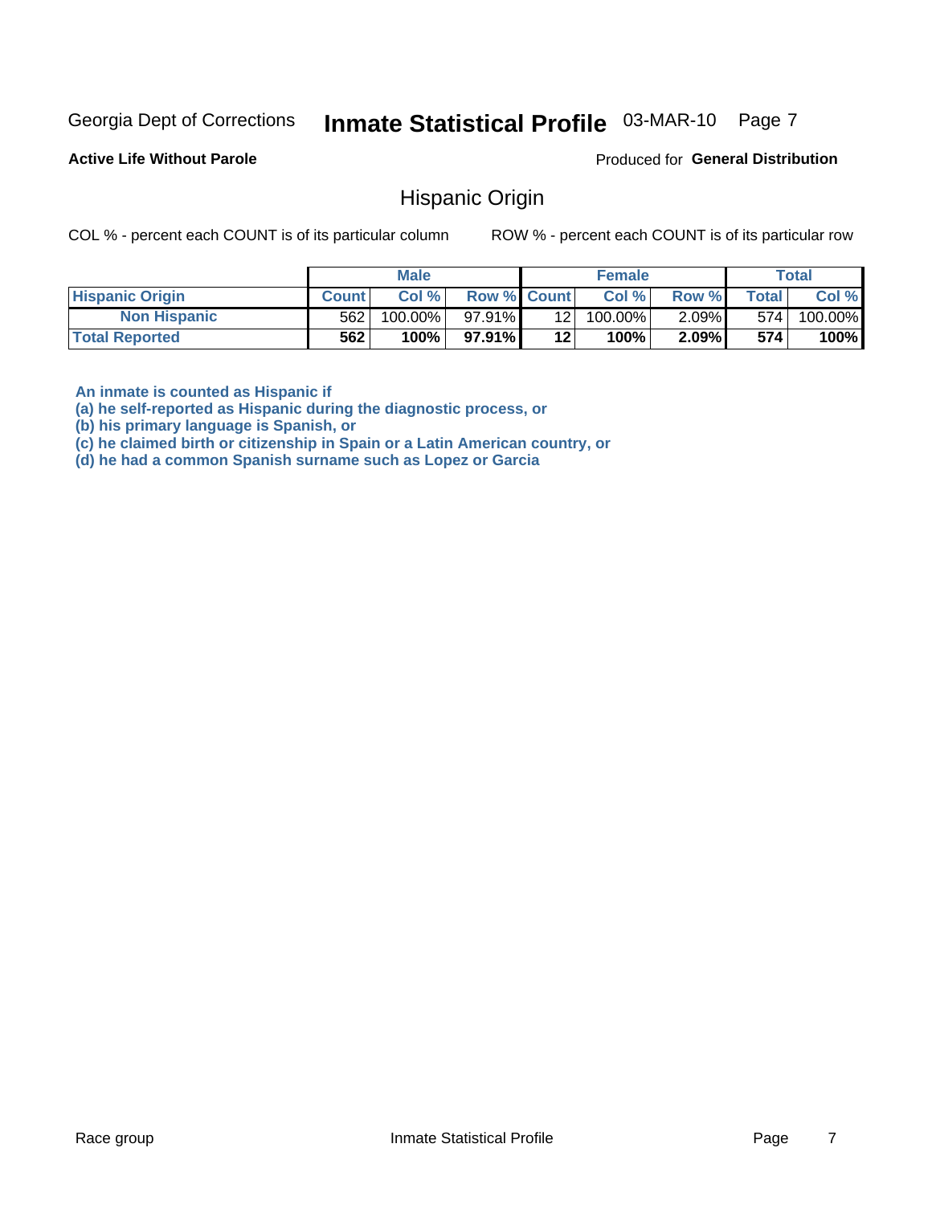Georgia Dept of Corrections **Inmate Statistical Profile** 03-MAR-10

**Active Life Without Parole**

Produced for **General Distribution**

## Hispanic Origin

COL % - percent each COUNT is of its particular column

ROW % - percent each COUNT is of its particular row

| | Male | | | Female | | | Total | |
|---|---|---|---|---|---|---|---|---|
| **Hispanic Origin** | **Count** | **Col %** | **Row %** | **Count** | **Col %** | **Row %** | **Total** | **Col %** |
| **Non Hispanic** | 562 | 100.00% | 97.91% | 12 | 100.00% | 2.09% | 574 | 100.00% |
| **Total Reported** | **562** | **100%** | **97.91%** | **12** | **100%** | **2.09%** | **574** | **100%** |

**An inmate is counted as Hispanic if**
**(a) he self-reported as Hispanic during the diagnostic process, or**
**(b) his primary language is Spanish, or**
**(c) he claimed birth or citizenship in Spain or a Latin American country, or**
**(d) he had a common Spanish surname such as Lopez or Garcia**

Race group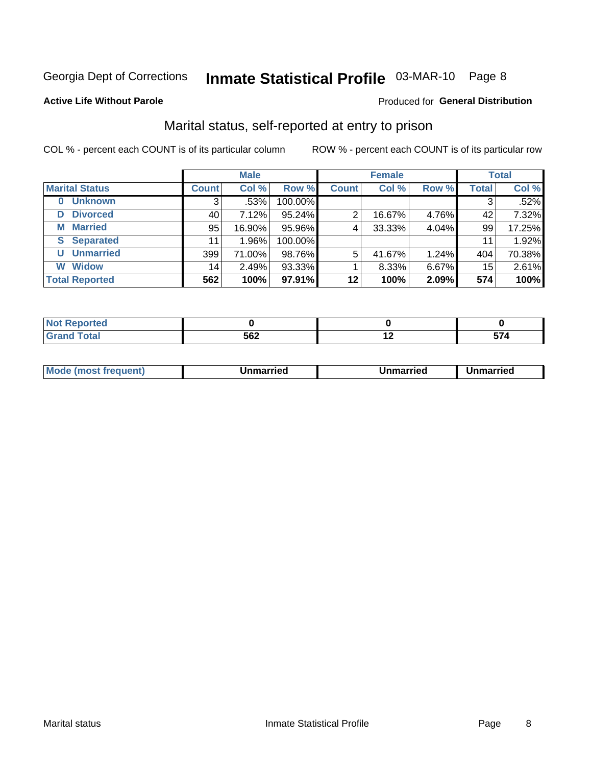Georgia Dept of Corrections **Inmate Statistical Profile** 03-MAR-10

**Active Life Without Parole**

Produced for **General Distribution**

## Marital status, self-reported at entry to prison

COL % - percent each COUNT is of its particular column

ROW % - percent each COUNT is of its particular row

| | Male | | | Female | | | Total | |
|---|---|---|---|---|---|---|---|---|
| **Marital Status** | **Count** | **Col %** | **Row %** | **Count** | **Col %** | **Row %** | **Total** | **Col %** |
| **0 Unknown** | 3 | .53% | 100.00% | | | | 3 | .52% |
| **D Divorced** | 40 | 7.12% | 95.24% | 2 | 16.67% | 4.76% | 42 | 7.32% |
| **M Married** | 95 | 16.90% | 95.96% | 4 | 33.33% | 4.04% | 99 | 17.25% |
| **S Separated** | 11 | 1.96% | 100.00% | | | | 11 | 1.92% |
| **U Unmarried** | 399 | 71.00% | 98.76% | 5 | 41.67% | 1.24% | 404 | 70.38% |
| **W Widow** | 14 | 2.49% | 93.33% | 1 | 8.33% | 6.67% | 15 | 2.61% |
| **Total Reported** | **562** | **100%** | **97.91%** | **12** | **100%** | **2.09%** | **574** | **100%** |

| | Male | Female | Total |
|---|---|---|---|
| **Not Reported** | **0** | **0** | **0** |
| **Grand Total** | **562** | **12** | **574** |

| | Male | Female | Total |
|---|---|---|---|
| **Mode (most frequent)** | **Unmarried** | **Unmarried** | **Unmarried** |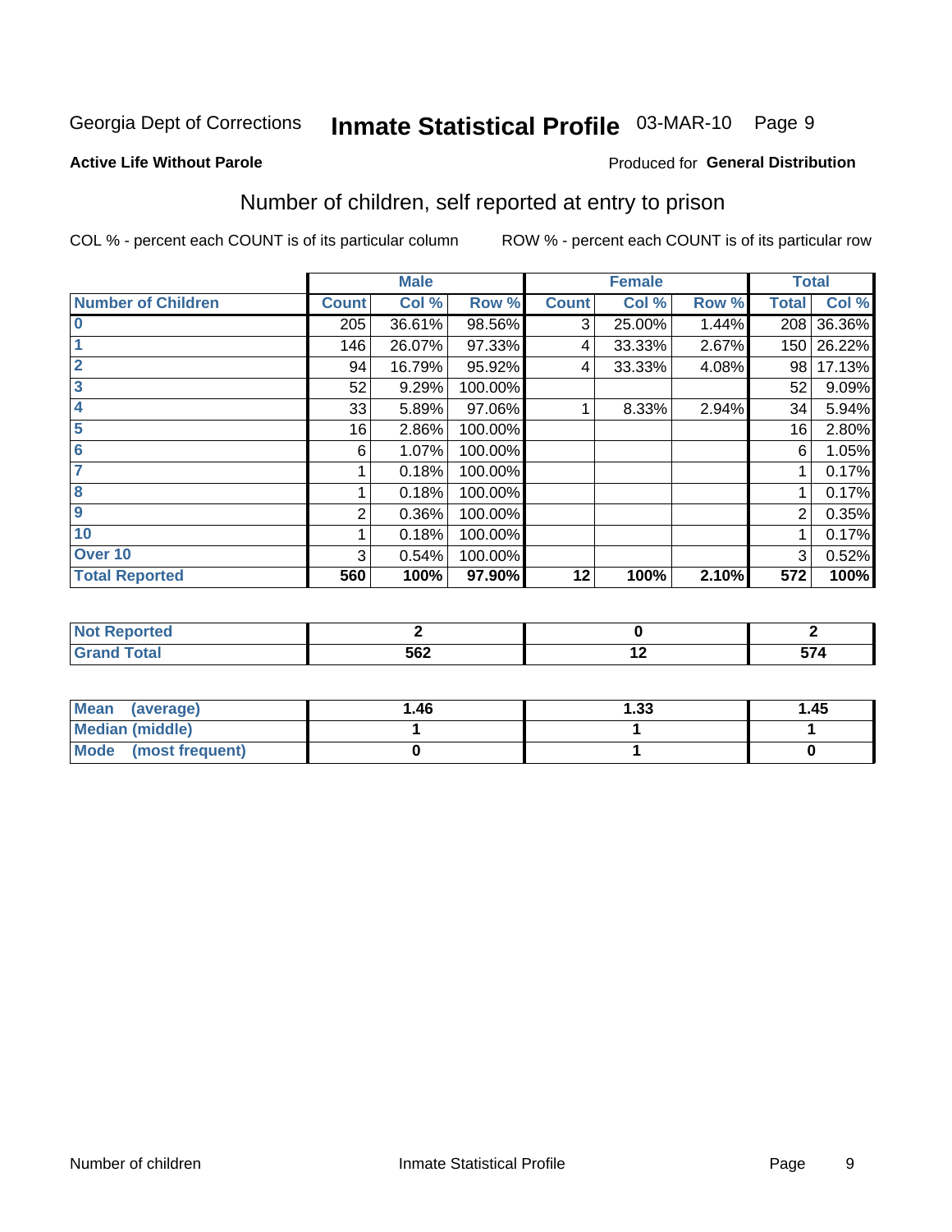Georgia Dept of Corrections **Inmate Statistical Profile** 03-MAR-10

**Active Life Without Parole**

Produced for **General Distribution**

## Number of children, self reported at entry to prison

COL % - percent each COUNT is of its particular column

ROW % - percent each COUNT is of its particular row

| | Male | | | Female | | | Total | |
|---|---|---|---|---|---|---|---|---|
| **Number of Children** | **Count** | **Col %** | **Row %** | **Count** | **Col %** | **Row %** | **Total** | **Col %** |
| 0 | 205 | 36.61% | 98.56% | 3 | 25.00% | 1.44% | 208 | 36.36% |
| 1 | 146 | 26.07% | 97.33% | 4 | 33.33% | 2.67% | 150 | 26.22% |
| 2 | 94 | 16.79% | 95.92% | 4 | 33.33% | 4.08% | 98 | 17.13% |
| 3 | 52 | 9.29% | 100.00% | | | | 52 | 9.09% |
| 4 | 33 | 5.89% | 97.06% | 1 | 8.33% | 2.94% | 34 | 5.94% |
| 5 | 16 | 2.86% | 100.00% | | | | 16 | 2.80% |
| 6 | 6 | 1.07% | 100.00% | | | | 6 | 1.05% |
| 7 | 1 | 0.18% | 100.00% | | | | 1 | 0.17% |
| 8 | 1 | 0.18% | 100.00% | | | | 1 | 0.17% |
| 9 | 2 | 0.36% | 100.00% | | | | 2 | 0.35% |
| 10 | 1 | 0.18% | 100.00% | | | | 1 | 0.17% |
| Over 10 | 3 | 0.54% | 100.00% | | | | 3 | 0.52% |
| **Total Reported** | **560** | **100%** | **97.90%** | **12** | **100%** | **2.10%** | **572** | **100%** |

| | Male | Female | Total |
|---|---|---|---|
| **Not Reported** | **2** | **0** | **2** |
| **Grand Total** | **562** | **12** | **574** |

| | Male | Female | Total |
|---|---|---|---|
| **Mean (average)** | **1.46** | **1.33** | **1.45** |
| **Median (middle)** | **1** | **1** | **1** |
| **Mode (most frequent)** | **0** | **1** | **0** |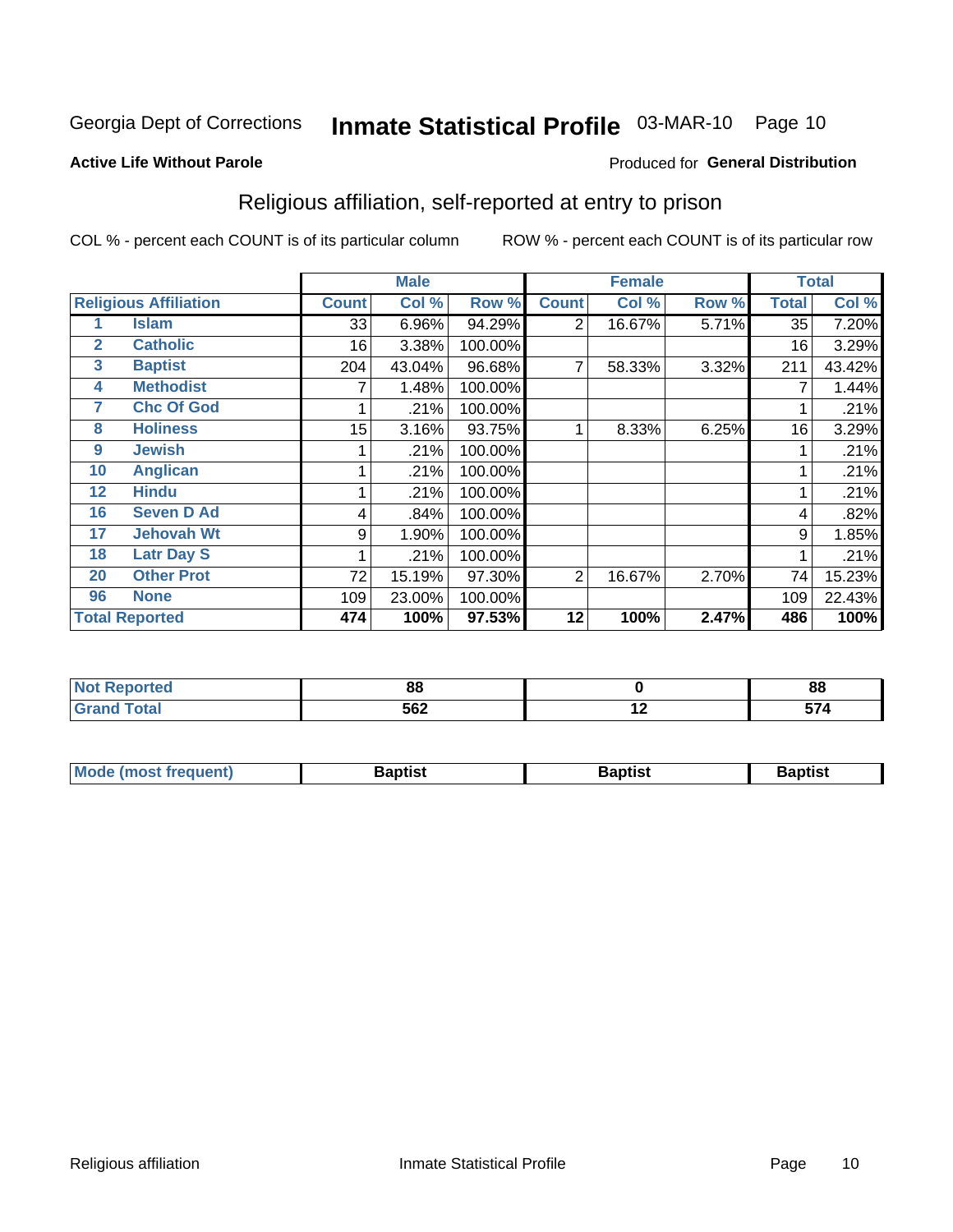Georgia Dept of Corrections **Inmate Statistical Profile** 03-MAR-10 Page 10

**Active Life Without Parole**

Produced for **General Distribution**

## Religious affiliation, self-reported at entry to prison

COL % - percent each COUNT is of its particular column

ROW % - percent each COUNT is of its particular row

| | | Male | | | Female | | | Total | |
|---|---|---|---|---|---|---|---|---|---|
| **Religious Affiliation** | | **Count** | **Col %** | **Row %** | **Count** | **Col %** | **Row %** | **Total** | **Col %** |
| 1 | Islam | 33 | 6.96% | 94.29% | 2 | 16.67% | 5.71% | 35 | 7.20% |
| 2 | Catholic | 16 | 3.38% | 100.00% | | | | 16 | 3.29% |
| 3 | Baptist | 204 | 43.04% | 96.68% | 7 | 58.33% | 3.32% | 211 | 43.42% |
| 4 | Methodist | 7 | 1.48% | 100.00% | | | | 7 | 1.44% |
| 7 | Chc Of God | 1 | .21% | 100.00% | | | | 1 | .21% |
| 8 | Holiness | 15 | 3.16% | 93.75% | 1 | 8.33% | 6.25% | 16 | 3.29% |
| 9 | Jewish | 1 | .21% | 100.00% | | | | 1 | .21% |
| 10 | Anglican | 1 | .21% | 100.00% | | | | 1 | .21% |
| 12 | Hindu | 1 | .21% | 100.00% | | | | 1 | .21% |
| 16 | Seven D Ad | 4 | .84% | 100.00% | | | | 4 | .82% |
| 17 | Jehovah Wt | 9 | 1.90% | 100.00% | | | | 9 | 1.85% |
| 18 | Latr Day S | 1 | .21% | 100.00% | | | | 1 | .21% |
| 20 | Other Prot | 72 | 15.19% | 97.30% | 2 | 16.67% | 2.70% | 74 | 15.23% |
| 96 | None | 109 | 23.00% | 100.00% | | | | 109 | 22.43% |
| **Total Reported** | | **474** | **100%** | **97.53%** | **12** | **100%** | **2.47%** | **486** | **100%** |

| | Male | Female | Total |
|---|---|---|---|
| **Not Reported** | **88** | **0** | **88** |
| **Grand Total** | **562** | **12** | **574** |

| | Male | Female | Total |
|---|---|---|---|
| **Mode (most frequent)** | **Baptist** | **Baptist** | **Baptist** |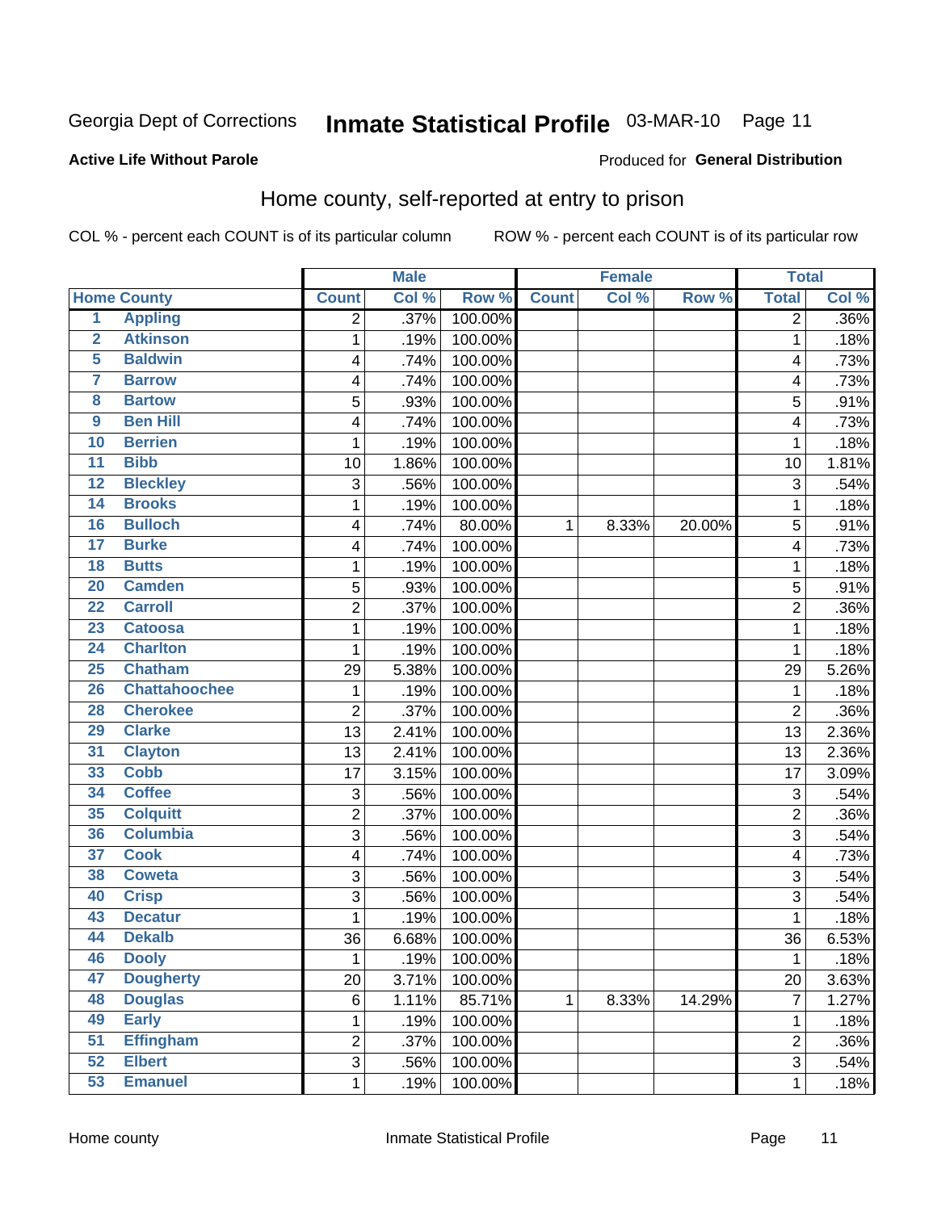Georgia Dept of Corrections **Inmate Statistical Profile** 03-MAR-10

**Active Life Without Parole**

Produced for **General Distribution**

## Home county, self-reported at entry to prison

COL % - percent each COUNT is of its particular column ROW % - percent each COUNT is of its particular row

| | | Male | | | Female | | | Total | |
|---|---|---|---|---|---|---|---|---|---|
| Home County | | Count | Col % | Row % | Count | Col % | Row % | Total | Col % |
| 1 | Appling | 2 | .37% | 100.00% | | | | 2 | .36% |
| 2 | Atkinson | 1 | .19% | 100.00% | | | | 1 | .18% |
| 5 | Baldwin | 4 | .74% | 100.00% | | | | 4 | .73% |
| 7 | Barrow | 4 | .74% | 100.00% | | | | 4 | .73% |
| 8 | Bartow | 5 | .93% | 100.00% | | | | 5 | .91% |
| 9 | Ben Hill | 4 | .74% | 100.00% | | | | 4 | .73% |
| 10 | Berrien | 1 | .19% | 100.00% | | | | 1 | .18% |
| 11 | Bibb | 10 | 1.86% | 100.00% | | | | 10 | 1.81% |
| 12 | Bleckley | 3 | .56% | 100.00% | | | | 3 | .54% |
| 14 | Brooks | 1 | .19% | 100.00% | | | | 1 | .18% |
| 16 | Bulloch | 4 | .74% | 80.00% | 1 | 8.33% | 20.00% | 5 | .91% |
| 17 | Burke | 4 | .74% | 100.00% | | | | 4 | .73% |
| 18 | Butts | 1 | .19% | 100.00% | | | | 1 | .18% |
| 20 | Camden | 5 | .93% | 100.00% | | | | 5 | .91% |
| 22 | Carroll | 2 | .37% | 100.00% | | | | 2 | .36% |
| 23 | Catoosa | 1 | .19% | 100.00% | | | | 1 | .18% |
| 24 | Charlton | 1 | .19% | 100.00% | | | | 1 | .18% |
| 25 | Chatham | 29 | 5.38% | 100.00% | | | | 29 | 5.26% |
| 26 | Chattahoochee | 1 | .19% | 100.00% | | | | 1 | .18% |
| 28 | Cherokee | 2 | .37% | 100.00% | | | | 2 | .36% |
| 29 | Clarke | 13 | 2.41% | 100.00% | | | | 13 | 2.36% |
| 31 | Clayton | 13 | 2.41% | 100.00% | | | | 13 | 2.36% |
| 33 | Cobb | 17 | 3.15% | 100.00% | | | | 17 | 3.09% |
| 34 | Coffee | 3 | .56% | 100.00% | | | | 3 | .54% |
| 35 | Colquitt | 2 | .37% | 100.00% | | | | 2 | .36% |
| 36 | Columbia | 3 | .56% | 100.00% | | | | 3 | .54% |
| 37 | Cook | 4 | .74% | 100.00% | | | | 4 | .73% |
| 38 | Coweta | 3 | .56% | 100.00% | | | | 3 | .54% |
| 40 | Crisp | 3 | .56% | 100.00% | | | | 3 | .54% |
| 43 | Decatur | 1 | .19% | 100.00% | | | | 1 | .18% |
| 44 | Dekalb | 36 | 6.68% | 100.00% | | | | 36 | 6.53% |
| 46 | Dooly | 1 | .19% | 100.00% | | | | 1 | .18% |
| 47 | Dougherty | 20 | 3.71% | 100.00% | | | | 20 | 3.63% |
| 48 | Douglas | 6 | 1.11% | 85.71% | 1 | 8.33% | 14.29% | 7 | 1.27% |
| 49 | Early | 1 | .19% | 100.00% | | | | 1 | .18% |
| 51 | Effingham | 2 | .37% | 100.00% | | | | 2 | .36% |
| 52 | Elbert | 3 | .56% | 100.00% | | | | 3 | .54% |
| 53 | Emanuel | 1 | .19% | 100.00% | | | | 1 | .18% |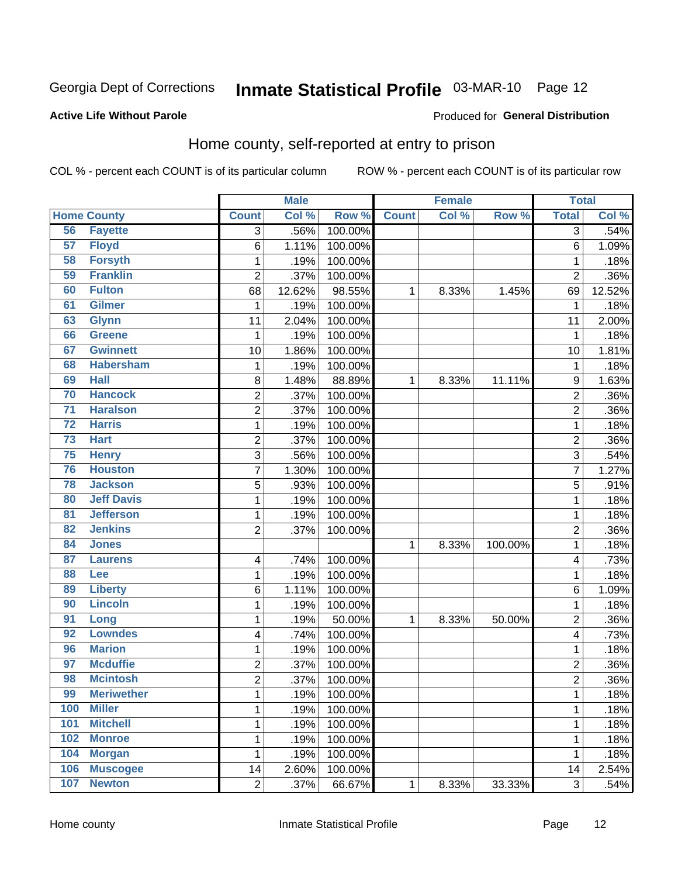Georgia Dept of Corrections **Inmate Statistical Profile** 03-MAR-10 Page 12

**Active Life Without Parole** Produced for **General Distribution**

## Home county, self-reported at entry to prison

COL % - percent each COUNT is of its particular column ROW % - percent each COUNT is of its particular row

| Home County | | Male | | | Female | | | Total | |
|---|---|---|---|---|---|---|---|---|---|
| | | Count | Col % | Row % | Count | Col % | Row % | Total | Col % |
| 56 | Fayette | 3 | .56% | 100.00% | | | | 3 | .54% |
| 57 | Floyd | 6 | 1.11% | 100.00% | | | | 6 | 1.09% |
| 58 | Forsyth | 1 | .19% | 100.00% | | | | 1 | .18% |
| 59 | Franklin | 2 | .37% | 100.00% | | | | 2 | .36% |
| 60 | Fulton | 68 | 12.62% | 98.55% | 1 | 8.33% | 1.45% | 69 | 12.52% |
| 61 | Gilmer | 1 | .19% | 100.00% | | | | 1 | .18% |
| 63 | Glynn | 11 | 2.04% | 100.00% | | | | 11 | 2.00% |
| 66 | Greene | 1 | .19% | 100.00% | | | | 1 | .18% |
| 67 | Gwinnett | 10 | 1.86% | 100.00% | | | | 10 | 1.81% |
| 68 | Habersham | 1 | .19% | 100.00% | | | | 1 | .18% |
| 69 | Hall | 8 | 1.48% | 88.89% | 1 | 8.33% | 11.11% | 9 | 1.63% |
| 70 | Hancock | 2 | .37% | 100.00% | | | | 2 | .36% |
| 71 | Haralson | 2 | .37% | 100.00% | | | | 2 | .36% |
| 72 | Harris | 1 | .19% | 100.00% | | | | 1 | .18% |
| 73 | Hart | 2 | .37% | 100.00% | | | | 2 | .36% |
| 75 | Henry | 3 | .56% | 100.00% | | | | 3 | .54% |
| 76 | Houston | 7 | 1.30% | 100.00% | | | | 7 | 1.27% |
| 78 | Jackson | 5 | .93% | 100.00% | | | | 5 | .91% |
| 80 | Jeff Davis | 1 | .19% | 100.00% | | | | 1 | .18% |
| 81 | Jefferson | 1 | .19% | 100.00% | | | | 1 | .18% |
| 82 | Jenkins | 2 | .37% | 100.00% | | | | 2 | .36% |
| 84 | Jones | | | | 1 | 8.33% | 100.00% | 1 | .18% |
| 87 | Laurens | 4 | .74% | 100.00% | | | | 4 | .73% |
| 88 | Lee | 1 | .19% | 100.00% | | | | 1 | .18% |
| 89 | Liberty | 6 | 1.11% | 100.00% | | | | 6 | 1.09% |
| 90 | Lincoln | 1 | .19% | 100.00% | | | | 1 | .18% |
| 91 | Long | 1 | .19% | 50.00% | 1 | 8.33% | 50.00% | 2 | .36% |
| 92 | Lowndes | 4 | .74% | 100.00% | | | | 4 | .73% |
| 96 | Marion | 1 | .19% | 100.00% | | | | 1 | .18% |
| 97 | Mcduffie | 2 | .37% | 100.00% | | | | 2 | .36% |
| 98 | Mcintosh | 2 | .37% | 100.00% | | | | 2 | .36% |
| 99 | Meriwether | 1 | .19% | 100.00% | | | | 1 | .18% |
| 100 | Miller | 1 | .19% | 100.00% | | | | 1 | .18% |
| 101 | Mitchell | 1 | .19% | 100.00% | | | | 1 | .18% |
| 102 | Monroe | 1 | .19% | 100.00% | | | | 1 | .18% |
| 104 | Morgan | 1 | .19% | 100.00% | | | | 1 | .18% |
| 106 | Muscogee | 14 | 2.60% | 100.00% | | | | 14 | 2.54% |
| 107 | Newton | 2 | .37% | 66.67% | 1 | 8.33% | 33.33% | 3 | .54% |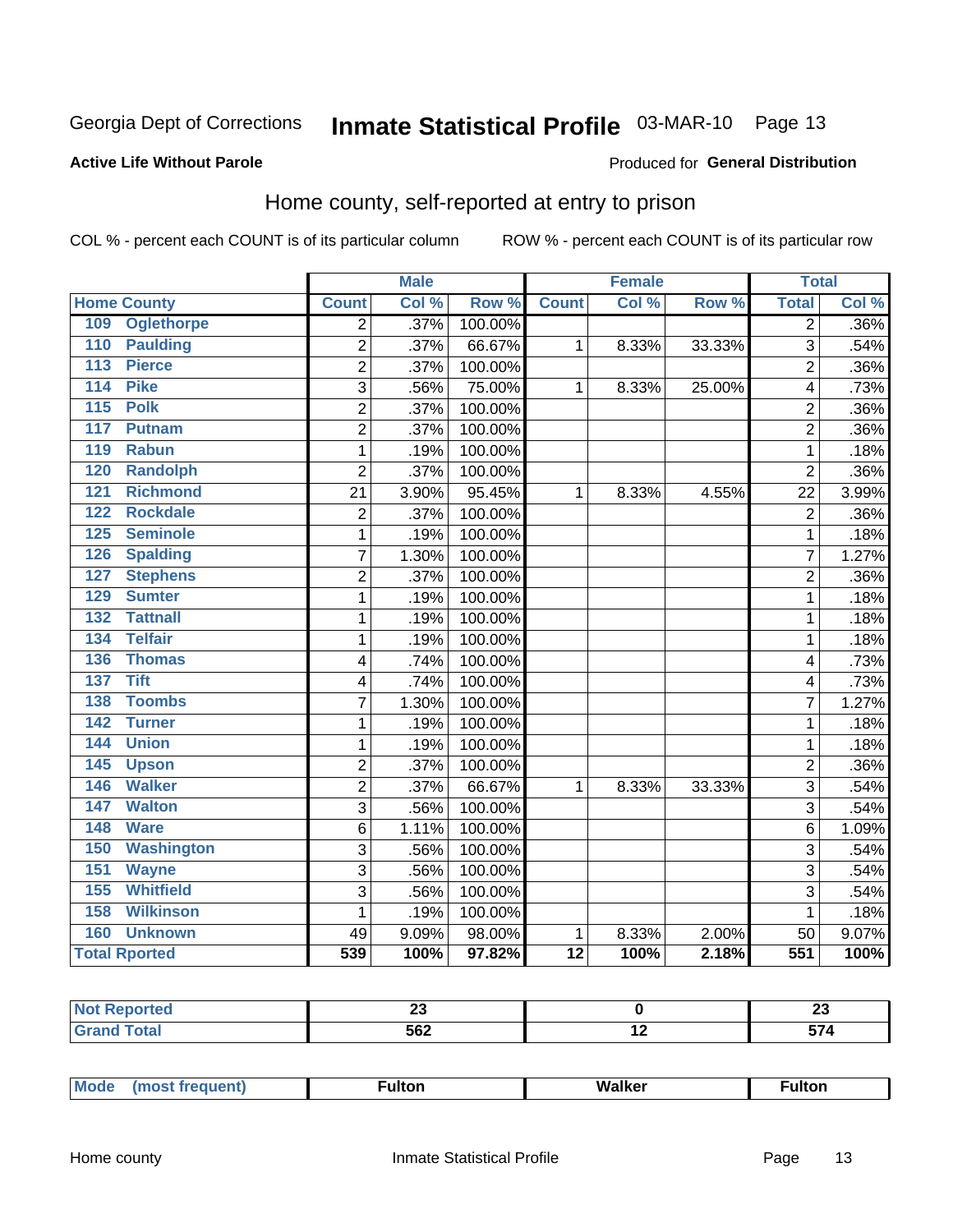Georgia Dept of Corrections **Inmate Statistical Profile** 03-MAR-10

**Active Life Without Parole**

Produced for **General Distribution**

## Home county, self-reported at entry to prison

COL % - percent each COUNT is of its particular column ROW % - percent each COUNT is of its particular row

| Home County | Male | | | Female | | | Total | |
|---|---|---|---|---|---|---|---|---|
| | Count | Col % | Row % | Count | Col % | Row % | Total | Col % |
| 109 Oglethorpe | 2 | .37% | 100.00% | | | | 2 | .36% |
| 110 Paulding | 2 | .37% | 66.67% | 1 | 8.33% | 33.33% | 3 | .54% |
| 113 Pierce | 2 | .37% | 100.00% | | | | 2 | .36% |
| 114 Pike | 3 | .56% | 75.00% | 1 | 8.33% | 25.00% | 4 | .73% |
| 115 Polk | 2 | .37% | 100.00% | | | | 2 | .36% |
| 117 Putnam | 2 | .37% | 100.00% | | | | 2 | .36% |
| 119 Rabun | 1 | .19% | 100.00% | | | | 1 | .18% |
| 120 Randolph | 2 | .37% | 100.00% | | | | 2 | .36% |
| 121 Richmond | 21 | 3.90% | 95.45% | 1 | 8.33% | 4.55% | 22 | 3.99% |
| 122 Rockdale | 2 | .37% | 100.00% | | | | 2 | .36% |
| 125 Seminole | 1 | .19% | 100.00% | | | | 1 | .18% |
| 126 Spalding | 7 | 1.30% | 100.00% | | | | 7 | 1.27% |
| 127 Stephens | 2 | .37% | 100.00% | | | | 2 | .36% |
| 129 Sumter | 1 | .19% | 100.00% | | | | 1 | .18% |
| 132 Tattnall | 1 | .19% | 100.00% | | | | 1 | .18% |
| 134 Telfair | 1 | .19% | 100.00% | | | | 1 | .18% |
| 136 Thomas | 4 | .74% | 100.00% | | | | 4 | .73% |
| 137 Tift | 4 | .74% | 100.00% | | | | 4 | .73% |
| 138 Toombs | 7 | 1.30% | 100.00% | | | | 7 | 1.27% |
| 142 Turner | 1 | .19% | 100.00% | | | | 1 | .18% |
| 144 Union | 1 | .19% | 100.00% | | | | 1 | .18% |
| 145 Upson | 2 | .37% | 100.00% | | | | 2 | .36% |
| 146 Walker | 2 | .37% | 66.67% | 1 | 8.33% | 33.33% | 3 | .54% |
| 147 Walton | 3 | .56% | 100.00% | | | | 3 | .54% |
| 148 Ware | 6 | 1.11% | 100.00% | | | | 6 | 1.09% |
| 150 Washington | 3 | .56% | 100.00% | | | | 3 | .54% |
| 151 Wayne | 3 | .56% | 100.00% | | | | 3 | .54% |
| 155 Whitfield | 3 | .56% | 100.00% | | | | 3 | .54% |
| 158 Wilkinson | 1 | .19% | 100.00% | | | | 1 | .18% |
| 160 Unknown | 49 | 9.09% | 98.00% | 1 | 8.33% | 2.00% | 50 | 9.07% |
| **Total Rported** | **539** | **100%** | **97.82%** | **12** | **100%** | **2.18%** | **551** | **100%** |

| | Male | Female | Total |
|---|---|---|---|
| Not Reported | 23 | 0 | 23 |
| Grand Total | 562 | 12 | 574 |

| | Male | Female | Total |
|---|---|---|---|
| Mode (most frequent) | Fulton | Walker | Fulton |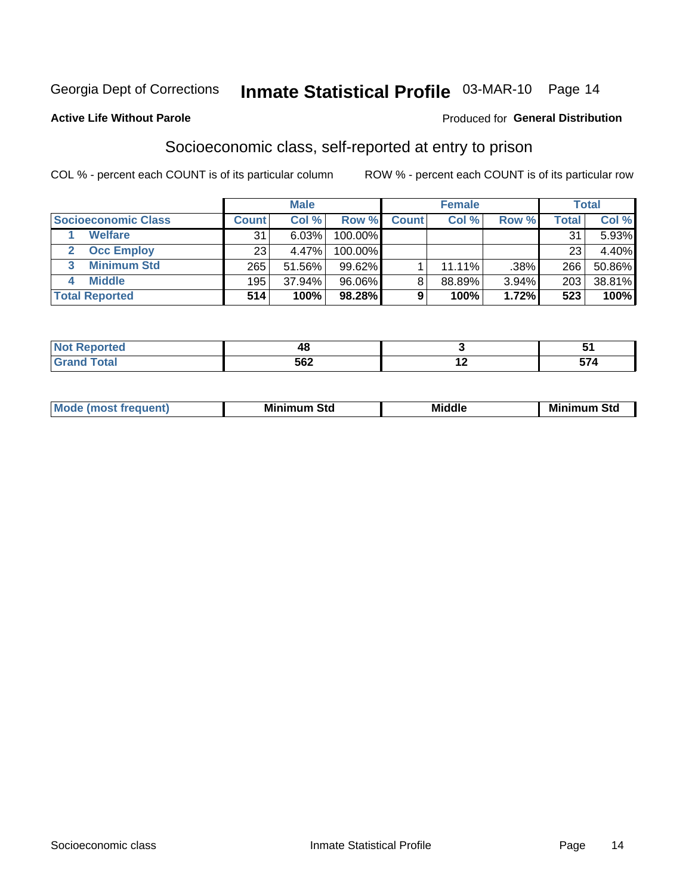Georgia Dept of Corrections **Inmate Statistical Profile** 03-MAR-10 Page 14

**Active Life Without Parole**

Produced for **General Distribution**

## Socioeconomic class, self-reported at entry to prison

COL % - percent each COUNT is of its particular column     ROW % - percent each COUNT is of its particular row

| | Male | | | Female | | | Total | |
|---|---|---|---|---|---|---|---|---|
| **Socioeconomic Class** | **Count** | **Col %** | **Row %** | **Count** | **Col %** | **Row %** | **Total** | **Col %** |
| 1 **Welfare** | 31 | 6.03% | 100.00% | | | | 31 | 5.93% |
| 2 **Occ Employ** | 23 | 4.47% | 100.00% | | | | 23 | 4.40% |
| 3 **Minimum Std** | 265 | 51.56% | 99.62% | 1 | 11.11% | .38% | 266 | 50.86% |
| 4 **Middle** | 195 | 37.94% | 96.06% | 8 | 88.89% | 3.94% | 203 | 38.81% |
| **Total Reported** | **514** | **100%** | **98.28%** | **9** | **100%** | **1.72%** | **523** | **100%** |

| | Male | Female | Total |
|---|---|---|---|
| **Not Reported** | **48** | **3** | **51** |
| **Grand Total** | **562** | **12** | **574** |

| | Male | Female | Total |
|---|---|---|---|
| **Mode (most frequent)** | **Minimum Std** | **Middle** | **Minimum Std** |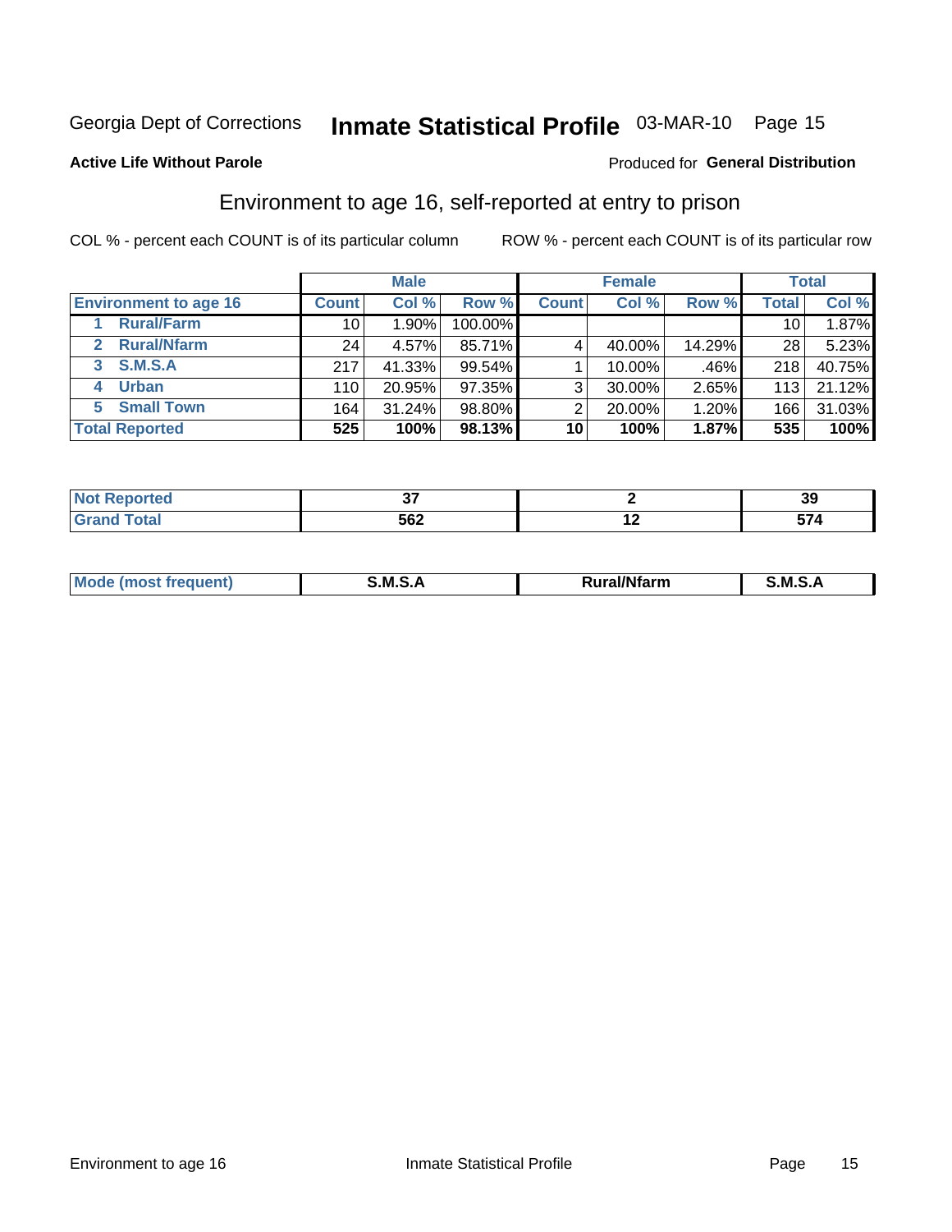Georgia Dept of Corrections **Inmate Statistical Profile** 03-MAR-10 Page 15

**Active Life Without Parole**

Produced for **General Distribution**

## Environment to age 16, self-reported at entry to prison

COL % - percent each COUNT is of its particular column ROW % - percent each COUNT is of its particular row

| | Male | | | Female | | | Total | |
|---|---|---|---|---|---|---|---|---|
| **Environment to age 16** | **Count** | **Col %** | **Row %** | **Count** | **Col %** | **Row %** | **Total** | **Col %** |
| **1 Rural/Farm** | 10 | 1.90% | 100.00% | | | | 10 | 1.87% |
| **2 Rural/Nfarm** | 24 | 4.57% | 85.71% | 4 | 40.00% | 14.29% | 28 | 5.23% |
| **3 S.M.S.A** | 217 | 41.33% | 99.54% | 1 | 10.00% | .46% | 218 | 40.75% |
| **4 Urban** | 110 | 20.95% | 97.35% | 3 | 30.00% | 2.65% | 113 | 21.12% |
| **5 Small Town** | 164 | 31.24% | 98.80% | 2 | 20.00% | 1.20% | 166 | 31.03% |
| **Total Reported** | **525** | **100%** | **98.13%** | **10** | **100%** | **1.87%** | **535** | **100%** |

| | Male | Female | Total |
|---|---|---|---|
| **Not Reported** | **37** | **2** | **39** |
| **Grand Total** | **562** | **12** | **574** |

| | Male | Female | Total |
|---|---|---|---|
| **Mode (most frequent)** | **S.M.S.A** | **Rural/Nfarm** | **S.M.S.A** |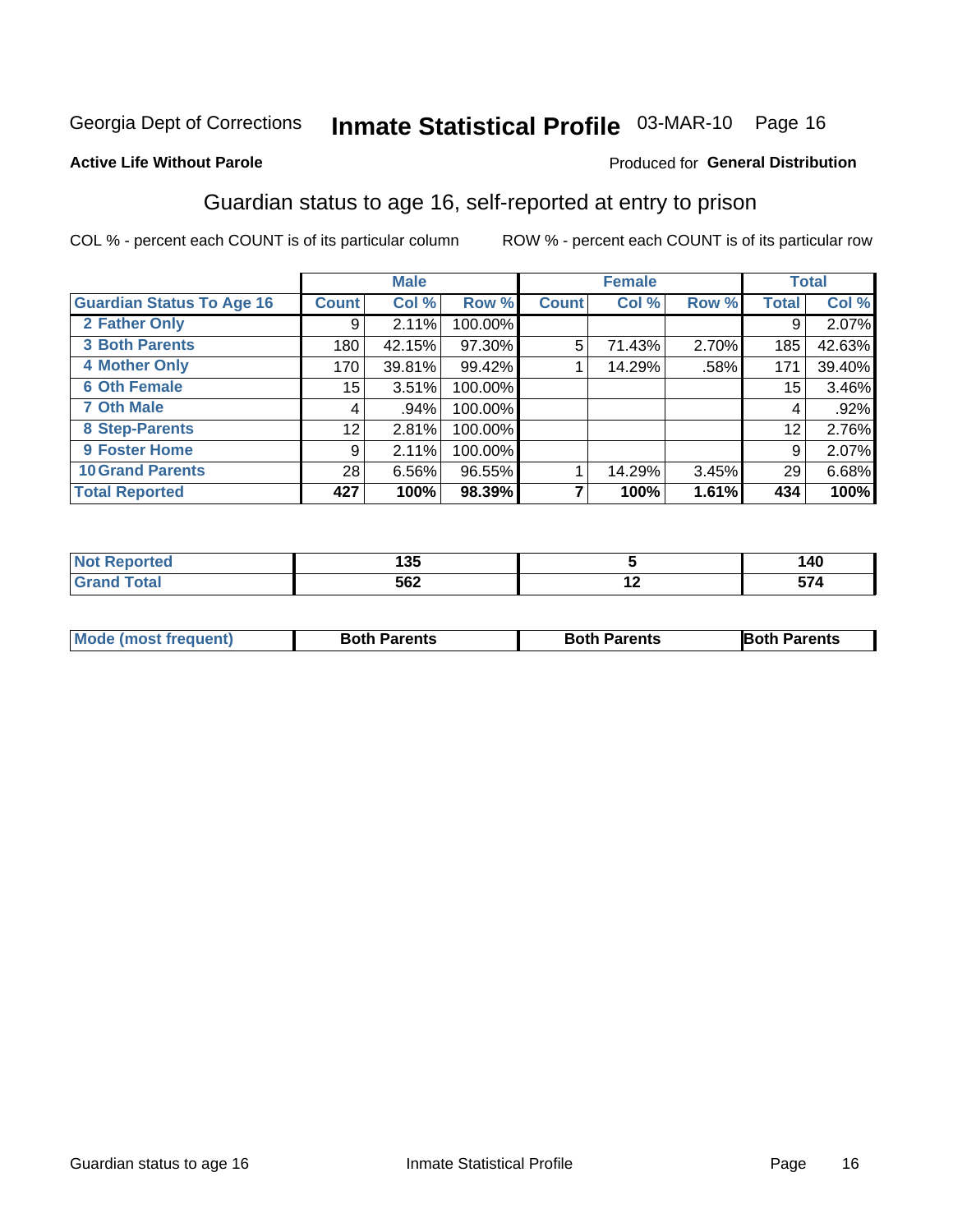Georgia Dept of Corrections **Inmate Statistical Profile** 03-MAR-10

**Active Life Without Parole**

Produced for **General Distribution**

## Guardian status to age 16, self-reported at entry to prison

COL % - percent each COUNT is of its particular column

ROW % - percent each COUNT is of its particular row

| | Male | | | Female | | | Total | |
|---|---|---|---|---|---|---|---|---|
| **Guardian Status To Age 16** | **Count** | **Col %** | **Row %** | **Count** | **Col %** | **Row %** | **Total** | **Col %** |
| 2 Father Only | 9 | 2.11% | 100.00% | | | | 9 | 2.07% |
| 3 Both Parents | 180 | 42.15% | 97.30% | 5 | 71.43% | 2.70% | 185 | 42.63% |
| 4 Mother Only | 170 | 39.81% | 99.42% | 1 | 14.29% | .58% | 171 | 39.40% |
| 6 Oth Female | 15 | 3.51% | 100.00% | | | | 15 | 3.46% |
| 7 Oth Male | 4 | .94% | 100.00% | | | | 4 | .92% |
| 8 Step-Parents | 12 | 2.81% | 100.00% | | | | 12 | 2.76% |
| 9 Foster Home | 9 | 2.11% | 100.00% | | | | 9 | 2.07% |
| 10 Grand Parents | 28 | 6.56% | 96.55% | 1 | 14.29% | 3.45% | 29 | 6.68% |
| **Total Reported** | **427** | **100%** | **98.39%** | **7** | **100%** | **1.61%** | **434** | **100%** |

| | Male | Female | Total |
|---|---|---|---|
| Not Reported | 135 | 5 | 140 |
| Grand Total | 562 | 12 | 574 |

| | Male | Female | Total |
|---|---|---|---|
| Mode (most frequent) | Both Parents | Both Parents | Both Parents |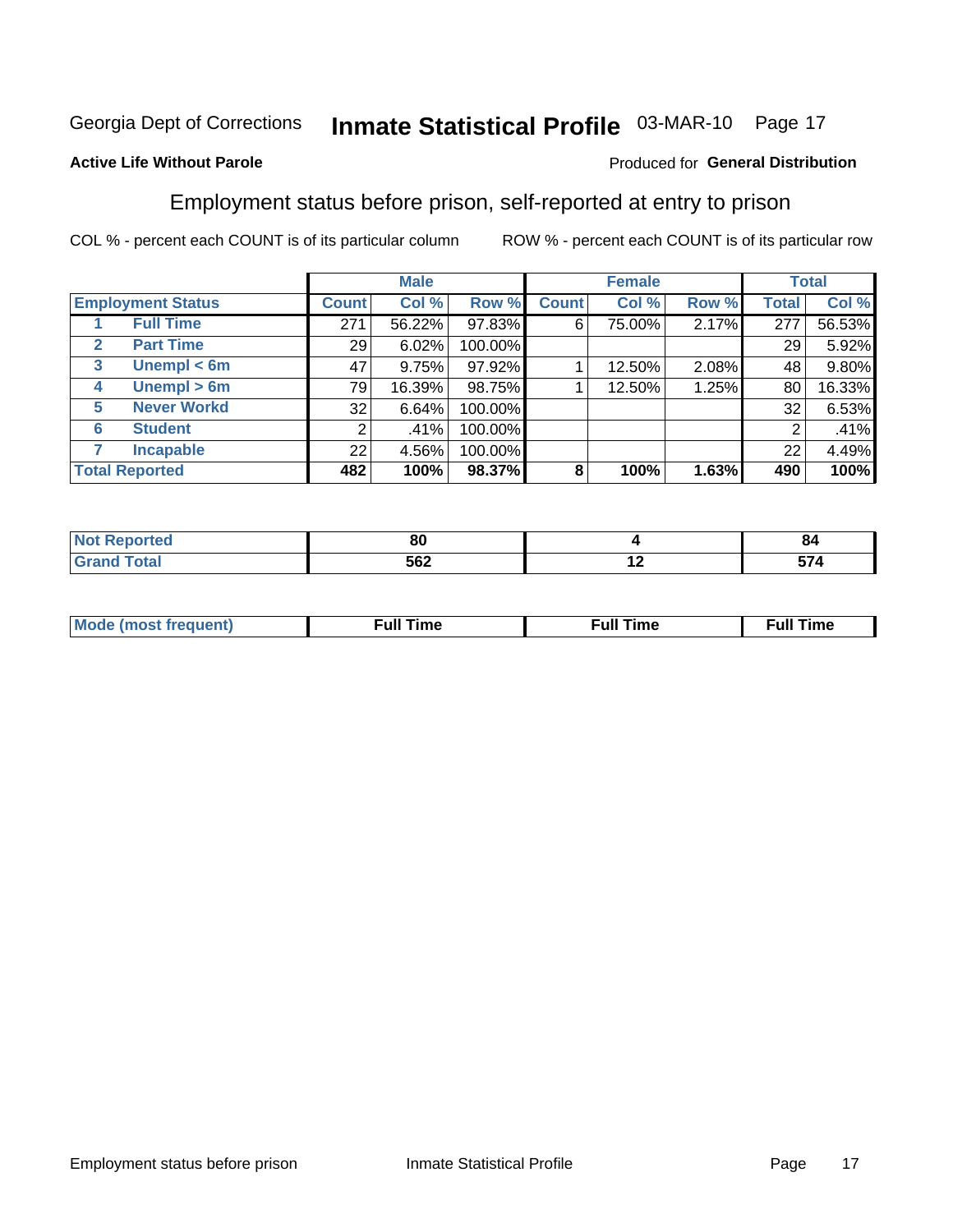Georgia Dept of Corrections **Inmate Statistical Profile** 03-MAR-10

**Active Life Without Parole**

Produced for **General Distribution**

## Employment status before prison, self-reported at entry to prison

COL % - percent each COUNT is of its particular column    ROW % - percent each COUNT is of its particular row

| Employment Status | | Male | | | Female | | | Total | |
|---|---|---|---|---|---|---|---|---|---|
| | | Count | Col % | Row % | Count | Col % | Row % | Total | Col % |
| 1 | Full Time | 271 | 56.22% | 97.83% | 6 | 75.00% | 2.17% | 277 | 56.53% |
| 2 | Part Time | 29 | 6.02% | 100.00% | | | | 29 | 5.92% |
| 3 | Unempl < 6m | 47 | 9.75% | 97.92% | 1 | 12.50% | 2.08% | 48 | 9.80% |
| 4 | Unempl > 6m | 79 | 16.39% | 98.75% | 1 | 12.50% | 1.25% | 80 | 16.33% |
| 5 | Never Workd | 32 | 6.64% | 100.00% | | | | 32 | 6.53% |
| 6 | Student | 2 | .41% | 100.00% | | | | 2 | .41% |
| 7 | Incapable | 22 | 4.56% | 100.00% | | | | 22 | 4.49% |
| **Total Reported** | | **482** | **100%** | **98.37%** | **8** | **100%** | **1.63%** | **490** | **100%** |

| | Male | Female | Total |
|---|---|---|---|
| Not Reported | 80 | 4 | 84 |
| Grand Total | 562 | 12 | 574 |

| | Male | Female | Total |
|---|---|---|---|
| Mode (most frequent) | Full Time | Full Time | Full Time |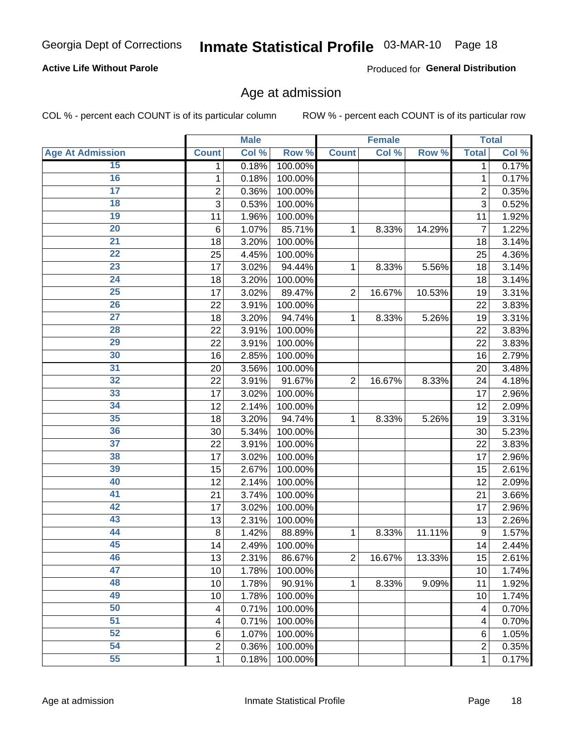Georgia Dept of Corrections **Inmate Statistical Profile** 03-MAR-10

**Active Life Without Parole**

Produced for **General Distribution**

## Age at admission

COL % - percent each COUNT is of its particular column

ROW % - percent each COUNT is of its particular row

| | Male | | | Female | | | Total | |
|---|---|---|---|---|---|---|---|---|
| **Age At Admission** | **Count** | **Col %** | **Row %** | **Count** | **Col %** | **Row %** | **Total** | **Col %** |
| 15 | 1 | 0.18% | 100.00% | | | | 1 | 0.17% |
| 16 | 1 | 0.18% | 100.00% | | | | 1 | 0.17% |
| 17 | 2 | 0.36% | 100.00% | | | | 2 | 0.35% |
| 18 | 3 | 0.53% | 100.00% | | | | 3 | 0.52% |
| 19 | 11 | 1.96% | 100.00% | | | | 11 | 1.92% |
| 20 | 6 | 1.07% | 85.71% | 1 | 8.33% | 14.29% | 7 | 1.22% |
| 21 | 18 | 3.20% | 100.00% | | | | 18 | 3.14% |
| 22 | 25 | 4.45% | 100.00% | | | | 25 | 4.36% |
| 23 | 17 | 3.02% | 94.44% | 1 | 8.33% | 5.56% | 18 | 3.14% |
| 24 | 18 | 3.20% | 100.00% | | | | 18 | 3.14% |
| 25 | 17 | 3.02% | 89.47% | 2 | 16.67% | 10.53% | 19 | 3.31% |
| 26 | 22 | 3.91% | 100.00% | | | | 22 | 3.83% |
| 27 | 18 | 3.20% | 94.74% | 1 | 8.33% | 5.26% | 19 | 3.31% |
| 28 | 22 | 3.91% | 100.00% | | | | 22 | 3.83% |
| 29 | 22 | 3.91% | 100.00% | | | | 22 | 3.83% |
| 30 | 16 | 2.85% | 100.00% | | | | 16 | 2.79% |
| 31 | 20 | 3.56% | 100.00% | | | | 20 | 3.48% |
| 32 | 22 | 3.91% | 91.67% | 2 | 16.67% | 8.33% | 24 | 4.18% |
| 33 | 17 | 3.02% | 100.00% | | | | 17 | 2.96% |
| 34 | 12 | 2.14% | 100.00% | | | | 12 | 2.09% |
| 35 | 18 | 3.20% | 94.74% | 1 | 8.33% | 5.26% | 19 | 3.31% |
| 36 | 30 | 5.34% | 100.00% | | | | 30 | 5.23% |
| 37 | 22 | 3.91% | 100.00% | | | | 22 | 3.83% |
| 38 | 17 | 3.02% | 100.00% | | | | 17 | 2.96% |
| 39 | 15 | 2.67% | 100.00% | | | | 15 | 2.61% |
| 40 | 12 | 2.14% | 100.00% | | | | 12 | 2.09% |
| 41 | 21 | 3.74% | 100.00% | | | | 21 | 3.66% |
| 42 | 17 | 3.02% | 100.00% | | | | 17 | 2.96% |
| 43 | 13 | 2.31% | 100.00% | | | | 13 | 2.26% |
| 44 | 8 | 1.42% | 88.89% | 1 | 8.33% | 11.11% | 9 | 1.57% |
| 45 | 14 | 2.49% | 100.00% | | | | 14 | 2.44% |
| 46 | 13 | 2.31% | 86.67% | 2 | 16.67% | 13.33% | 15 | 2.61% |
| 47 | 10 | 1.78% | 100.00% | | | | 10 | 1.74% |
| 48 | 10 | 1.78% | 90.91% | 1 | 8.33% | 9.09% | 11 | 1.92% |
| 49 | 10 | 1.78% | 100.00% | | | | 10 | 1.74% |
| 50 | 4 | 0.71% | 100.00% | | | | 4 | 0.70% |
| 51 | 4 | 0.71% | 100.00% | | | | 4 | 0.70% |
| 52 | 6 | 1.07% | 100.00% | | | | 6 | 1.05% |
| 54 | 2 | 0.36% | 100.00% | | | | 2 | 0.35% |
| 55 | 1 | 0.18% | 100.00% | | | | 1 | 0.17% |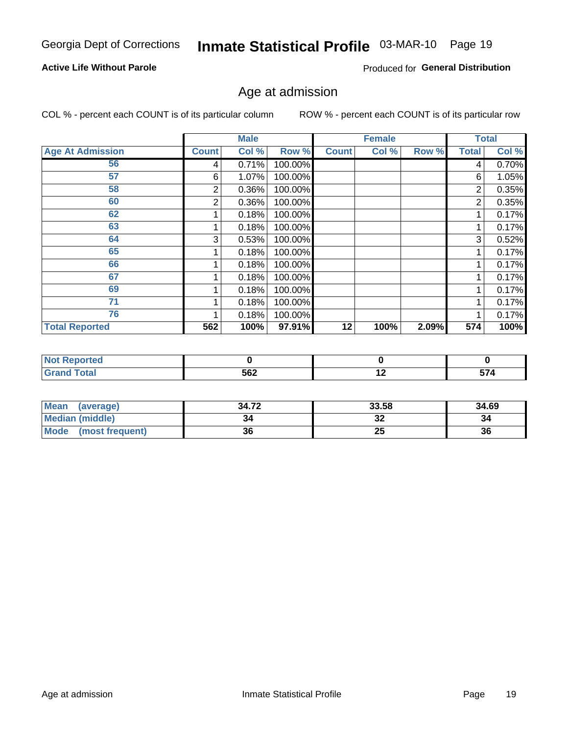Georgia Dept of Corrections **Inmate Statistical Profile** 03-MAR-10

**Active Life Without Parole**

Produced for **General Distribution**

## Age at admission

COL % - percent each COUNT is of its particular column

ROW % - percent each COUNT is of its particular row

| | Male | | | Female | | | Total | |
|---|---|---|---|---|---|---|---|---|
| **Age At Admission** | **Count** | **Col %** | **Row %** | **Count** | **Col %** | **Row %** | **Total** | **Col %** |
| 56 | 4 | 0.71% | 100.00% | | | | 4 | 0.70% |
| 57 | 6 | 1.07% | 100.00% | | | | 6 | 1.05% |
| 58 | 2 | 0.36% | 100.00% | | | | 2 | 0.35% |
| 60 | 2 | 0.36% | 100.00% | | | | 2 | 0.35% |
| 62 | 1 | 0.18% | 100.00% | | | | 1 | 0.17% |
| 63 | 1 | 0.18% | 100.00% | | | | 1 | 0.17% |
| 64 | 3 | 0.53% | 100.00% | | | | 3 | 0.52% |
| 65 | 1 | 0.18% | 100.00% | | | | 1 | 0.17% |
| 66 | 1 | 0.18% | 100.00% | | | | 1 | 0.17% |
| 67 | 1 | 0.18% | 100.00% | | | | 1 | 0.17% |
| 69 | 1 | 0.18% | 100.00% | | | | 1 | 0.17% |
| 71 | 1 | 0.18% | 100.00% | | | | 1 | 0.17% |
| 76 | 1 | 0.18% | 100.00% | | | | 1 | 0.17% |
| **Total Reported** | **562** | **100%** | **97.91%** | **12** | **100%** | **2.09%** | **574** | **100%** |

| | Male | Female | Total |
|---|---|---|---|
| **Not Reported** | **0** | **0** | **0** |
| **Grand Total** | **562** | **12** | **574** |

| | Male | Female | Total |
|---|---|---|---|
| **Mean (average)** | **34.72** | **33.58** | **34.69** |
| **Median (middle)** | **34** | **32** | **34** |
| **Mode (most frequent)** | **36** | **25** | **36** |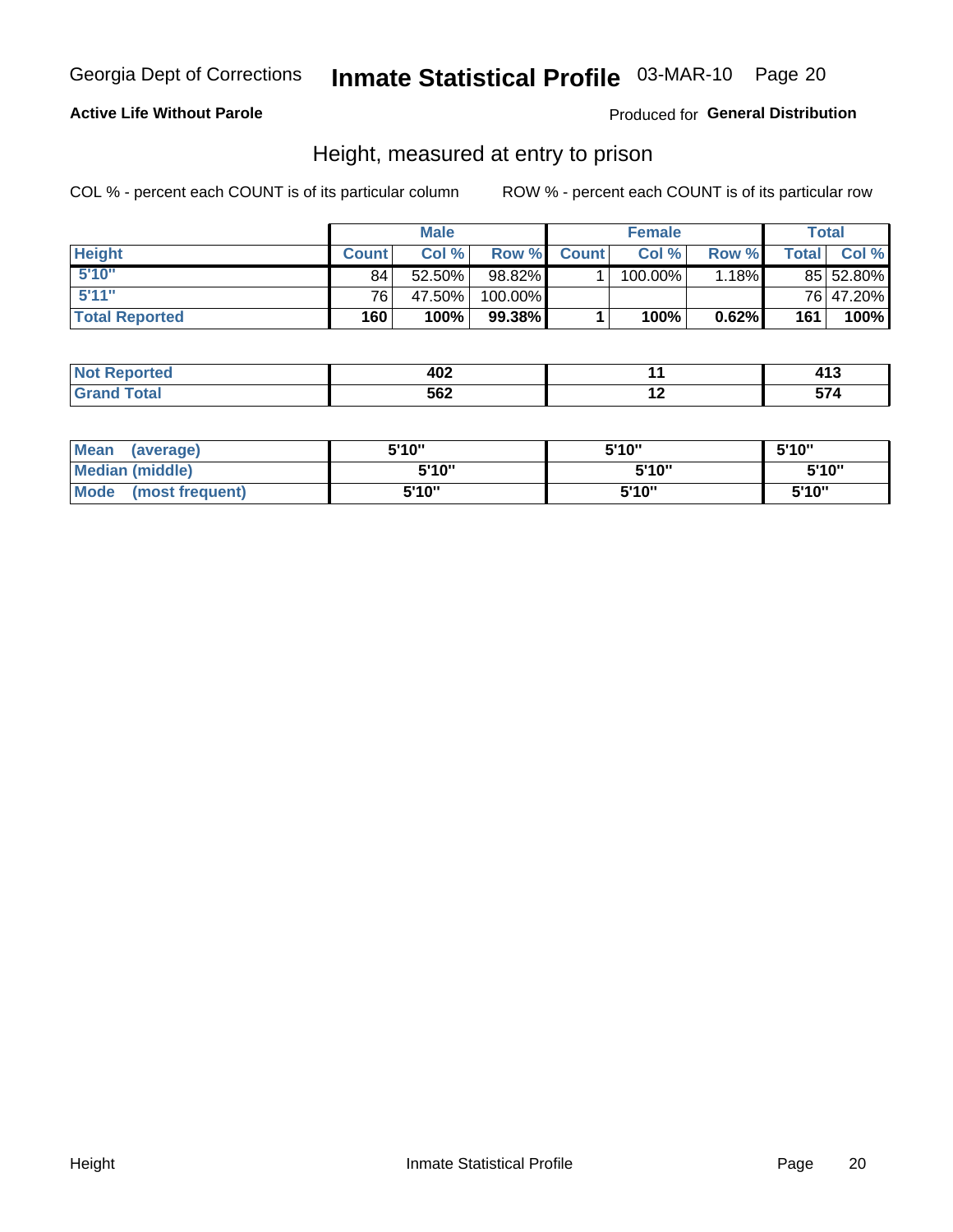Georgia Dept of Corrections **Inmate Statistical Profile** 03-MAR-10 Page 20

**Active Life Without Parole**

Produced for **General Distribution**

## Height, measured at entry to prison

COL % - percent each COUNT is of its particular column

ROW % - percent each COUNT is of its particular row

| | Male | | | Female | | | Total | |
|---|---|---|---|---|---|---|---|---|
| **Height** | **Count** | **Col %** | **Row %** | **Count** | **Col %** | **Row %** | **Total** | **Col %** |
| **5'10"** | 84 | 52.50% | 98.82% | 1 | 100.00% | 1.18% | 85 | 52.80% |
| **5'11"** | 76 | 47.50% | 100.00% | | | | 76 | 47.20% |
| **Total Reported** | **160** | **100%** | **99.38%** | **1** | **100%** | **0.62%** | **161** | **100%** |

| | Male | Female | Total |
|---|---|---|---|
| **Not Reported** | **402** | **11** | **413** |
| **Grand Total** | **562** | **12** | **574** |

| | Male | Female | Total |
|---|---|---|---|
| **Mean (average)** | **5'10"** | **5'10"** | **5'10"** |
| **Median (middle)** | **5'10"** | **5'10"** | **5'10"** |
| **Mode (most frequent)** | **5'10"** | **5'10"** | **5'10"** |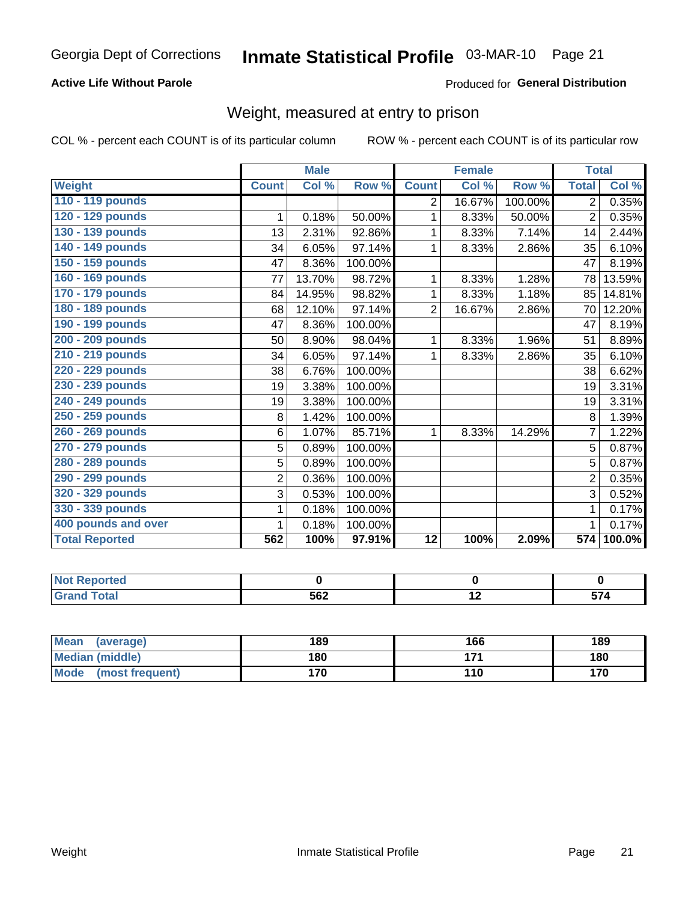Georgia Dept of Corrections **Inmate Statistical Profile** 03-MAR-10

**Active Life Without Parole**

Produced for **General Distribution**

## Weight, measured at entry to prison

COL % - percent each COUNT is of its particular column

ROW % - percent each COUNT is of its particular row

| | Male | | | Female | | | Total | |
|---|---|---|---|---|---|---|---|---|
| **Weight** | **Count** | **Col %** | **Row %** | **Count** | **Col %** | **Row %** | **Total** | **Col %** |
| 110 - 119 pounds | | | | 2 | 16.67% | 100.00% | 2 | 0.35% |
| 120 - 129 pounds | 1 | 0.18% | 50.00% | 1 | 8.33% | 50.00% | 2 | 0.35% |
| 130 - 139 pounds | 13 | 2.31% | 92.86% | 1 | 8.33% | 7.14% | 14 | 2.44% |
| 140 - 149 pounds | 34 | 6.05% | 97.14% | 1 | 8.33% | 2.86% | 35 | 6.10% |
| 150 - 159 pounds | 47 | 8.36% | 100.00% | | | | 47 | 8.19% |
| 160 - 169 pounds | 77 | 13.70% | 98.72% | 1 | 8.33% | 1.28% | 78 | 13.59% |
| 170 - 179 pounds | 84 | 14.95% | 98.82% | 1 | 8.33% | 1.18% | 85 | 14.81% |
| 180 - 189 pounds | 68 | 12.10% | 97.14% | 2 | 16.67% | 2.86% | 70 | 12.20% |
| 190 - 199 pounds | 47 | 8.36% | 100.00% | | | | 47 | 8.19% |
| 200 - 209 pounds | 50 | 8.90% | 98.04% | 1 | 8.33% | 1.96% | 51 | 8.89% |
| 210 - 219 pounds | 34 | 6.05% | 97.14% | 1 | 8.33% | 2.86% | 35 | 6.10% |
| 220 - 229 pounds | 38 | 6.76% | 100.00% | | | | 38 | 6.62% |
| 230 - 239 pounds | 19 | 3.38% | 100.00% | | | | 19 | 3.31% |
| 240 - 249 pounds | 19 | 3.38% | 100.00% | | | | 19 | 3.31% |
| 250 - 259 pounds | 8 | 1.42% | 100.00% | | | | 8 | 1.39% |
| 260 - 269 pounds | 6 | 1.07% | 85.71% | 1 | 8.33% | 14.29% | 7 | 1.22% |
| 270 - 279 pounds | 5 | 0.89% | 100.00% | | | | 5 | 0.87% |
| 280 - 289 pounds | 5 | 0.89% | 100.00% | | | | 5 | 0.87% |
| 290 - 299 pounds | 2 | 0.36% | 100.00% | | | | 2 | 0.35% |
| 320 - 329 pounds | 3 | 0.53% | 100.00% | | | | 3 | 0.52% |
| 330 - 339 pounds | 1 | 0.18% | 100.00% | | | | 1 | 0.17% |
| 400 pounds and over | 1 | 0.18% | 100.00% | | | | 1 | 0.17% |
| **Total Reported** | **562** | **100%** | **97.91%** | **12** | **100%** | **2.09%** | **574** | **100.0%** |

| | Male | Female | Total |
|---|---|---|---|
| Not Reported | 0 | 0 | 0 |
| Grand Total | 562 | 12 | 574 |

| | Male | Female | Total |
|---|---|---|---|
| Mean (average) | 189 | 166 | 189 |
| Median (middle) | 180 | 171 | 180 |
| Mode (most frequent) | 170 | 110 | 170 |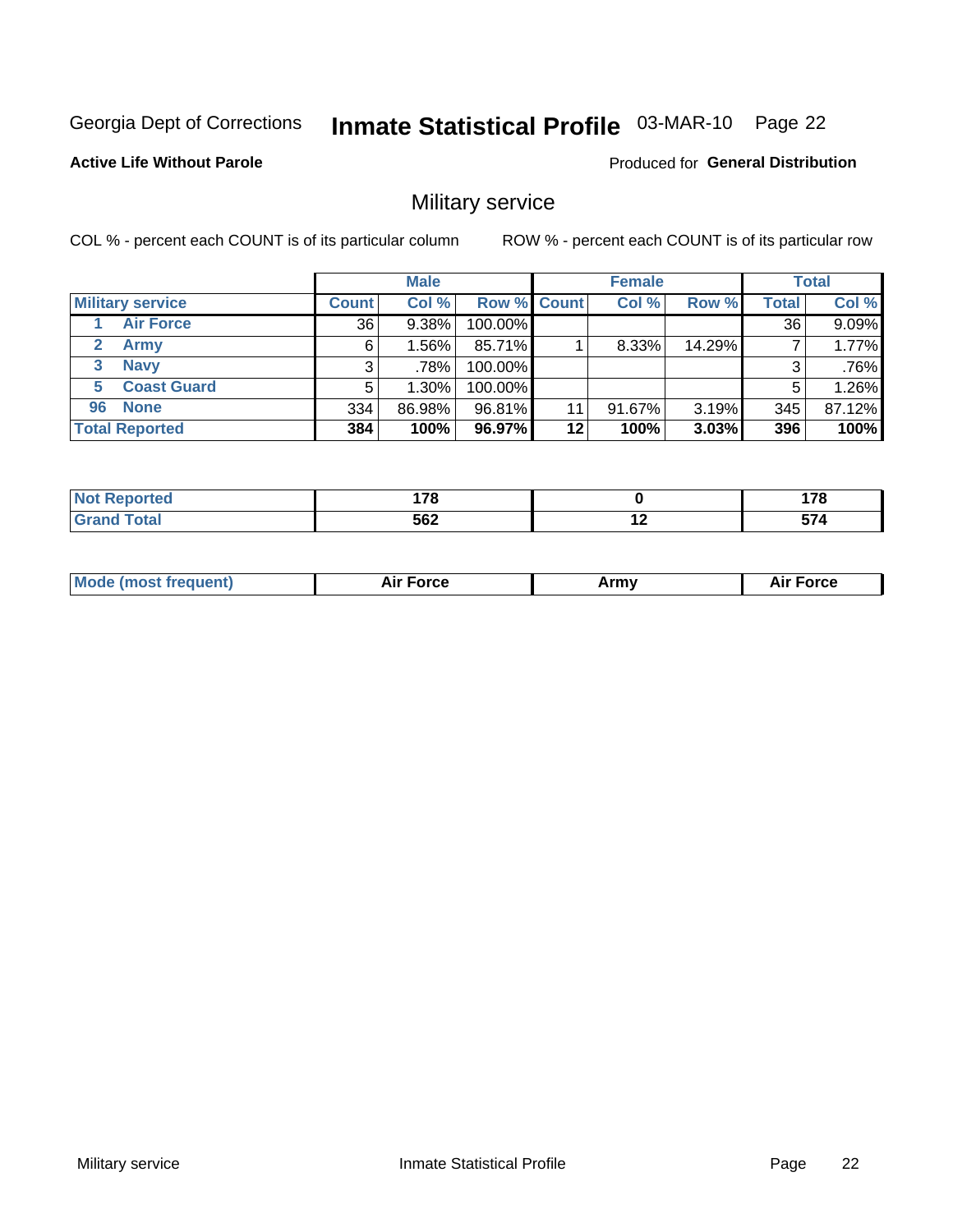Georgia Dept of Corrections **Inmate Statistical Profile** 03-MAR-10 Page 22

**Active Life Without Parole**

Produced for **General Distribution**

## Military service

COL % - percent each COUNT is of its particular column

ROW % - percent each COUNT is of its particular row

| | Male | | | Female | | | Total | |
|---|---|---|---|---|---|---|---|---|
| **Military service** | **Count** | **Col %** | **Row %** | **Count** | **Col %** | **Row %** | **Total** | **Col %** |
| 1 Air Force | 36 | 9.38% | 100.00% | | | | 36 | 9.09% |
| 2 Army | 6 | 1.56% | 85.71% | 1 | 8.33% | 14.29% | 7 | 1.77% |
| 3 Navy | 3 | .78% | 100.00% | | | | 3 | .76% |
| 5 Coast Guard | 5 | 1.30% | 100.00% | | | | 5 | 1.26% |
| 96 None | 334 | 86.98% | 96.81% | 11 | 91.67% | 3.19% | 345 | 87.12% |
| **Total Reported** | **384** | **100%** | **96.97%** | **12** | **100%** | **3.03%** | **396** | **100%** |

| | Male | Female | Total |
|---|---|---|---|
| Not Reported | 178 | 0 | 178 |
| Grand Total | 562 | 12 | 574 |

| | Male | Female | Total |
|---|---|---|---|
| Mode (most frequent) | Air Force | Army | Air Force |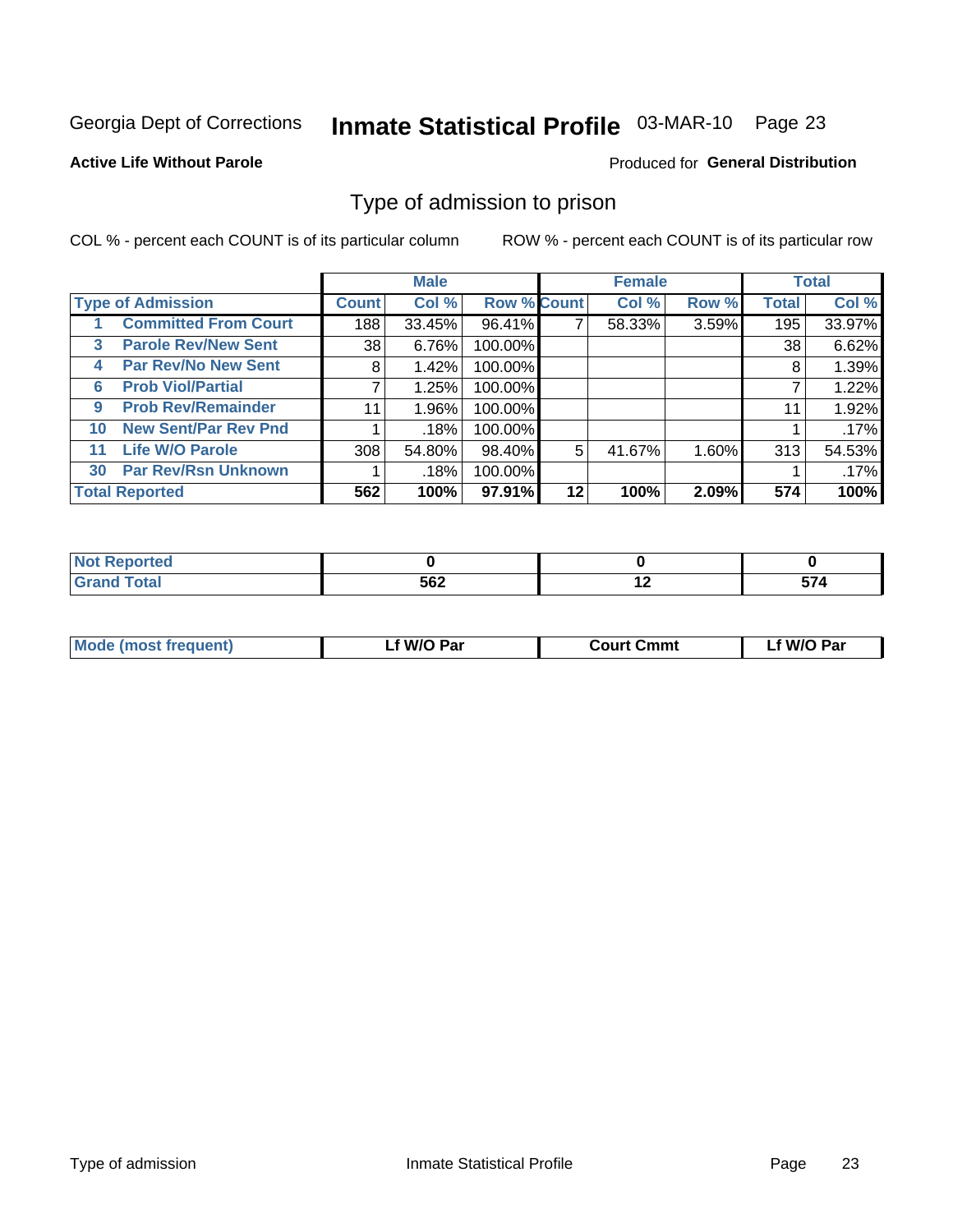Georgia Dept of Corrections **Inmate Statistical Profile** 03-MAR-10 Page 23

**Active Life Without Parole**

Produced for **General Distribution**

## Type of admission to prison

COL % - percent each COUNT is of its particular column

ROW % - percent each COUNT is of its particular row

| Type of Admission | Male | | | Female | | | Total | |
|---|---|---|---|---|---|---|---|---|
| | Count | Col % | Row % | Count | Col % | Row % | Total | Col % |
| 1 Committed From Court | 188 | 33.45% | 96.41% | 7 | 58.33% | 3.59% | 195 | 33.97% |
| 3 Parole Rev/New Sent | 38 | 6.76% | 100.00% | | | | 38 | 6.62% |
| 4 Par Rev/No New Sent | 8 | 1.42% | 100.00% | | | | 8 | 1.39% |
| 6 Prob Viol/Partial | 7 | 1.25% | 100.00% | | | | 7 | 1.22% |
| 9 Prob Rev/Remainder | 11 | 1.96% | 100.00% | | | | 11 | 1.92% |
| 10 New Sent/Par Rev Pnd | 1 | .18% | 100.00% | | | | 1 | .17% |
| 11 Life W/O Parole | 308 | 54.80% | 98.40% | 5 | 41.67% | 1.60% | 313 | 54.53% |
| 30 Par Rev/Rsn Unknown | 1 | .18% | 100.00% | | | | 1 | .17% |
| **Total Reported** | **562** | **100%** | **97.91%** | **12** | **100%** | **2.09%** | **574** | **100%** |

| | Male | Female | Total |
|---|---|---|---|
| Not Reported | 0 | 0 | 0 |
| Grand Total | 562 | 12 | 574 |

| | Male | Female | Total |
|---|---|---|---|
| Mode (most frequent) | Lf W/O Par | Court Cmmt | Lf W/O Par |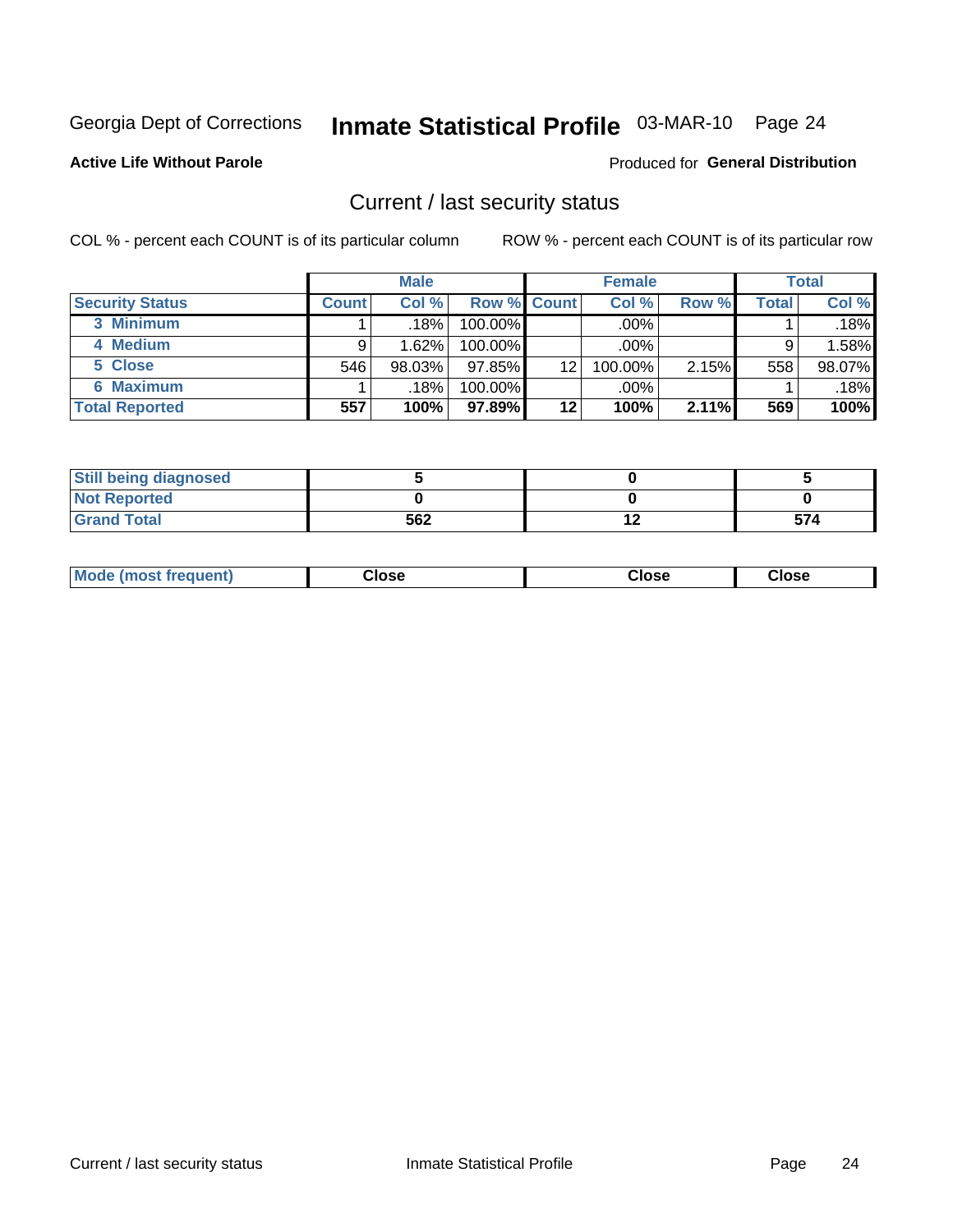Georgia Dept of Corrections **Inmate Statistical Profile** 03-MAR-10 Page 24

**Active Life Without Parole**

Produced for **General Distribution**

## Current / last security status

COL % - percent each COUNT is of its particular column

ROW % - percent each COUNT is of its particular row

| | Male | | | Female | | | Total | |
|---|---|---|---|---|---|---|---|---|
| **Security Status** | **Count** | **Col %** | **Row %** | **Count** | **Col %** | **Row %** | **Total** | **Col %** |
| **3 Minimum** | 1 | .18% | 100.00% | | .00% | | 1 | .18% |
| **4 Medium** | 9 | 1.62% | 100.00% | | .00% | | 9 | 1.58% |
| **5 Close** | 546 | 98.03% | 97.85% | 12 | 100.00% | 2.15% | 558 | 98.07% |
| **6 Maximum** | 1 | .18% | 100.00% | | .00% | | 1 | .18% |
| **Total Reported** | **557** | **100%** | **97.89%** | **12** | **100%** | **2.11%** | **569** | **100%** |

| | Male | Female | Total |
|---|---|---|---|
| **Still being diagnosed** | **5** | **0** | **5** |
| **Not Reported** | **0** | **0** | **0** |
| **Grand Total** | **562** | **12** | **574** |

| | Male | Female | Total |
|---|---|---|---|
| **Mode (most frequent)** | **Close** | **Close** | **Close** |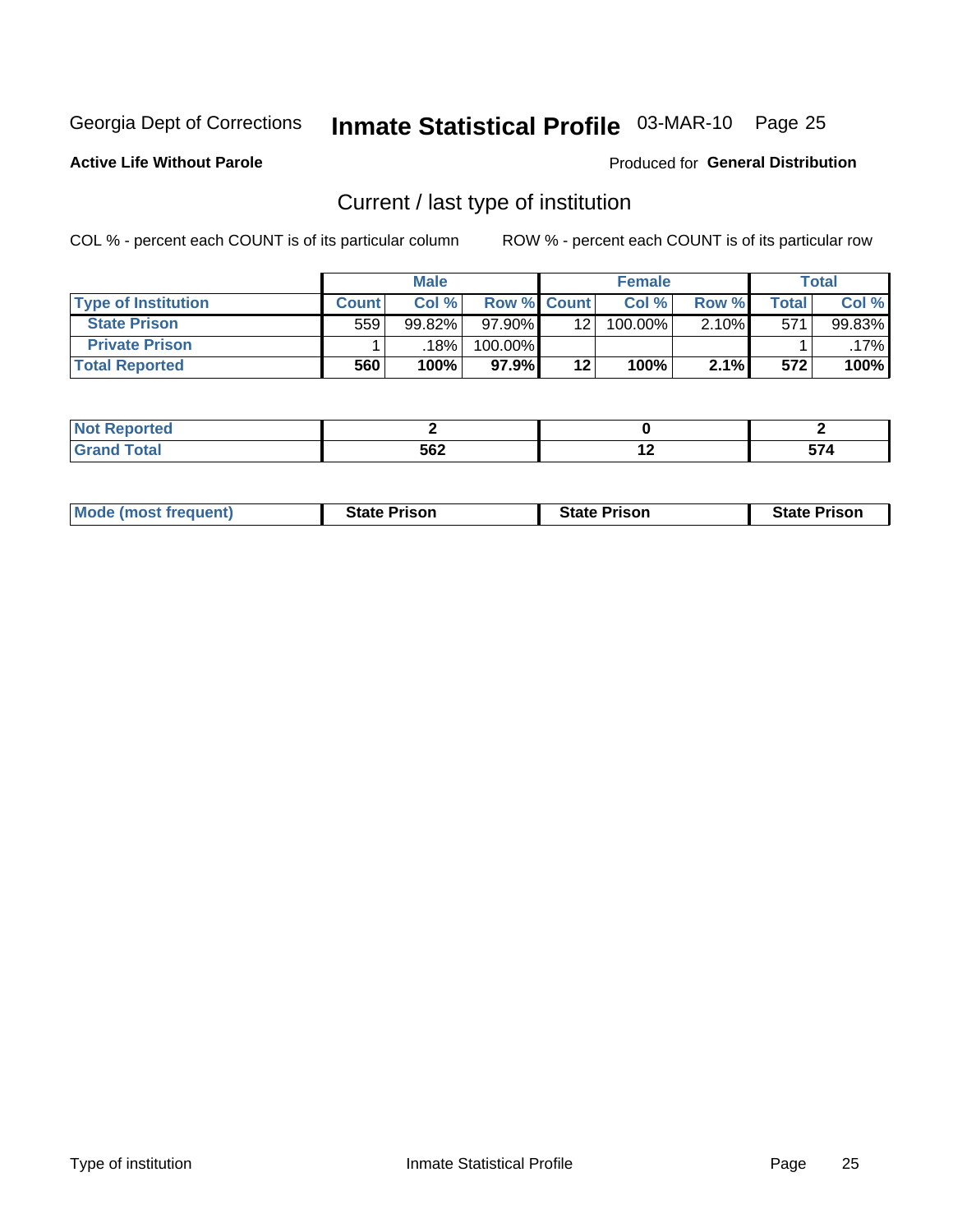Georgia Dept of Corrections **Inmate Statistical Profile** 03-MAR-10

**Active Life Without Parole**

Produced for **General Distribution**

## Current / last type of institution

COL % - percent each COUNT is of its particular column ROW % - percent each COUNT is of its particular row

| | Male | | | Female | | | Total | |
|---|---|---|---|---|---|---|---|---|
| **Type of Institution** | **Count** | **Col %** | **Row %** | **Count** | **Col %** | **Row %** | **Total** | **Col %** |
| **State Prison** | 559 | 99.82% | 97.90% | 12 | 100.00% | 2.10% | 571 | 99.83% |
| **Private Prison** | 1 | .18% | 100.00% | | | | 1 | .17% |
| **Total Reported** | **560** | **100%** | **97.9%** | **12** | **100%** | **2.1%** | **572** | **100%** |

| | Male | Female | Total |
|---|---|---|---|
| **Not Reported** | **2** | **0** | **2** |
| **Grand Total** | **562** | **12** | **574** |

| | Male | Female | Total |
|---|---|---|---|
| **Mode (most frequent)** | **State Prison** | **State Prison** | **State Prison** |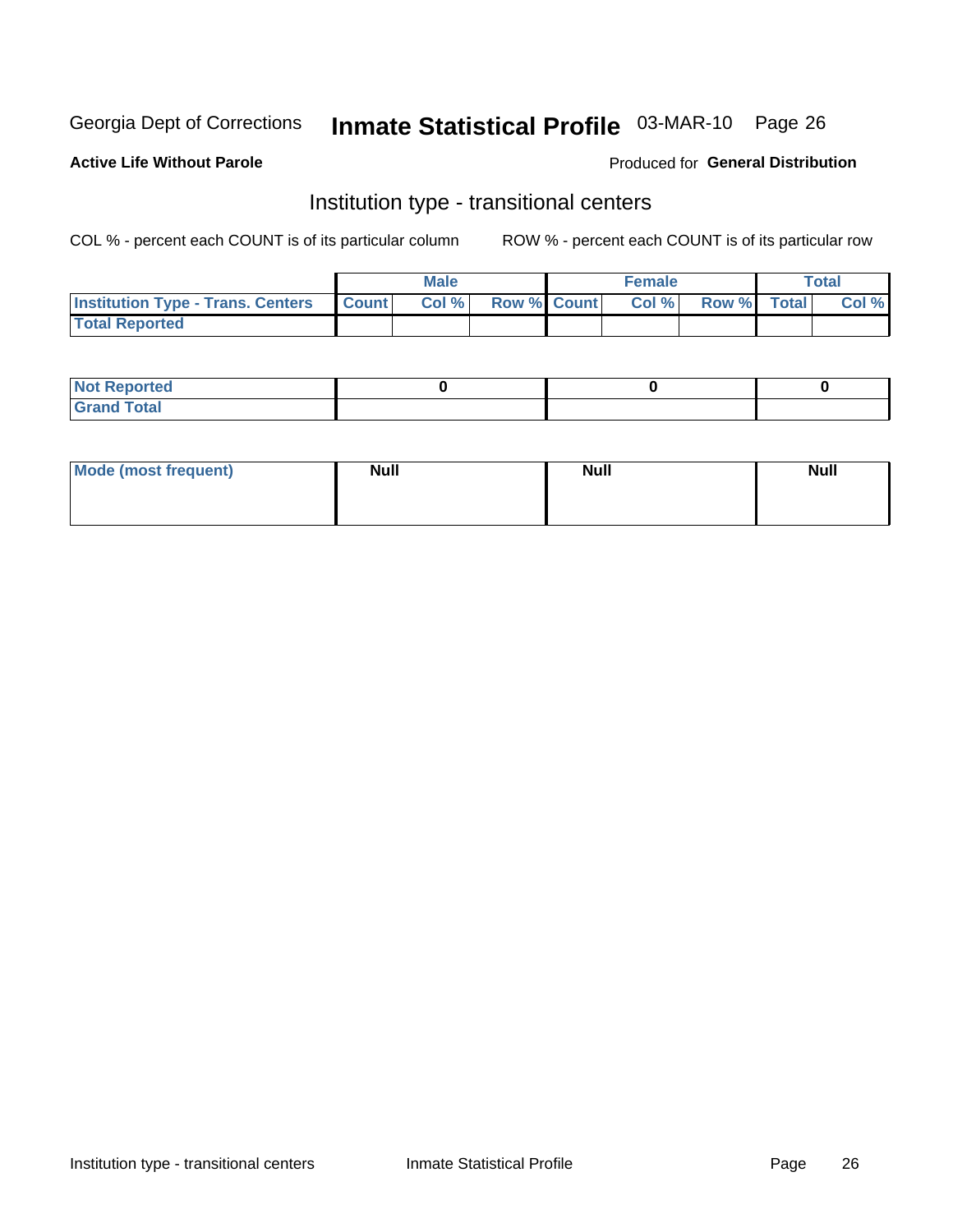Georgia Dept of Corrections **Inmate Statistical Profile** 03-MAR-10

**Active Life Without Parole**

Produced for **General Distribution**

## Institution type - transitional centers

COL % - percent each COUNT is of its particular column

ROW % - percent each COUNT is of its particular row

| | Male | | | Female | | | Total | |
|---|---|---|---|---|---|---|---|---|
| **Institution Type - Trans. Centers** | **Count** | **Col %** | **Row %** | **Count** | **Col %** | **Row %** | **Total** | **Col %** |
| **Total Reported** | | | | | | | | |

| | Male | Female | Total |
|---|---|---|---|
| **Not Reported** | **0** | **0** | **0** |
| **Grand Total** | | | |

| | Male | Female | Total |
|---|---|---|---|
| **Mode (most frequent)** | **Null** | **Null** | **Null** |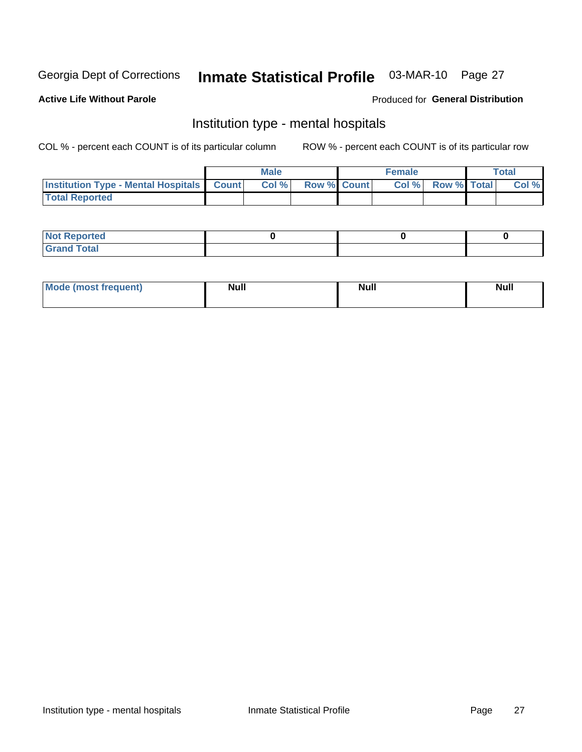Georgia Dept of Corrections **Inmate Statistical Profile** 03-MAR-10

**Active Life Without Parole**

Produced for **General Distribution**

## Institution type - mental hospitals

COL % - percent each COUNT is of its particular column

ROW % - percent each COUNT is of its particular row

| | Male | | | Female | | | Total | |
|---|---|---|---|---|---|---|---|---|
| **Institution Type - Mental Hospitals** | **Count** | **Col %** | **Row %** | **Count** | **Col %** | **Row %** | **Total** | **Col %** |
| **Total Reported** | | | | | | | | |

| | Male | Female | Total |
|---|---|---|---|
| **Not Reported** | 0 | 0 | 0 |
| **Grand Total** | | | |

| | Male | Female | Total |
|---|---|---|---|
| **Mode (most frequent)** | Null | Null | Null |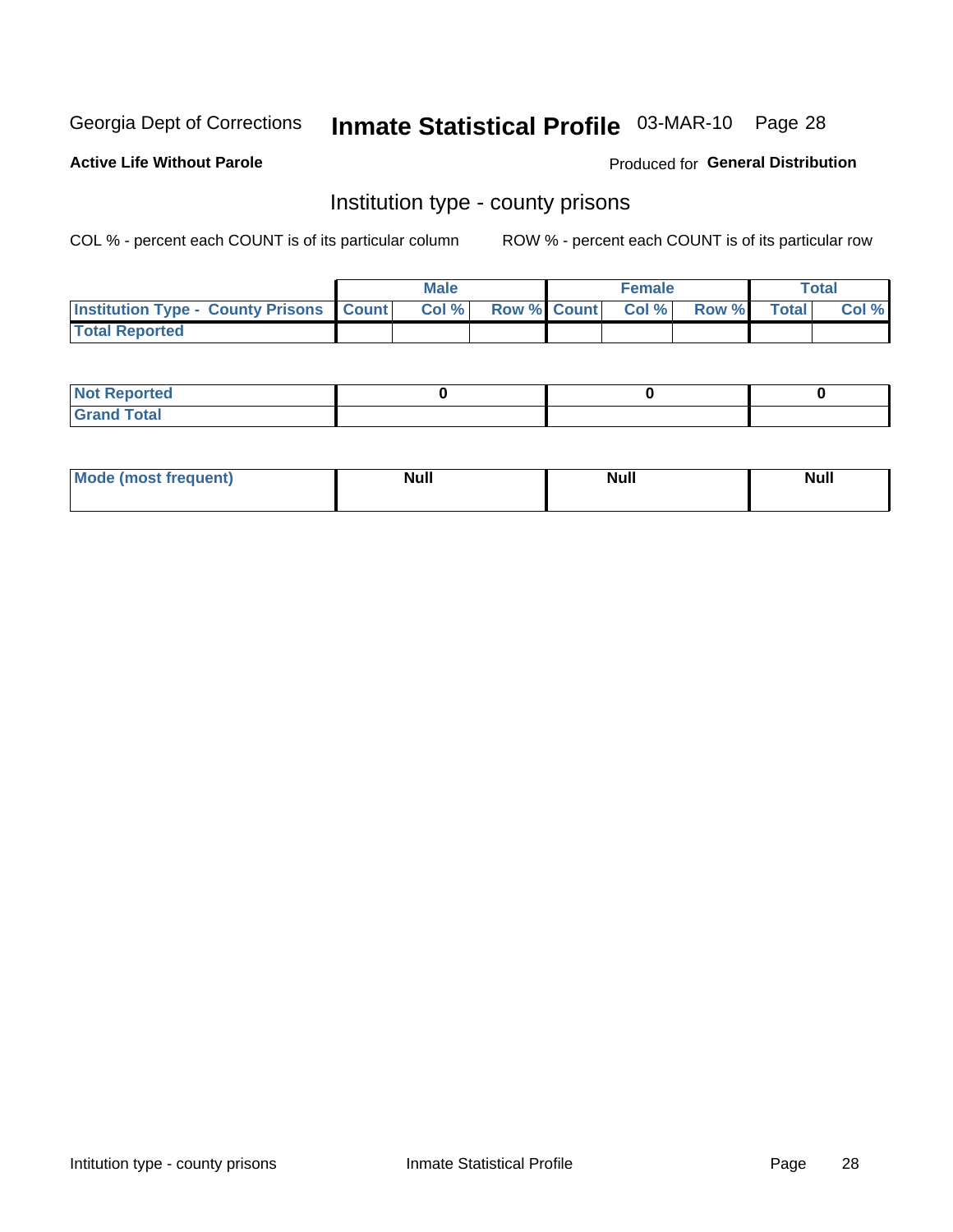Georgia Dept of Corrections **Inmate Statistical Profile** 03-MAR-10

**Active Life Without Parole**

Produced for **General Distribution**

## Institution type - county prisons

COL % - percent each COUNT is of its particular column

ROW % - percent each COUNT is of its particular row

| | Male | | | Female | | | Total | |
|---|---|---|---|---|---|---|---|---|
| **Institution Type - County Prisons** | **Count** | **Col %** | **Row %** | **Count** | **Col %** | **Row %** | **Total** | **Col %** |
| **Total Reported** | | | | | | | | |

| | Male | Female | Total |
|---|---|---|---|
| **Not Reported** | **0** | **0** | **0** |
| **Grand Total** | | | |

| | Male | Female | Total |
|---|---|---|---|
| **Mode (most frequent)** | **Null** | **Null** | **Null** |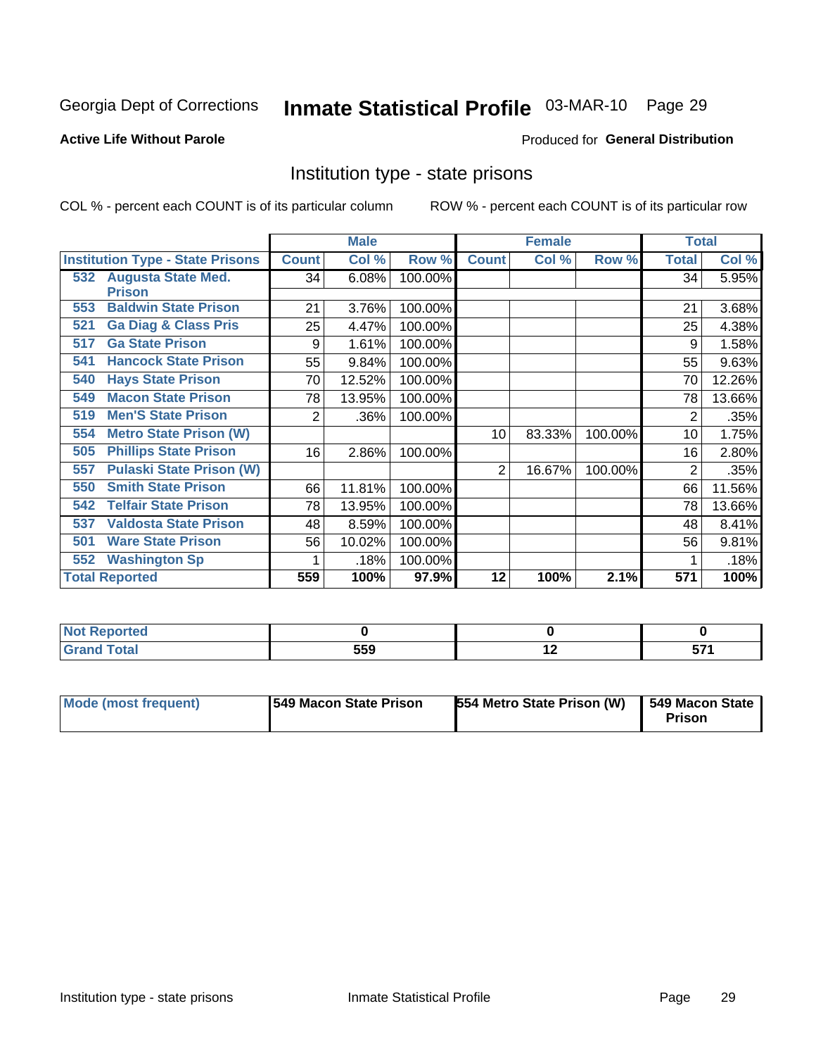Georgia Dept of Corrections **Inmate Statistical Profile** 03-MAR-10 Page 29

**Active Life Without Parole**

Produced for **General Distribution**

## Institution type - state prisons

COL % - percent each COUNT is of its particular column

ROW % - percent each COUNT is of its particular row

| | Male | | | Female | | | Total | |
|---|---|---|---|---|---|---|---|---|
| **Institution Type - State Prisons** | **Count** | **Col %** | **Row %** | **Count** | **Col %** | **Row %** | **Total** | **Col %** |
| **532 Augusta State Med. Prison** | 34 | 6.08% | 100.00% | | | | 34 | 5.95% |
| **553 Baldwin State Prison** | 21 | 3.76% | 100.00% | | | | 21 | 3.68% |
| **521 Ga Diag & Class Pris** | 25 | 4.47% | 100.00% | | | | 25 | 4.38% |
| **517 Ga State Prison** | 9 | 1.61% | 100.00% | | | | 9 | 1.58% |
| **541 Hancock State Prison** | 55 | 9.84% | 100.00% | | | | 55 | 9.63% |
| **540 Hays State Prison** | 70 | 12.52% | 100.00% | | | | 70 | 12.26% |
| **549 Macon State Prison** | 78 | 13.95% | 100.00% | | | | 78 | 13.66% |
| **519 Men'S State Prison** | 2 | .36% | 100.00% | | | | 2 | .35% |
| **554 Metro State Prison (W)** | | | | 10 | 83.33% | 100.00% | 10 | 1.75% |
| **505 Phillips State Prison** | 16 | 2.86% | 100.00% | | | | 16 | 2.80% |
| **557 Pulaski State Prison (W)** | | | | 2 | 16.67% | 100.00% | 2 | .35% |
| **550 Smith State Prison** | 66 | 11.81% | 100.00% | | | | 66 | 11.56% |
| **542 Telfair State Prison** | 78 | 13.95% | 100.00% | | | | 78 | 13.66% |
| **537 Valdosta State Prison** | 48 | 8.59% | 100.00% | | | | 48 | 8.41% |
| **501 Ware State Prison** | 56 | 10.02% | 100.00% | | | | 56 | 9.81% |
| **552 Washington Sp** | 1 | .18% | 100.00% | | | | 1 | .18% |
| **Total Reported** | **559** | **100%** | **97.9%** | **12** | **100%** | **2.1%** | **571** | **100%** |

| | Male | Female | Total |
|---|---|---|---|
| **Not Reported** | **0** | **0** | **0** |
| **Grand Total** | **559** | **12** | **571** |

| | Male | Female | Total |
|---|---|---|---|
| **Mode (most frequent)** | **549 Macon State Prison** | **554 Metro State Prison (W)** | **549 Macon State Prison** |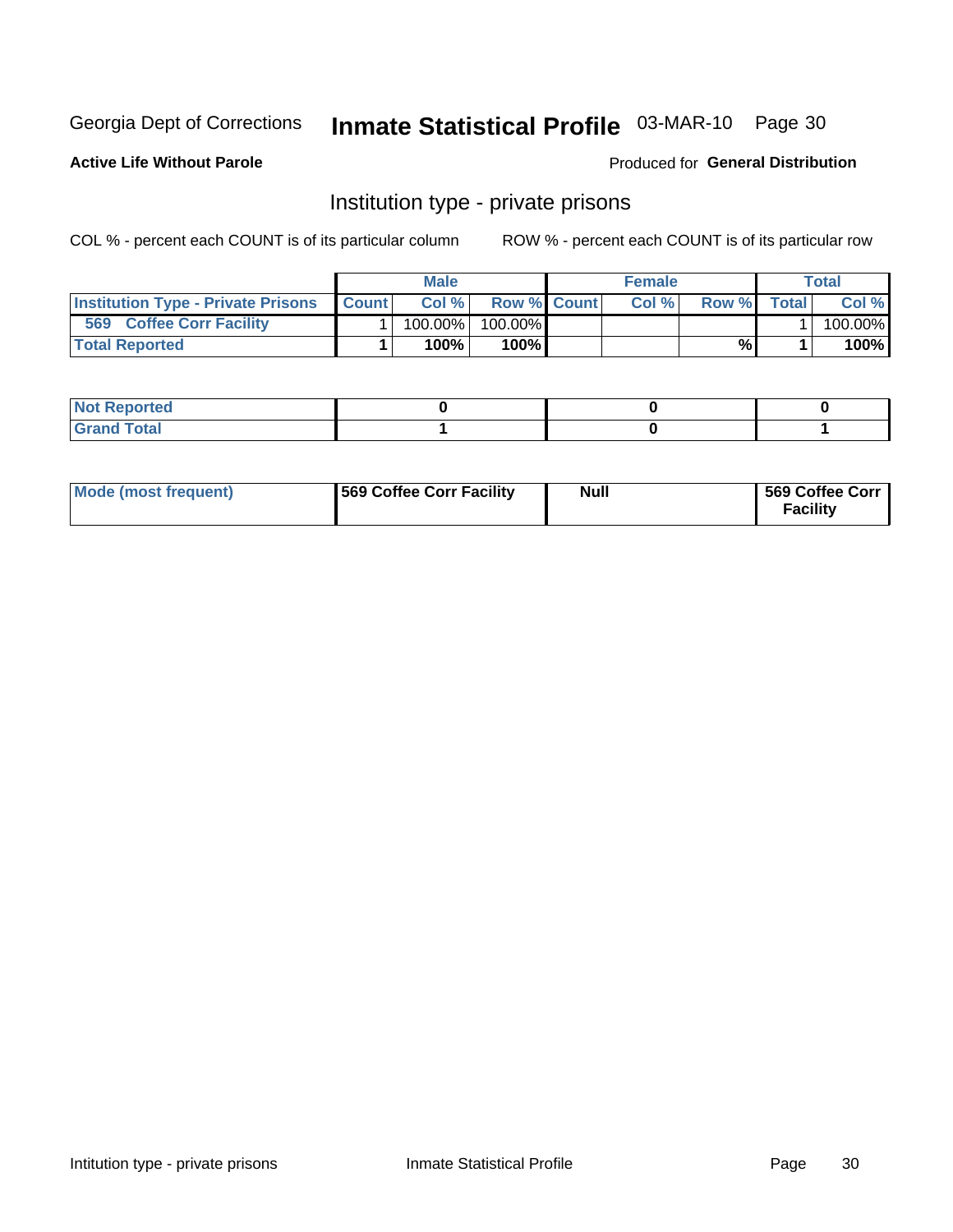Georgia Dept of Corrections **Inmate Statistical Profile** 03-MAR-10

**Active Life Without Parole**

Produced for **General Distribution**

## Institution type - private prisons

COL % - percent each COUNT is of its particular column

ROW % - percent each COUNT is of its particular row

| | Male | | | Female | | | Total | |
|---|---|---|---|---|---|---|---|---|
| **Institution Type - Private Prisons** | **Count** | **Col %** | **Row %** | **Count** | **Col %** | **Row %** | **Total** | **Col %** |
| **569 Coffee Corr Facility** | 1 | 100.00% | 100.00% | | | | 1 | 100.00% |
| **Total Reported** | **1** | **100%** | **100%** | | | **%** | **1** | **100%** |

| | Male | Female | Total |
|---|---|---|---|
| **Not Reported** | **0** | **0** | **0** |
| **Grand Total** | **1** | **0** | **1** |

| | Male | Female | Total |
|---|---|---|---|
| **Mode (most frequent)** | **569 Coffee Corr Facility** | **Null** | **569 Coffee Corr Facility** |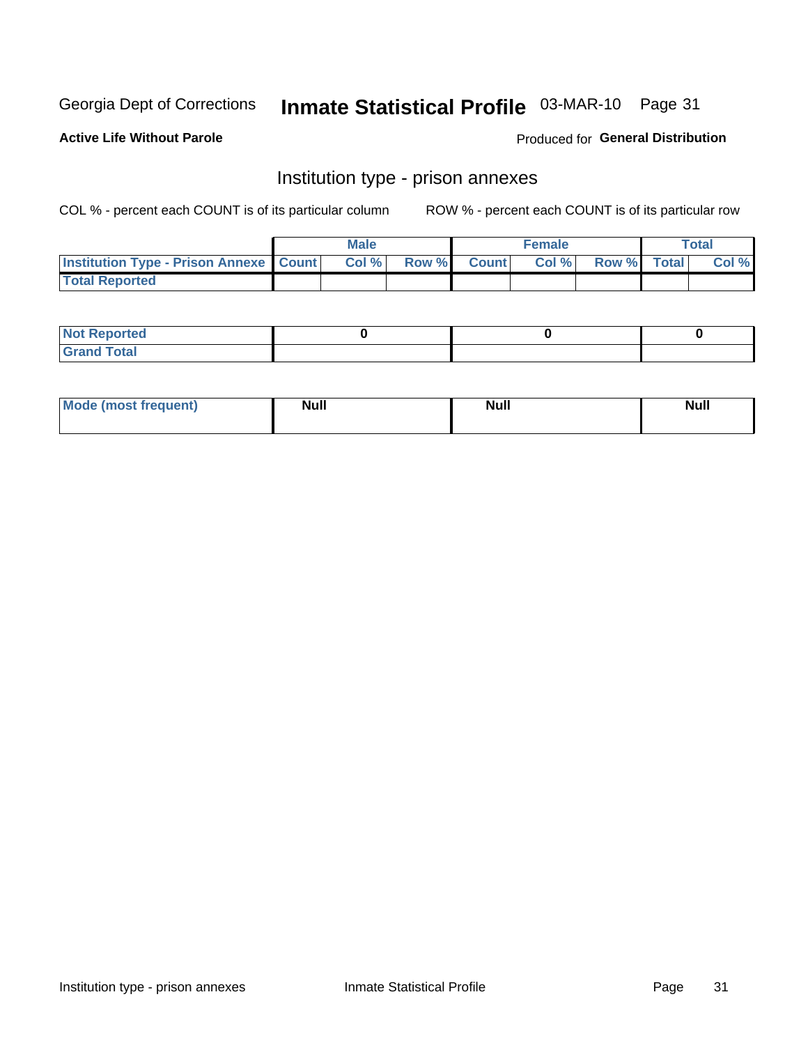Georgia Dept of Corrections **Inmate Statistical Profile** 03-MAR-10

**Active Life Without Parole**

Produced for **General Distribution**

## Institution type - prison annexes

COL % - percent each COUNT is of its particular column

ROW % - percent each COUNT is of its particular row

| | Male | | | Female | | | Total | |
|---|---|---|---|---|---|---|---|---|
| Institution Type - Prison Annexe | Count | Col % | Row % | Count | Col % | Row % | Total | Col % |
| Total Reported | | | | | | | | |

| | Male | Female | Total |
|---|---|---|---|
| Not Reported | 0 | 0 | 0 |
| Grand Total | | | |

| | Male | Female | Total |
|---|---|---|---|
| Mode (most frequent) | Null | Null | Null |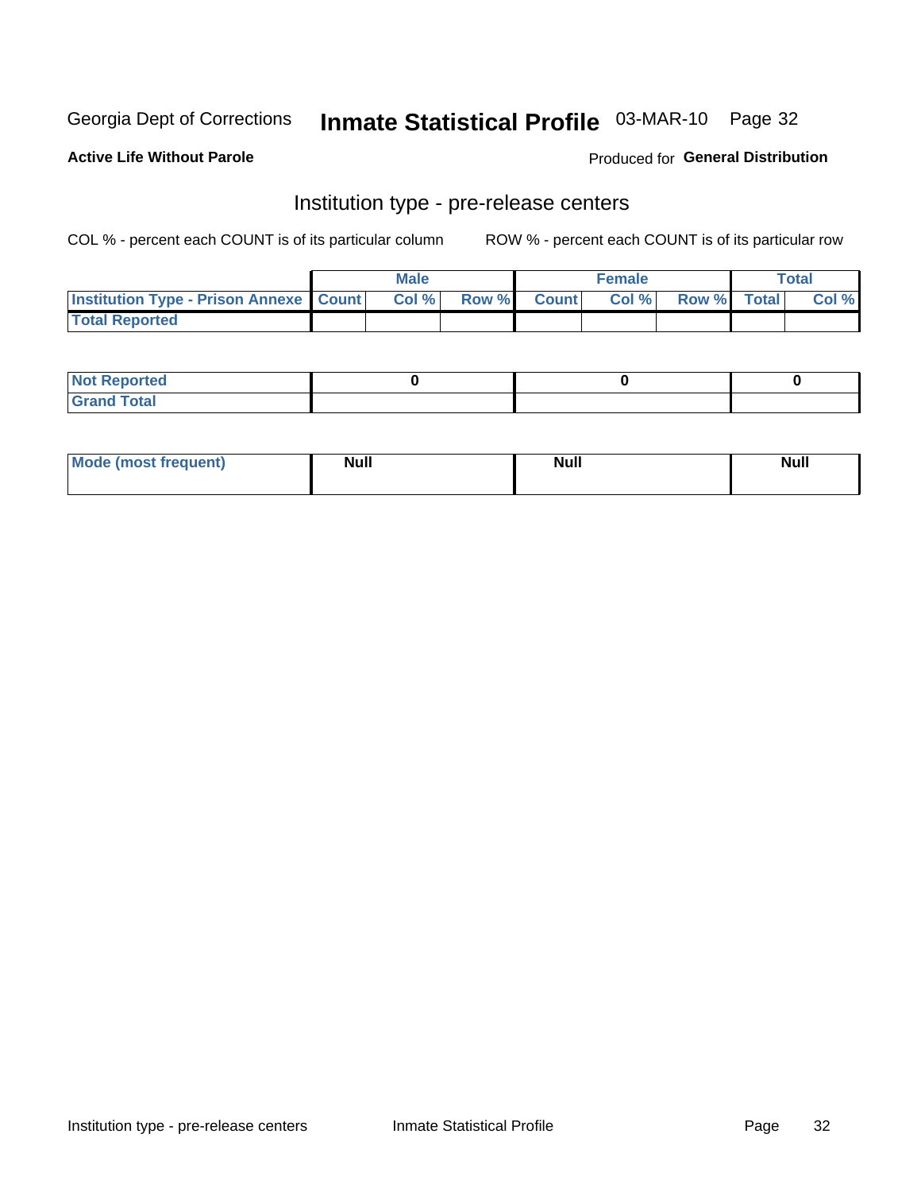Georgia Dept of Corrections **Inmate Statistical Profile** 03-MAR-10

**Active Life Without Parole**

Produced for **General Distribution**

## Institution type - pre-release centers

COL % - percent each COUNT is of its particular column    ROW % - percent each COUNT is of its particular row

| | Male | | | Female | | | Total | |
|---|---|---|---|---|---|---|---|---|
| Institution Type - Prison Annexe | Count | Col % | Row % | Count | Col % | Row % | Total | Col % |
| Total Reported | | | | | | | | |

| | Male | Female | Total |
|---|---|---|---|
| Not Reported | 0 | 0 | 0 |
| Grand Total | | | |

| | Male | Female | Total |
|---|---|---|---|
| Mode (most frequent) | Null | Null | Null |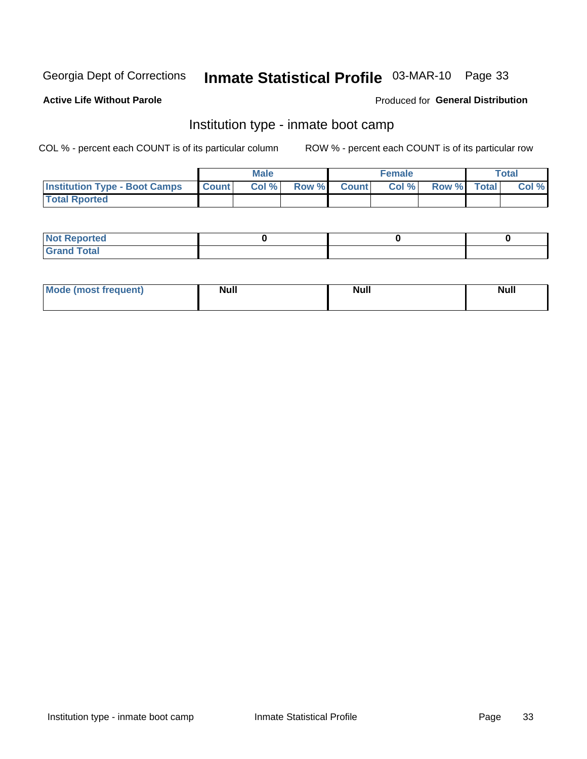Georgia Dept of Corrections **Inmate Statistical Profile** 03-MAR-10

**Active Life Without Parole**

Produced for **General Distribution**

## Institution type - inmate boot camp

COL % - percent each COUNT is of its particular column

ROW % - percent each COUNT is of its particular row

| | Male | | | Female | | | Total | |
|---|---|---|---|---|---|---|---|---|
| **Institution Type - Boot Camps** | **Count** | **Col %** | **Row %** | **Count** | **Col %** | **Row %** | **Total** | **Col %** |
| **Total Rported** | | | | | | | | |

| | Male | Female | Total |
|---|---|---|---|
| **Not Reported** | 0 | 0 | 0 |
| **Grand Total** | | | |

| | Male | Female | Total |
|---|---|---|---|
| **Mode (most frequent)** | Null | Null | Null |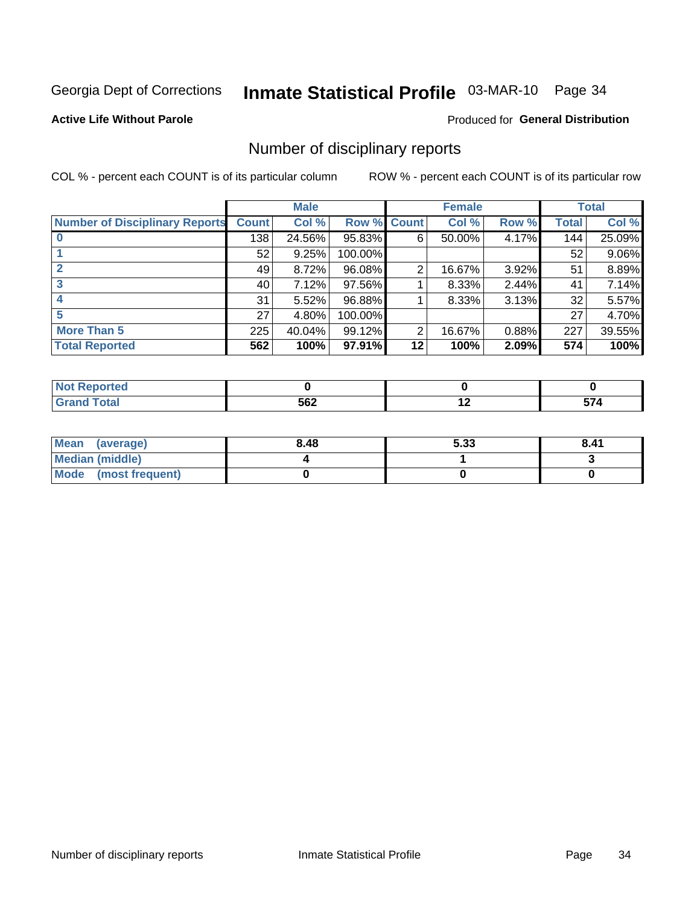Georgia Dept of Corrections **Inmate Statistical Profile** 03-MAR-10

**Active Life Without Parole**

Produced for **General Distribution**

## Number of disciplinary reports

COL % - percent each COUNT is of its particular column

ROW % - percent each COUNT is of its particular row

| | Male | | | Female | | | Total | |
|---|---|---|---|---|---|---|---|---|
| **Number of Disciplinary Reports** | **Count** | **Col %** | **Row %** | **Count** | **Col %** | **Row %** | **Total** | **Col %** |
| **0** | 138 | 24.56% | 95.83% | 6 | 50.00% | 4.17% | 144 | 25.09% |
| **1** | 52 | 9.25% | 100.00% | | | | 52 | 9.06% |
| **2** | 49 | 8.72% | 96.08% | 2 | 16.67% | 3.92% | 51 | 8.89% |
| **3** | 40 | 7.12% | 97.56% | 1 | 8.33% | 2.44% | 41 | 7.14% |
| **4** | 31 | 5.52% | 96.88% | 1 | 8.33% | 3.13% | 32 | 5.57% |
| **5** | 27 | 4.80% | 100.00% | | | | 27 | 4.70% |
| **More Than 5** | 225 | 40.04% | 99.12% | 2 | 16.67% | 0.88% | 227 | 39.55% |
| **Total Reported** | **562** | **100%** | **97.91%** | **12** | **100%** | **2.09%** | **574** | **100%** |

| | Male | Female | Total |
|---|---|---|---|
| **Not Reported** | **0** | **0** | **0** |
| **Grand Total** | **562** | **12** | **574** |

| | Male | Female | Total |
|---|---|---|---|
| **Mean (average)** | **8.48** | **5.33** | **8.41** |
| **Median (middle)** | **4** | **1** | **3** |
| **Mode (most frequent)** | **0** | **0** | **0** |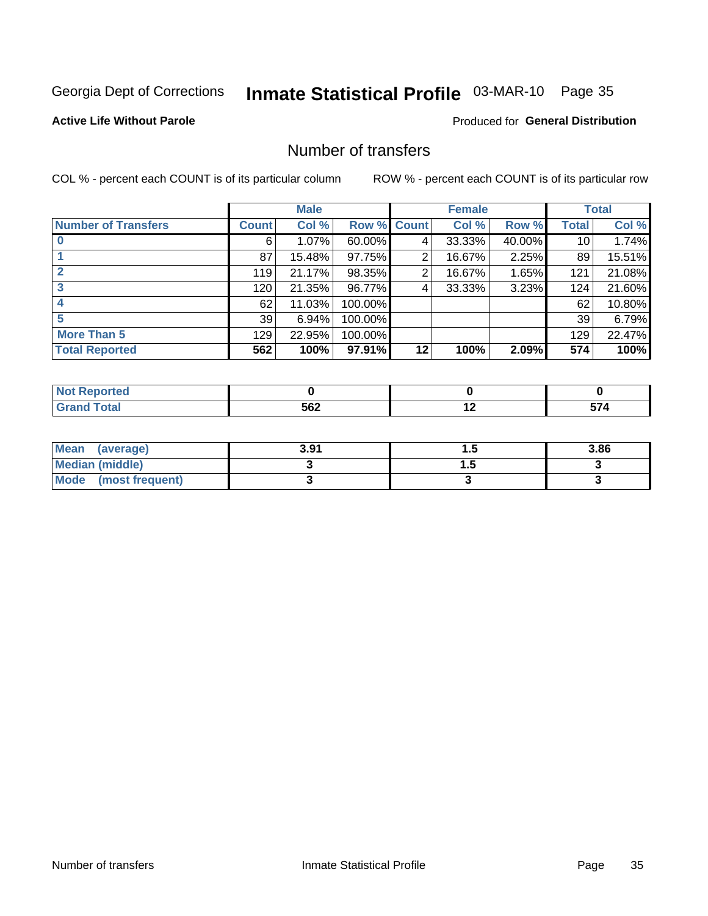Georgia Dept of Corrections **Inmate Statistical Profile** 03-MAR-10

**Active Life Without Parole**

Produced for **General Distribution**

## Number of transfers

COL % - percent each COUNT is of its particular column

ROW % - percent each COUNT is of its particular row

| | Male | | | Female | | | Total | |
|---|---|---|---|---|---|---|---|---|
| **Number of Transfers** | **Count** | **Col %** | **Row %** | **Count** | **Col %** | **Row %** | **Total** | **Col %** |
| **0** | 6 | 1.07% | 60.00% | 4 | 33.33% | 40.00% | 10 | 1.74% |
| **1** | 87 | 15.48% | 97.75% | 2 | 16.67% | 2.25% | 89 | 15.51% |
| **2** | 119 | 21.17% | 98.35% | 2 | 16.67% | 1.65% | 121 | 21.08% |
| **3** | 120 | 21.35% | 96.77% | 4 | 33.33% | 3.23% | 124 | 21.60% |
| **4** | 62 | 11.03% | 100.00% | | | | 62 | 10.80% |
| **5** | 39 | 6.94% | 100.00% | | | | 39 | 6.79% |
| **More Than 5** | 129 | 22.95% | 100.00% | | | | 129 | 22.47% |
| **Total Reported** | **562** | **100%** | **97.91%** | **12** | **100%** | **2.09%** | **574** | **100%** |

| | Male | Female | Total |
|---|---|---|---|
| **Not Reported** | **0** | **0** | **0** |
| **Grand Total** | **562** | **12** | **574** |

| | Male | Female | Total |
|---|---|---|---|
| **Mean (average)** | **3.91** | **1.5** | **3.86** |
| **Median (middle)** | **3** | **1.5** | **3** |
| **Mode (most frequent)** | **3** | **3** | **3** |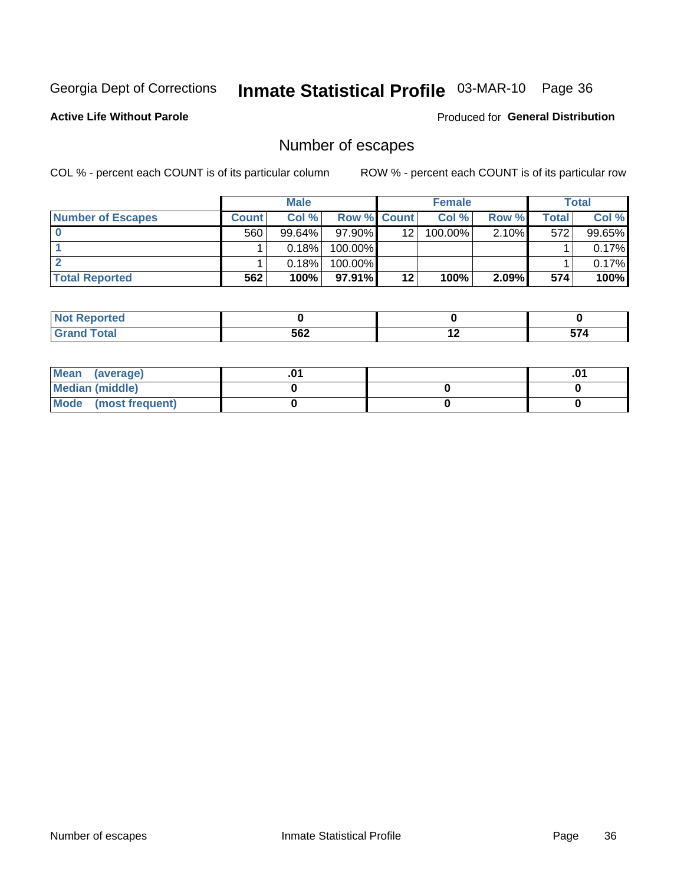Georgia Dept of Corrections **Inmate Statistical Profile** 03-MAR-10

**Active Life Without Parole**

Produced for **General Distribution**

## Number of escapes

COL % - percent each COUNT is of its particular column

ROW % - percent each COUNT is of its particular row

| | Male | | | Female | | | Total | |
|---|---|---|---|---|---|---|---|---|
| **Number of Escapes** | **Count** | **Col %** | **Row %** | **Count** | **Col %** | **Row %** | **Total** | **Col %** |
| **0** | 560 | 99.64% | 97.90% | 12 | 100.00% | 2.10% | 572 | 99.65% |
| **1** | 1 | 0.18% | 100.00% | | | | 1 | 0.17% |
| **2** | 1 | 0.18% | 100.00% | | | | 1 | 0.17% |
| **Total Reported** | **562** | **100%** | **97.91%** | **12** | **100%** | **2.09%** | **574** | **100%** |

| | Male | Female | Total |
|---|---|---|---|
| **Not Reported** | **0** | **0** | **0** |
| **Grand Total** | **562** | **12** | **574** |

| | Male | Female | Total |
|---|---|---|---|
| **Mean (average)** | **.01** | | **.01** |
| **Median (middle)** | **0** | **0** | **0** |
| **Mode (most frequent)** | **0** | **0** | **0** |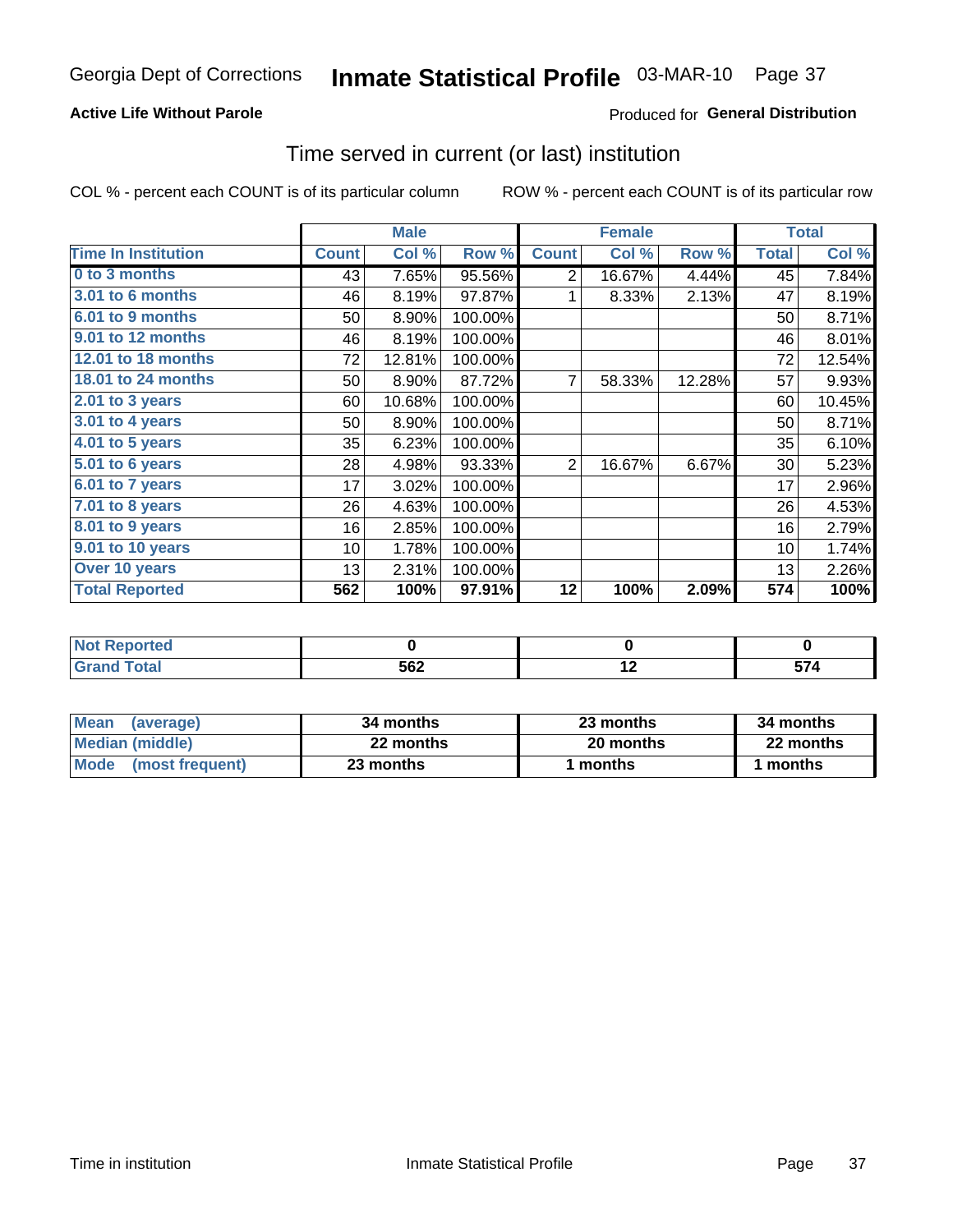Georgia Dept of Corrections **Inmate Statistical Profile** 03-MAR-10

**Active Life Without Parole**

Produced for **General Distribution**

## Time served in current (or last) institution

COL % - percent each COUNT is of its particular column

ROW % - percent each COUNT is of its particular row

| | Male | | | Female | | | Total | |
|---|---|---|---|---|---|---|---|---|
| **Time In Institution** | **Count** | **Col %** | **Row %** | **Count** | **Col %** | **Row %** | **Total** | **Col %** |
| **0 to 3 months** | 43 | 7.65% | 95.56% | 2 | 16.67% | 4.44% | 45 | 7.84% |
| **3.01 to 6 months** | 46 | 8.19% | 97.87% | 1 | 8.33% | 2.13% | 47 | 8.19% |
| **6.01 to 9 months** | 50 | 8.90% | 100.00% | | | | 50 | 8.71% |
| **9.01 to 12 months** | 46 | 8.19% | 100.00% | | | | 46 | 8.01% |
| **12.01 to 18 months** | 72 | 12.81% | 100.00% | | | | 72 | 12.54% |
| **18.01 to 24 months** | 50 | 8.90% | 87.72% | 7 | 58.33% | 12.28% | 57 | 9.93% |
| **2.01 to 3 years** | 60 | 10.68% | 100.00% | | | | 60 | 10.45% |
| **3.01 to 4 years** | 50 | 8.90% | 100.00% | | | | 50 | 8.71% |
| **4.01 to 5 years** | 35 | 6.23% | 100.00% | | | | 35 | 6.10% |
| **5.01 to 6 years** | 28 | 4.98% | 93.33% | 2 | 16.67% | 6.67% | 30 | 5.23% |
| **6.01 to 7 years** | 17 | 3.02% | 100.00% | | | | 17 | 2.96% |
| **7.01 to 8 years** | 26 | 4.63% | 100.00% | | | | 26 | 4.53% |
| **8.01 to 9 years** | 16 | 2.85% | 100.00% | | | | 16 | 2.79% |
| **9.01 to 10 years** | 10 | 1.78% | 100.00% | | | | 10 | 1.74% |
| **Over 10 years** | 13 | 2.31% | 100.00% | | | | 13 | 2.26% |
| **Total Reported** | **562** | **100%** | **97.91%** | **12** | **100%** | **2.09%** | **574** | **100%** |

| | Male | Female | Total |
|---|---|---|---|
| **Not Reported** | **0** | **0** | **0** |
| **Grand Total** | **562** | **12** | **574** |

| | Male | Female | Total |
|---|---|---|---|
| **Mean (average)** | **34 months** | **23 months** | **34 months** |
| **Median (middle)** | **22 months** | **20 months** | **22 months** |
| **Mode (most frequent)** | **23 months** | **1 months** | **1 months** |

Time in institution — Inmate Statistical Profile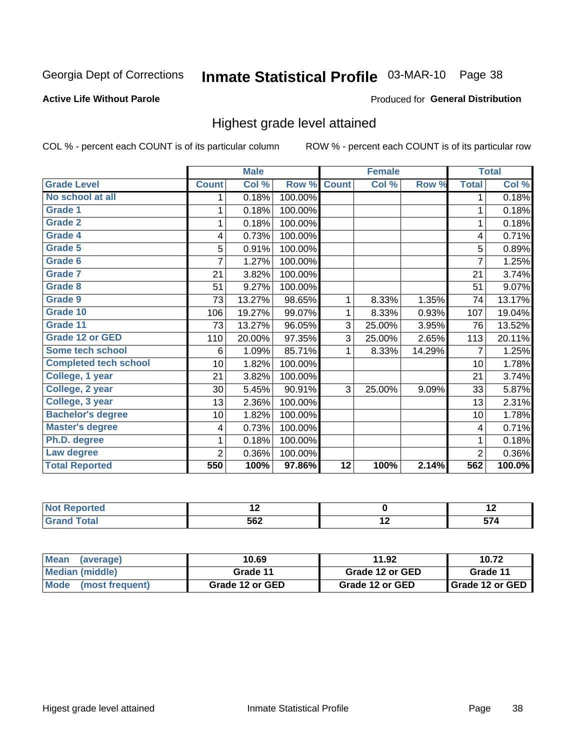Georgia Dept of Corrections **Inmate Statistical Profile** 03-MAR-10

**Active Life Without Parole**

Produced for **General Distribution**

## Highest grade level attained

COL % - percent each COUNT is of its particular column ROW % - percent each COUNT is of its particular row

| Grade Level | Male | | | Female | | | Total | |
|---|---|---|---|---|---|---|---|---|
| | Count | Col % | Row % | Count | Col % | Row % | Total | Col % |
| No school at all | 1 | 0.18% | 100.00% | | | | 1 | 0.18% |
| Grade 1 | 1 | 0.18% | 100.00% | | | | 1 | 0.18% |
| Grade 2 | 1 | 0.18% | 100.00% | | | | 1 | 0.18% |
| Grade 4 | 4 | 0.73% | 100.00% | | | | 4 | 0.71% |
| Grade 5 | 5 | 0.91% | 100.00% | | | | 5 | 0.89% |
| Grade 6 | 7 | 1.27% | 100.00% | | | | 7 | 1.25% |
| Grade 7 | 21 | 3.82% | 100.00% | | | | 21 | 3.74% |
| Grade 8 | 51 | 9.27% | 100.00% | | | | 51 | 9.07% |
| Grade 9 | 73 | 13.27% | 98.65% | 1 | 8.33% | 1.35% | 74 | 13.17% |
| Grade 10 | 106 | 19.27% | 99.07% | 1 | 8.33% | 0.93% | 107 | 19.04% |
| Grade 11 | 73 | 13.27% | 96.05% | 3 | 25.00% | 3.95% | 76 | 13.52% |
| Grade 12 or GED | 110 | 20.00% | 97.35% | 3 | 25.00% | 2.65% | 113 | 20.11% |
| Some tech school | 6 | 1.09% | 85.71% | 1 | 8.33% | 14.29% | 7 | 1.25% |
| Completed tech school | 10 | 1.82% | 100.00% | | | | 10 | 1.78% |
| College, 1 year | 21 | 3.82% | 100.00% | | | | 21 | 3.74% |
| College, 2 year | 30 | 5.45% | 90.91% | 3 | 25.00% | 9.09% | 33 | 5.87% |
| College, 3 year | 13 | 2.36% | 100.00% | | | | 13 | 2.31% |
| Bachelor's degree | 10 | 1.82% | 100.00% | | | | 10 | 1.78% |
| Master's degree | 4 | 0.73% | 100.00% | | | | 4 | 0.71% |
| Ph.D. degree | 1 | 0.18% | 100.00% | | | | 1 | 0.18% |
| Law degree | 2 | 0.36% | 100.00% | | | | 2 | 0.36% |
| **Total Reported** | **550** | **100%** | **97.86%** | **12** | **100%** | **2.14%** | **562** | **100.0%** |

| | Male | Female | Total |
|---|---|---|---|
| Not Reported | 12 | 0 | 12 |
| Grand Total | 562 | 12 | 574 |

| | Male | Female | Total |
|---|---|---|---|
| Mean (average) | 10.69 | 11.92 | 10.72 |
| Median (middle) | Grade 11 | Grade 12 or GED | Grade 11 |
| Mode (most frequent) | Grade 12 or GED | Grade 12 or GED | Grade 12 or GED |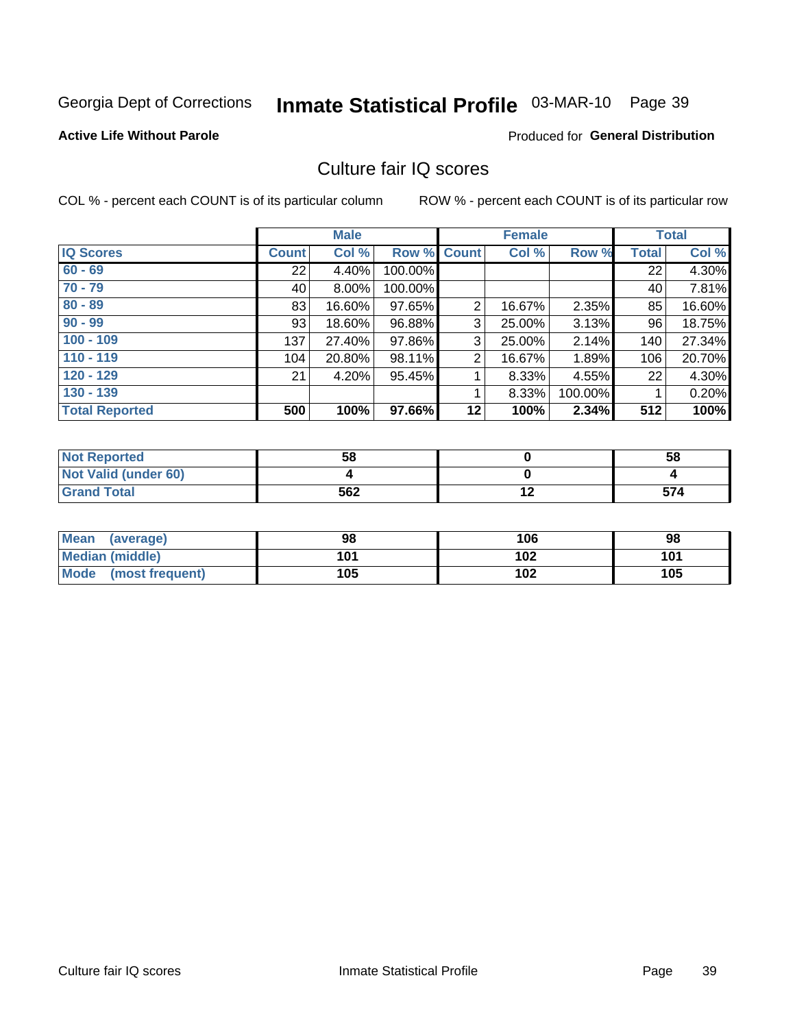Georgia Dept of Corrections **Inmate Statistical Profile** 03-MAR-10

**Active Life Without Parole**

Produced for **General Distribution**

## Culture fair IQ scores

COL % - percent each COUNT is of its particular column

ROW % - percent each COUNT is of its particular row

| | Male | | | Female | | | Total | |
|---|---|---|---|---|---|---|---|---|
| **IQ Scores** | **Count** | **Col %** | **Row %** | **Count** | **Col %** | **Row %** | **Total** | **Col %** |
| **60 - 69** | 22 | 4.40% | 100.00% | | | | 22 | 4.30% |
| **70 - 79** | 40 | 8.00% | 100.00% | | | | 40 | 7.81% |
| **80 - 89** | 83 | 16.60% | 97.65% | 2 | 16.67% | 2.35% | 85 | 16.60% |
| **90 - 99** | 93 | 18.60% | 96.88% | 3 | 25.00% | 3.13% | 96 | 18.75% |
| **100 - 109** | 137 | 27.40% | 97.86% | 3 | 25.00% | 2.14% | 140 | 27.34% |
| **110 - 119** | 104 | 20.80% | 98.11% | 2 | 16.67% | 1.89% | 106 | 20.70% |
| **120 - 129** | 21 | 4.20% | 95.45% | 1 | 8.33% | 4.55% | 22 | 4.30% |
| **130 - 139** | | | | 1 | 8.33% | 100.00% | 1 | 0.20% |
| **Total Reported** | **500** | **100%** | **97.66%** | **12** | **100%** | **2.34%** | **512** | **100%** |

| | Male | Female | Total |
|---|---|---|---|
| **Not Reported** | **58** | **0** | **58** |
| **Not Valid (under 60)** | **4** | **0** | **4** |
| **Grand Total** | **562** | **12** | **574** |

| | Male | Female | Total |
|---|---|---|---|
| **Mean (average)** | **98** | **106** | **98** |
| **Median (middle)** | **101** | **102** | **101** |
| **Mode (most frequent)** | **105** | **102** | **105** |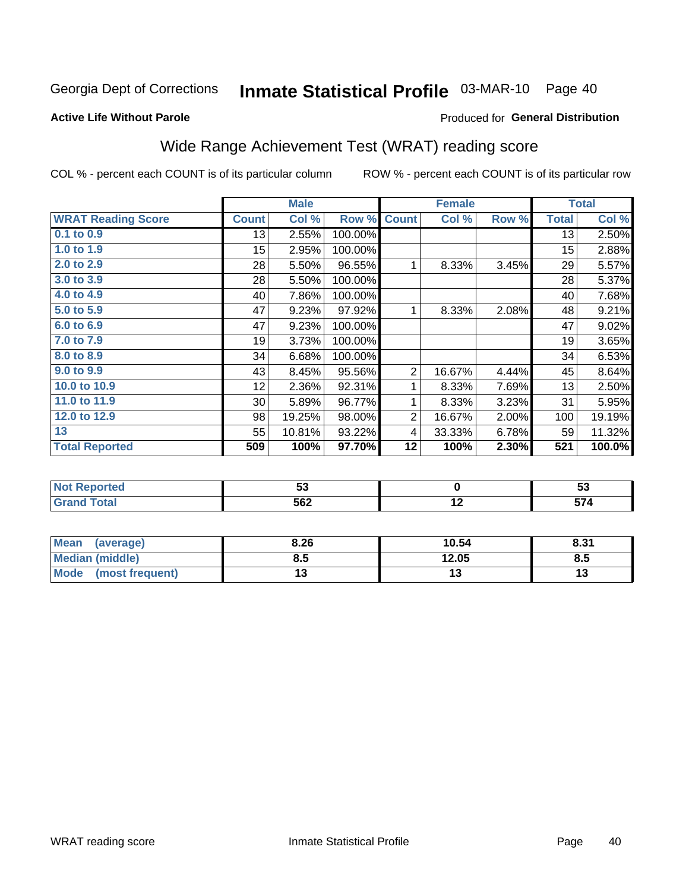Georgia Dept of Corrections **Inmate Statistical Profile** 03-MAR-10 Page 40

**Active Life Without Parole**

Produced for **General Distribution**

## Wide Range Achievement Test (WRAT) reading score

COL % - percent each COUNT is of its particular column ROW % - percent each COUNT is of its particular row

| | Male | | | Female | | | Total | |
|---|---|---|---|---|---|---|---|---|
| **WRAT Reading Score** | **Count** | **Col %** | **Row %** | **Count** | **Col %** | **Row %** | **Total** | **Col %** |
| **0.1 to 0.9** | 13 | 2.55% | 100.00% | | | | 13 | 2.50% |
| **1.0 to 1.9** | 15 | 2.95% | 100.00% | | | | 15 | 2.88% |
| **2.0 to 2.9** | 28 | 5.50% | 96.55% | 1 | 8.33% | 3.45% | 29 | 5.57% |
| **3.0 to 3.9** | 28 | 5.50% | 100.00% | | | | 28 | 5.37% |
| **4.0 to 4.9** | 40 | 7.86% | 100.00% | | | | 40 | 7.68% |
| **5.0 to 5.9** | 47 | 9.23% | 97.92% | 1 | 8.33% | 2.08% | 48 | 9.21% |
| **6.0 to 6.9** | 47 | 9.23% | 100.00% | | | | 47 | 9.02% |
| **7.0 to 7.9** | 19 | 3.73% | 100.00% | | | | 19 | 3.65% |
| **8.0 to 8.9** | 34 | 6.68% | 100.00% | | | | 34 | 6.53% |
| **9.0 to 9.9** | 43 | 8.45% | 95.56% | 2 | 16.67% | 4.44% | 45 | 8.64% |
| **10.0 to 10.9** | 12 | 2.36% | 92.31% | 1 | 8.33% | 7.69% | 13 | 2.50% |
| **11.0 to 11.9** | 30 | 5.89% | 96.77% | 1 | 8.33% | 3.23% | 31 | 5.95% |
| **12.0 to 12.9** | 98 | 19.25% | 98.00% | 2 | 16.67% | 2.00% | 100 | 19.19% |
| **13** | 55 | 10.81% | 93.22% | 4 | 33.33% | 6.78% | 59 | 11.32% |
| **Total Reported** | **509** | **100%** | **97.70%** | **12** | **100%** | **2.30%** | **521** | **100.0%** |

| | Male | Female | Total |
|---|---|---|---|
| **Not Reported** | **53** | **0** | **53** |
| **Grand Total** | **562** | **12** | **574** |

| | Male | Female | Total |
|---|---|---|---|
| **Mean (average)** | **8.26** | **10.54** | **8.31** |
| **Median (middle)** | **8.5** | **12.05** | **8.5** |
| **Mode (most frequent)** | **13** | **13** | **13** |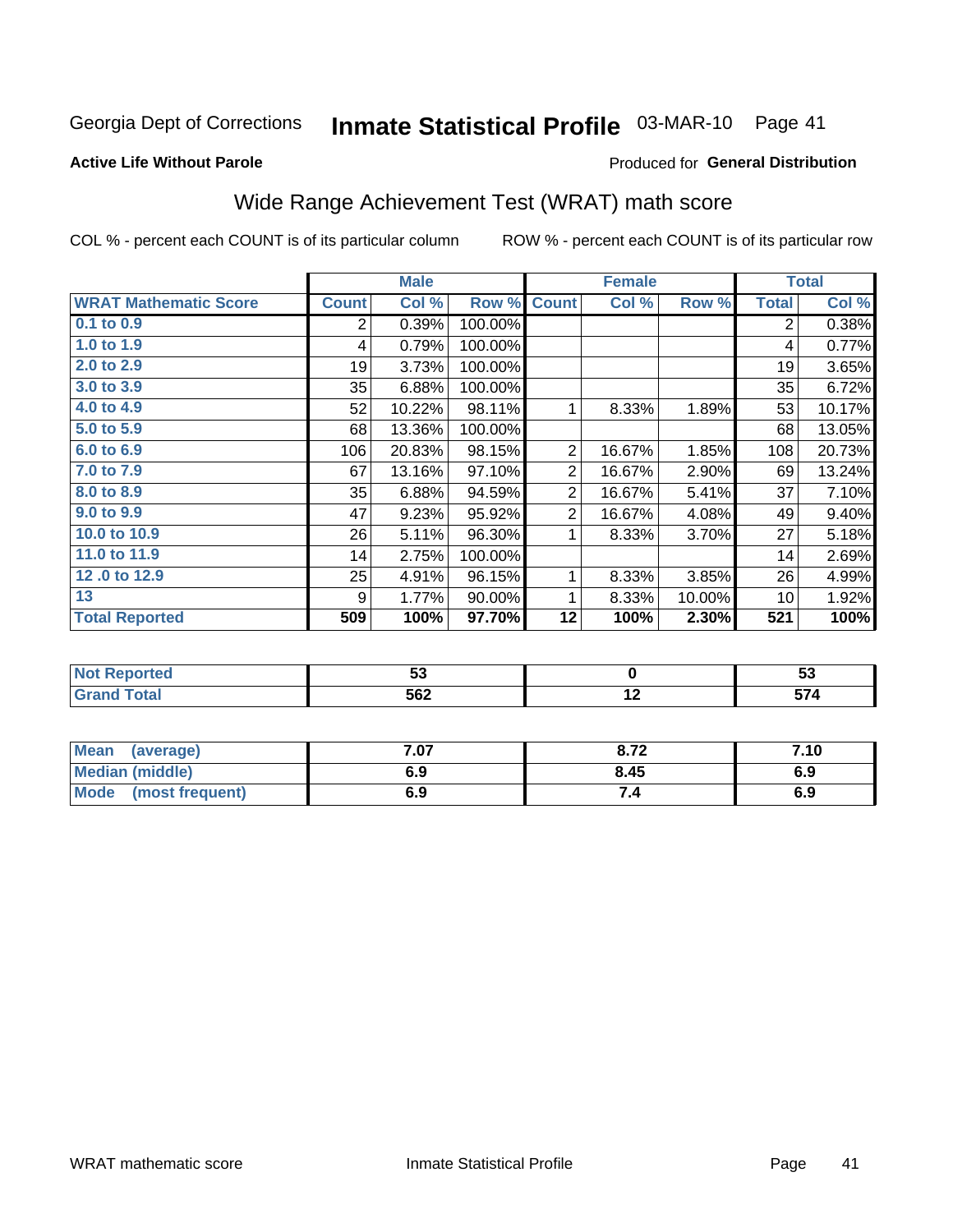Georgia Dept of Corrections **Inmate Statistical Profile** 03-MAR-10 Page 41

**Active Life Without Parole**

Produced for **General Distribution**

## Wide Range Achievement Test (WRAT) math score

COL % - percent each COUNT is of its particular column

ROW % - percent each COUNT is of its particular row

| | Male | | | Female | | | Total | |
|---|---|---|---|---|---|---|---|---|
| **WRAT Mathematic Score** | **Count** | **Col %** | **Row %** | **Count** | **Col %** | **Row %** | **Total** | **Col %** |
| 0.1 to 0.9 | 2 | 0.39% | 100.00% | | | | 2 | 0.38% |
| 1.0 to 1.9 | 4 | 0.79% | 100.00% | | | | 4 | 0.77% |
| 2.0 to 2.9 | 19 | 3.73% | 100.00% | | | | 19 | 3.65% |
| 3.0 to 3.9 | 35 | 6.88% | 100.00% | | | | 35 | 6.72% |
| 4.0 to 4.9 | 52 | 10.22% | 98.11% | 1 | 8.33% | 1.89% | 53 | 10.17% |
| 5.0 to 5.9 | 68 | 13.36% | 100.00% | | | | 68 | 13.05% |
| 6.0 to 6.9 | 106 | 20.83% | 98.15% | 2 | 16.67% | 1.85% | 108 | 20.73% |
| 7.0 to 7.9 | 67 | 13.16% | 97.10% | 2 | 16.67% | 2.90% | 69 | 13.24% |
| 8.0 to 8.9 | 35 | 6.88% | 94.59% | 2 | 16.67% | 5.41% | 37 | 7.10% |
| 9.0 to 9.9 | 47 | 9.23% | 95.92% | 2 | 16.67% | 4.08% | 49 | 9.40% |
| 10.0 to 10.9 | 26 | 5.11% | 96.30% | 1 | 8.33% | 3.70% | 27 | 5.18% |
| 11.0 to 11.9 | 14 | 2.75% | 100.00% | | | | 14 | 2.69% |
| 12 .0 to 12.9 | 25 | 4.91% | 96.15% | 1 | 8.33% | 3.85% | 26 | 4.99% |
| 13 | 9 | 1.77% | 90.00% | 1 | 8.33% | 10.00% | 10 | 1.92% |
| **Total Reported** | **509** | **100%** | **97.70%** | **12** | **100%** | **2.30%** | **521** | **100%** |

| | Male | Female | Total |
|---|---|---|---|
| Not Reported | 53 | 0 | 53 |
| Grand Total | 562 | 12 | 574 |

| | Male | Female | Total |
|---|---|---|---|
| Mean (average) | 7.07 | 8.72 | 7.10 |
| Median (middle) | 6.9 | 8.45 | 6.9 |
| Mode (most frequent) | 6.9 | 7.4 | 6.9 |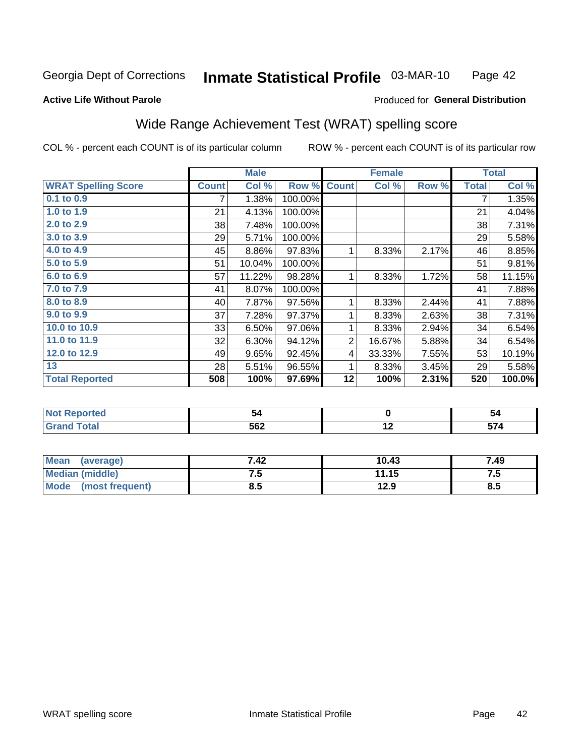Georgia Dept of Corrections **Inmate Statistical Profile** 03-MAR-10

**Active Life Without Parole**

Produced for **General Distribution**

## Wide Range Achievement Test (WRAT) spelling score

COL % - percent each COUNT is of its particular column

ROW % - percent each COUNT is of its particular row

| | Male | | | Female | | | Total | |
|---|---|---|---|---|---|---|---|---|
| **WRAT Spelling Score** | **Count** | **Col %** | **Row %** | **Count** | **Col %** | **Row %** | **Total** | **Col %** |
| 0.1 to 0.9 | 7 | 1.38% | 100.00% | | | | 7 | 1.35% |
| 1.0 to 1.9 | 21 | 4.13% | 100.00% | | | | 21 | 4.04% |
| 2.0 to 2.9 | 38 | 7.48% | 100.00% | | | | 38 | 7.31% |
| 3.0 to 3.9 | 29 | 5.71% | 100.00% | | | | 29 | 5.58% |
| 4.0 to 4.9 | 45 | 8.86% | 97.83% | 1 | 8.33% | 2.17% | 46 | 8.85% |
| 5.0 to 5.9 | 51 | 10.04% | 100.00% | | | | 51 | 9.81% |
| 6.0 to 6.9 | 57 | 11.22% | 98.28% | 1 | 8.33% | 1.72% | 58 | 11.15% |
| 7.0 to 7.9 | 41 | 8.07% | 100.00% | | | | 41 | 7.88% |
| 8.0 to 8.9 | 40 | 7.87% | 97.56% | 1 | 8.33% | 2.44% | 41 | 7.88% |
| 9.0 to 9.9 | 37 | 7.28% | 97.37% | 1 | 8.33% | 2.63% | 38 | 7.31% |
| 10.0 to 10.9 | 33 | 6.50% | 97.06% | 1 | 8.33% | 2.94% | 34 | 6.54% |
| 11.0 to 11.9 | 32 | 6.30% | 94.12% | 2 | 16.67% | 5.88% | 34 | 6.54% |
| 12.0 to 12.9 | 49 | 9.65% | 92.45% | 4 | 33.33% | 7.55% | 53 | 10.19% |
| 13 | 28 | 5.51% | 96.55% | 1 | 8.33% | 3.45% | 29 | 5.58% |
| **Total Reported** | **508** | **100%** | **97.69%** | **12** | **100%** | **2.31%** | **520** | **100.0%** |

| | Male | Female | Total |
|---|---|---|---|
| **Not Reported** | **54** | **0** | **54** |
| **Grand Total** | **562** | **12** | **574** |

| | Male | Female | Total |
|---|---|---|---|
| **Mean (average)** | **7.42** | **10.43** | **7.49** |
| **Median (middle)** | **7.5** | **11.15** | **7.5** |
| **Mode (most frequent)** | **8.5** | **12.9** | **8.5** |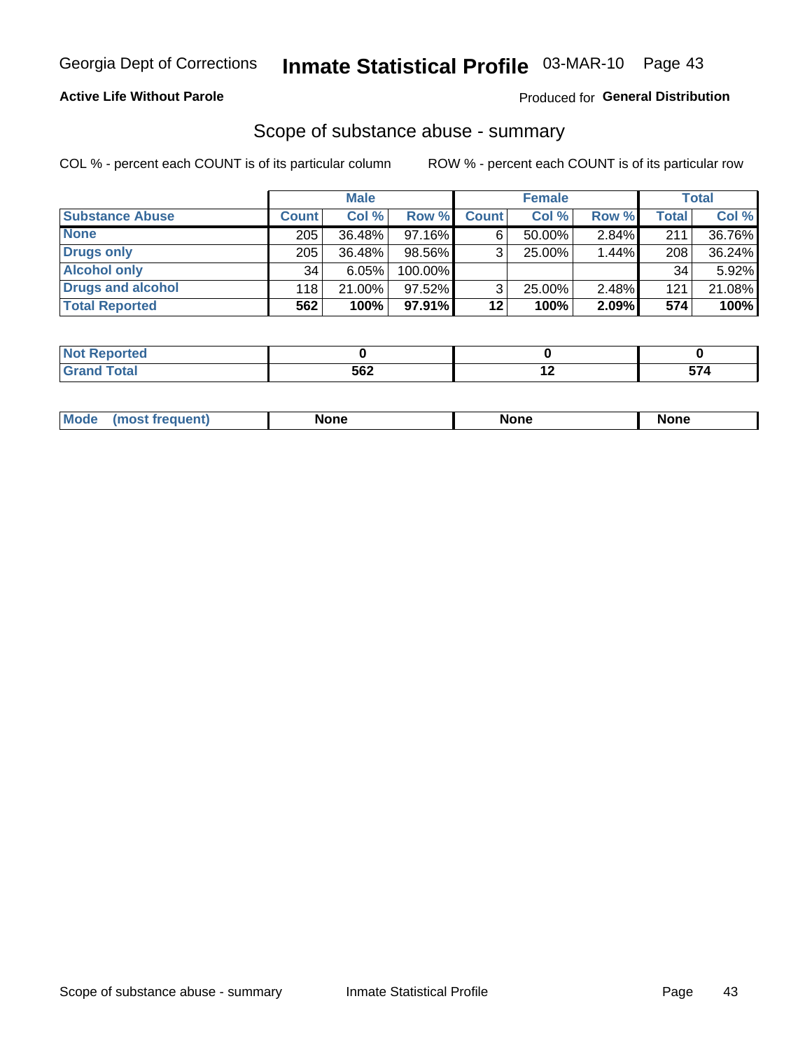Georgia Dept of Corrections **Inmate Statistical Profile** 03-MAR-10

**Active Life Without Parole**

Produced for **General Distribution**

## Scope of substance abuse - summary

COL % - percent each COUNT is of its particular column

ROW % - percent each COUNT is of its particular row

| | Male | | | Female | | | Total | |
|---|---|---|---|---|---|---|---|---|
| **Substance Abuse** | **Count** | **Col %** | **Row %** | **Count** | **Col %** | **Row %** | **Total** | **Col %** |
| **None** | 205 | 36.48% | 97.16% | 6 | 50.00% | 2.84% | 211 | 36.76% |
| **Drugs only** | 205 | 36.48% | 98.56% | 3 | 25.00% | 1.44% | 208 | 36.24% |
| **Alcohol only** | 34 | 6.05% | 100.00% | | | | 34 | 5.92% |
| **Drugs and alcohol** | 118 | 21.00% | 97.52% | 3 | 25.00% | 2.48% | 121 | 21.08% |
| **Total Reported** | **562** | **100%** | **97.91%** | **12** | **100%** | **2.09%** | **574** | **100%** |

| | Male | Female | Total |
|---|---|---|---|
| **Not Reported** | **0** | **0** | **0** |
| **Grand Total** | **562** | **12** | **574** |

| | Male | Female | Total |
|---|---|---|---|
| **Mode (most frequent)** | **None** | **None** | **None** |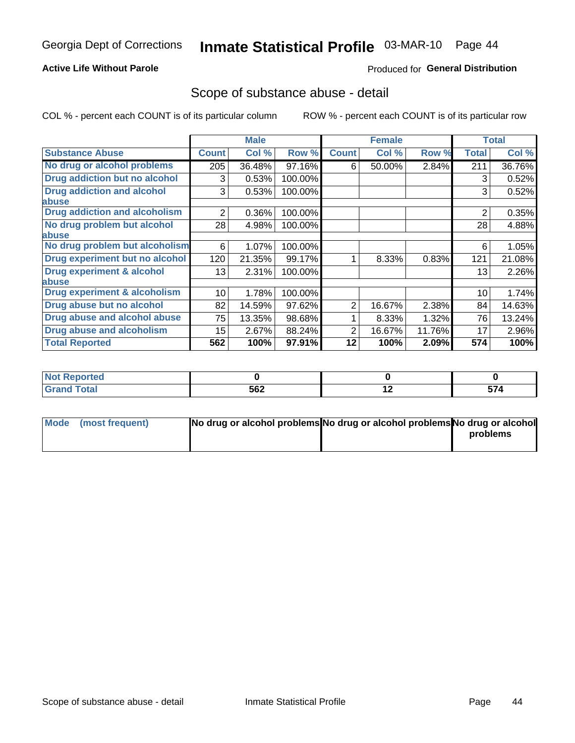# Georgia Dept of Corrections — Inmate Statistical Profile 03-MAR-10

**Active Life Without Parole**

Produced for **General Distribution**

## Scope of substance abuse - detail

COL % - percent each COUNT is of its particular column

ROW % - percent each COUNT is of its particular row

| | Male | | | Female | | | Total | |
|---|---|---|---|---|---|---|---|---|
| **Substance Abuse** | **Count** | **Col %** | **Row %** | **Count** | **Col %** | **Row %** | **Total** | **Col %** |
| No drug or alcohol problems | 205 | 36.48% | 97.16% | 6 | 50.00% | 2.84% | 211 | 36.76% |
| Drug addiction but no alcohol | 3 | 0.53% | 100.00% | | | | 3 | 0.52% |
| Drug addiction and alcohol abuse | 3 | 0.53% | 100.00% | | | | 3 | 0.52% |
| Drug addiction and alcoholism | 2 | 0.36% | 100.00% | | | | 2 | 0.35% |
| No drug problem but alcohol abuse | 28 | 4.98% | 100.00% | | | | 28 | 4.88% |
| No drug problem but alcoholism | 6 | 1.07% | 100.00% | | | | 6 | 1.05% |
| Drug experiment but no alcohol | 120 | 21.35% | 99.17% | 1 | 8.33% | 0.83% | 121 | 21.08% |
| Drug experiment & alcohol abuse | 13 | 2.31% | 100.00% | | | | 13 | 2.26% |
| Drug experiment & alcoholism | 10 | 1.78% | 100.00% | | | | 10 | 1.74% |
| Drug abuse but no alcohol | 82 | 14.59% | 97.62% | 2 | 16.67% | 2.38% | 84 | 14.63% |
| Drug abuse and alcohol abuse | 75 | 13.35% | 98.68% | 1 | 8.33% | 1.32% | 76 | 13.24% |
| Drug abuse and alcoholism | 15 | 2.67% | 88.24% | 2 | 16.67% | 11.76% | 17 | 2.96% |
| **Total Reported** | **562** | **100%** | **97.91%** | **12** | **100%** | **2.09%** | **574** | **100%** |

| | Male | Female | Total |
|---|---|---|---|
| Not Reported | 0 | 0 | 0 |
| Grand Total | 562 | 12 | 574 |

| | Male | Female | Total |
|---|---|---|---|
| Mode (most frequent) | No drug or alcohol problems | No drug or alcohol problems | No drug or alcohol problems |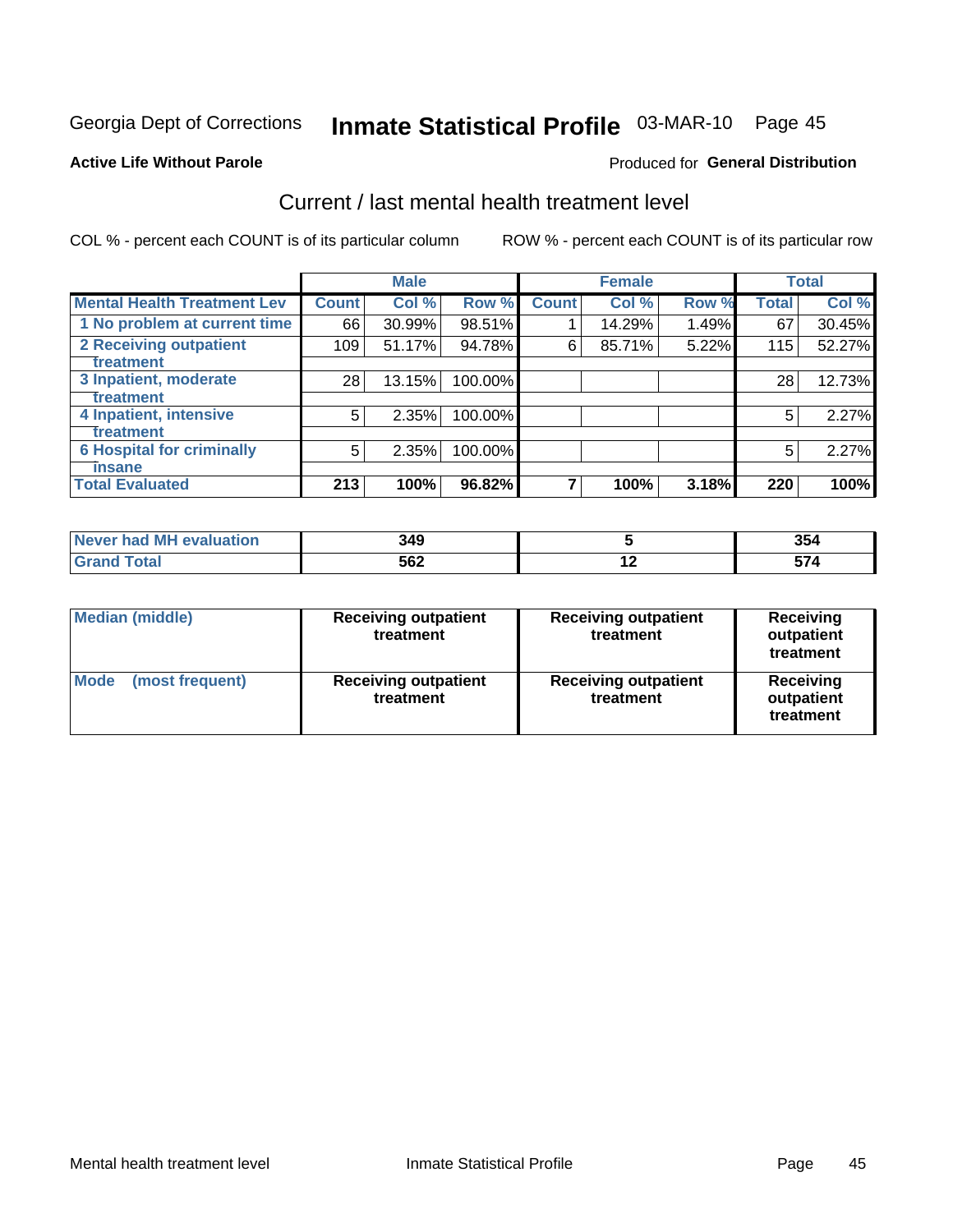Georgia Dept of Corrections **Inmate Statistical Profile** 03-MAR-10

**Active Life Without Parole**

Produced for **General Distribution**

## Current / last mental health treatment level

COL % - percent each COUNT is of its particular column

ROW % - percent each COUNT is of its particular row

| | Male | | | Female | | | Total | |
|---|---|---|---|---|---|---|---|---|
| **Mental Health Treatment Lev** | **Count** | **Col %** | **Row %** | **Count** | **Col %** | **Row %** | **Total** | **Col %** |
| 1 No problem at current time | 66 | 30.99% | 98.51% | 1 | 14.29% | 1.49% | 67 | 30.45% |
| 2 Receiving outpatient treatment | 109 | 51.17% | 94.78% | 6 | 85.71% | 5.22% | 115 | 52.27% |
| 3 Inpatient, moderate treatment | 28 | 13.15% | 100.00% | | | | 28 | 12.73% |
| 4 Inpatient, intensive treatment | 5 | 2.35% | 100.00% | | | | 5 | 2.27% |
| 6 Hospital for criminally insane | 5 | 2.35% | 100.00% | | | | 5 | 2.27% |
| **Total Evaluated** | **213** | **100%** | **96.82%** | **7** | **100%** | **3.18%** | **220** | **100%** |

| | Male | Female | Total |
|---|---|---|---|
| Never had MH evaluation | 349 | 5 | 354 |
| Grand Total | 562 | 12 | 574 |

| | Male | Female | Total |
|---|---|---|---|
| Median (middle) | Receiving outpatient treatment | Receiving outpatient treatment | Receiving outpatient treatment |
| Mode (most frequent) | Receiving outpatient treatment | Receiving outpatient treatment | Receiving outpatient treatment |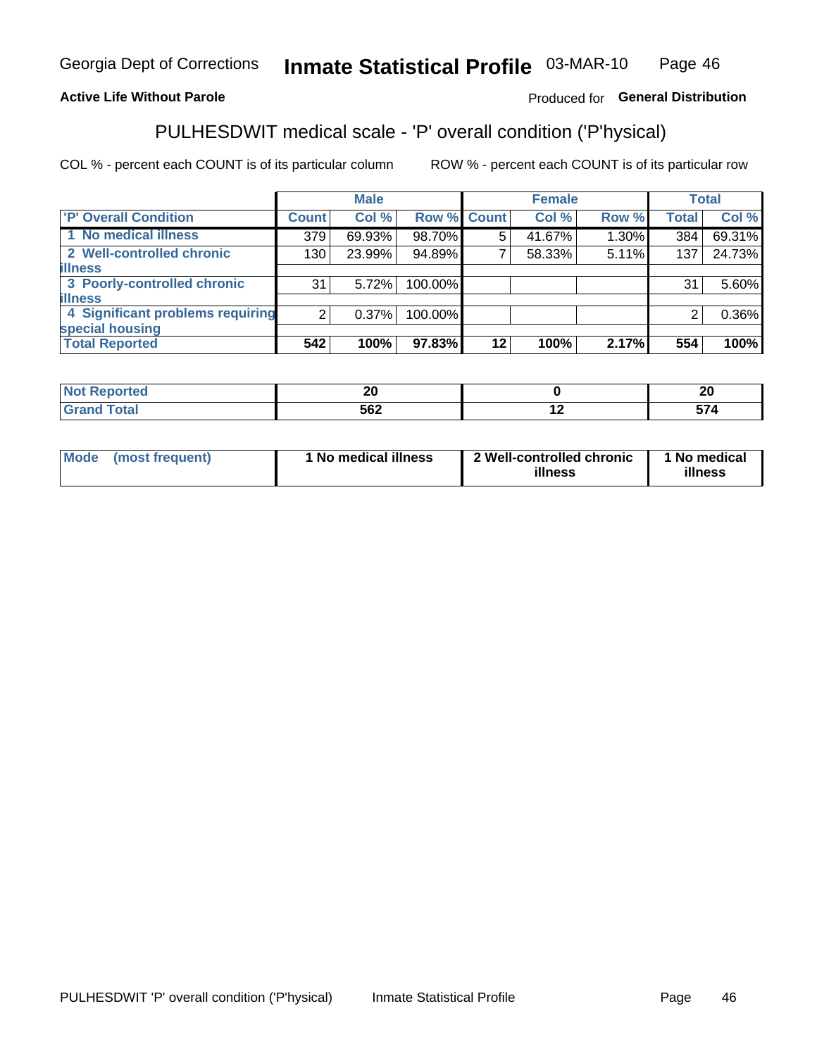Georgia Dept of Corrections **Inmate Statistical Profile** 03-MAR-10

**Active Life Without Parole**

Produced for **General Distribution**

## PULHESDWIT medical scale - 'P' overall condition ('P'hysical)

COL % - percent each COUNT is of its particular column

ROW % - percent each COUNT is of its particular row

| | Male | | | Female | | | Total | |
|---|---|---|---|---|---|---|---|---|
| **'P' Overall Condition** | **Count** | **Col %** | **Row %** | **Count** | **Col %** | **Row %** | **Total** | **Col %** |
| 1 No medical illness | 379 | 69.93% | 98.70% | 5 | 41.67% | 1.30% | 384 | 69.31% |
| 2 Well-controlled chronic illness | 130 | 23.99% | 94.89% | 7 | 58.33% | 5.11% | 137 | 24.73% |
| 3 Poorly-controlled chronic illness | 31 | 5.72% | 100.00% | | | | 31 | 5.60% |
| 4 Significant problems requiring special housing | 2 | 0.37% | 100.00% | | | | 2 | 0.36% |
| **Total Reported** | **542** | **100%** | **97.83%** | **12** | **100%** | **2.17%** | **554** | **100%** |

| | Male | Female | Total |
|---|---|---|---|
| **Not Reported** | **20** | **0** | **20** |
| **Grand Total** | **562** | **12** | **574** |

| | Male | Female | Total |
|---|---|---|---|
| **Mode (most frequent)** | **1 No medical illness** | **2 Well-controlled chronic illness** | **1 No medical illness** |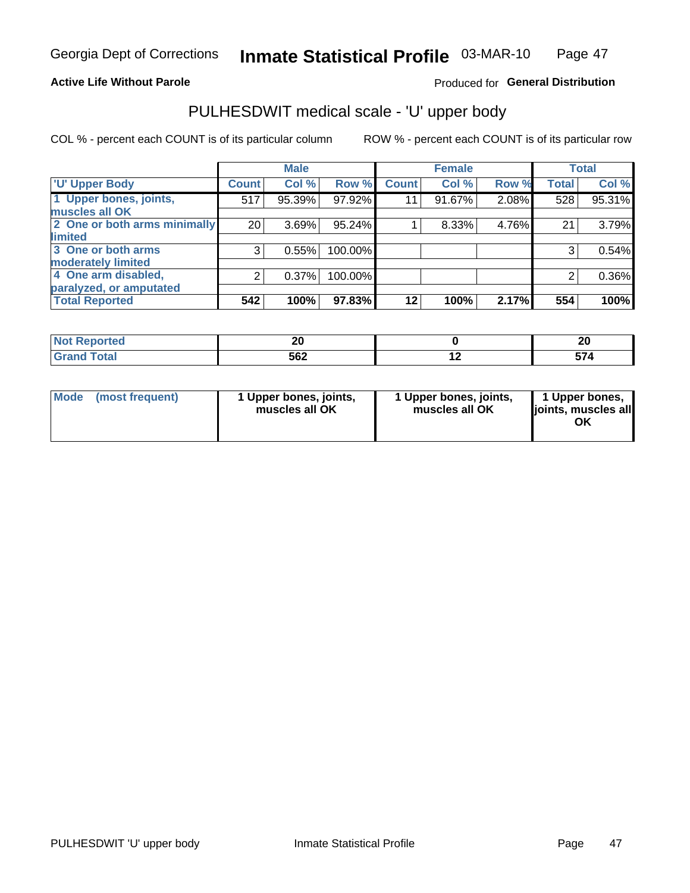Georgia Dept of Corrections **Inmate Statistical Profile** 03-MAR-10

**Active Life Without Parole**

Produced for **General Distribution**

## PULHESDWIT medical scale - 'U' upper body

COL % - percent each COUNT is of its particular column

ROW % - percent each COUNT is of its particular row

| | Male | | | Female | | | Total | |
|---|---|---|---|---|---|---|---|---|
| **'U' Upper Body** | **Count** | **Col %** | **Row %** | **Count** | **Col %** | **Row %** | **Total** | **Col %** |
| **1 Upper bones, joints, muscles all OK** | 517 | 95.39% | 97.92% | 11 | 91.67% | 2.08% | 528 | 95.31% |
| **2 One or both arms minimally limited** | 20 | 3.69% | 95.24% | 1 | 8.33% | 4.76% | 21 | 3.79% |
| **3 One or both arms moderately limited** | 3 | 0.55% | 100.00% | | | | 3 | 0.54% |
| **4 One arm disabled, paralyzed, or amputated** | 2 | 0.37% | 100.00% | | | | 2 | 0.36% |
| **Total Reported** | **542** | **100%** | **97.83%** | **12** | **100%** | **2.17%** | **554** | **100%** |

| | Male | Female | Total |
|---|---|---|---|
| **Not Reported** | **20** | **0** | **20** |
| **Grand Total** | **562** | **12** | **574** |

| | Male | Female | Total |
|---|---|---|---|
| **Mode (most frequent)** | **1 Upper bones, joints, muscles all OK** | **1 Upper bones, joints, muscles all OK** | **1 Upper bones, joints, muscles all OK** |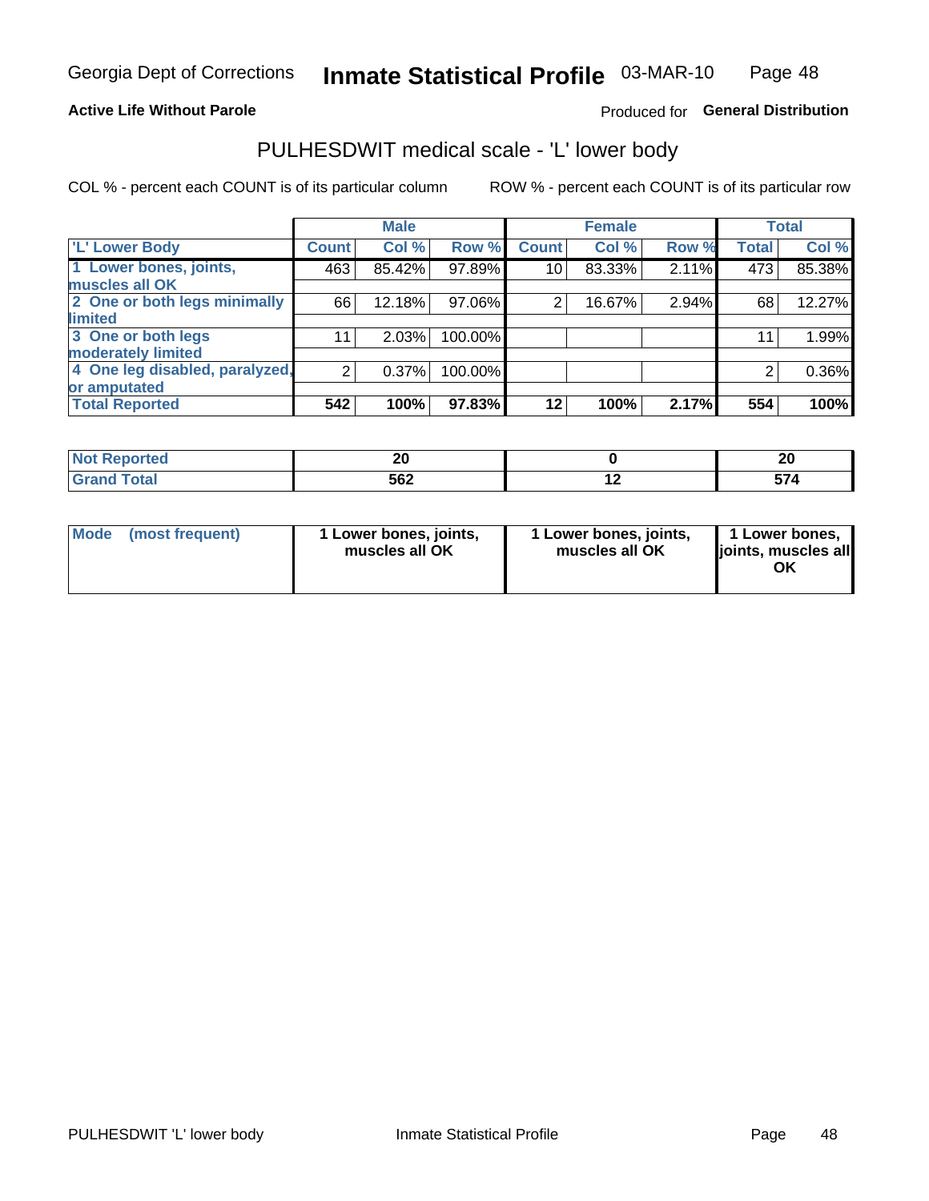Georgia Dept of Corrections **Inmate Statistical Profile** 03-MAR-10

**Active Life Without Parole**

Produced for **General Distribution**

## PULHESDWIT medical scale - 'L' lower body

COL % - percent each COUNT is of its particular column

ROW % - percent each COUNT is of its particular row

| | Male | | | Female | | | Total | |
|---|---|---|---|---|---|---|---|---|
| 'L' Lower Body | Count | Col % | Row % | Count | Col % | Row % | Total | Col % |
| 1 Lower bones, joints, muscles all OK | 463 | 85.42% | 97.89% | 10 | 83.33% | 2.11% | 473 | 85.38% |
| 2 One or both legs minimally limited | 66 | 12.18% | 97.06% | 2 | 16.67% | 2.94% | 68 | 12.27% |
| 3 One or both legs moderately limited | 11 | 2.03% | 100.00% | | | | 11 | 1.99% |
| 4 One leg disabled, paralyzed, or amputated | 2 | 0.37% | 100.00% | | | | 2 | 0.36% |
| **Total Reported** | **542** | **100%** | **97.83%** | **12** | **100%** | **2.17%** | **554** | **100%** |

| | Male | Female | Total |
|---|---|---|---|
| Not Reported | 20 | 0 | 20 |
| Grand Total | 562 | 12 | 574 |

| | Male | Female | Total |
|---|---|---|---|
| Mode (most frequent) | 1 Lower bones, joints, muscles all OK | 1 Lower bones, joints, muscles all OK | 1 Lower bones, joints, muscles all OK |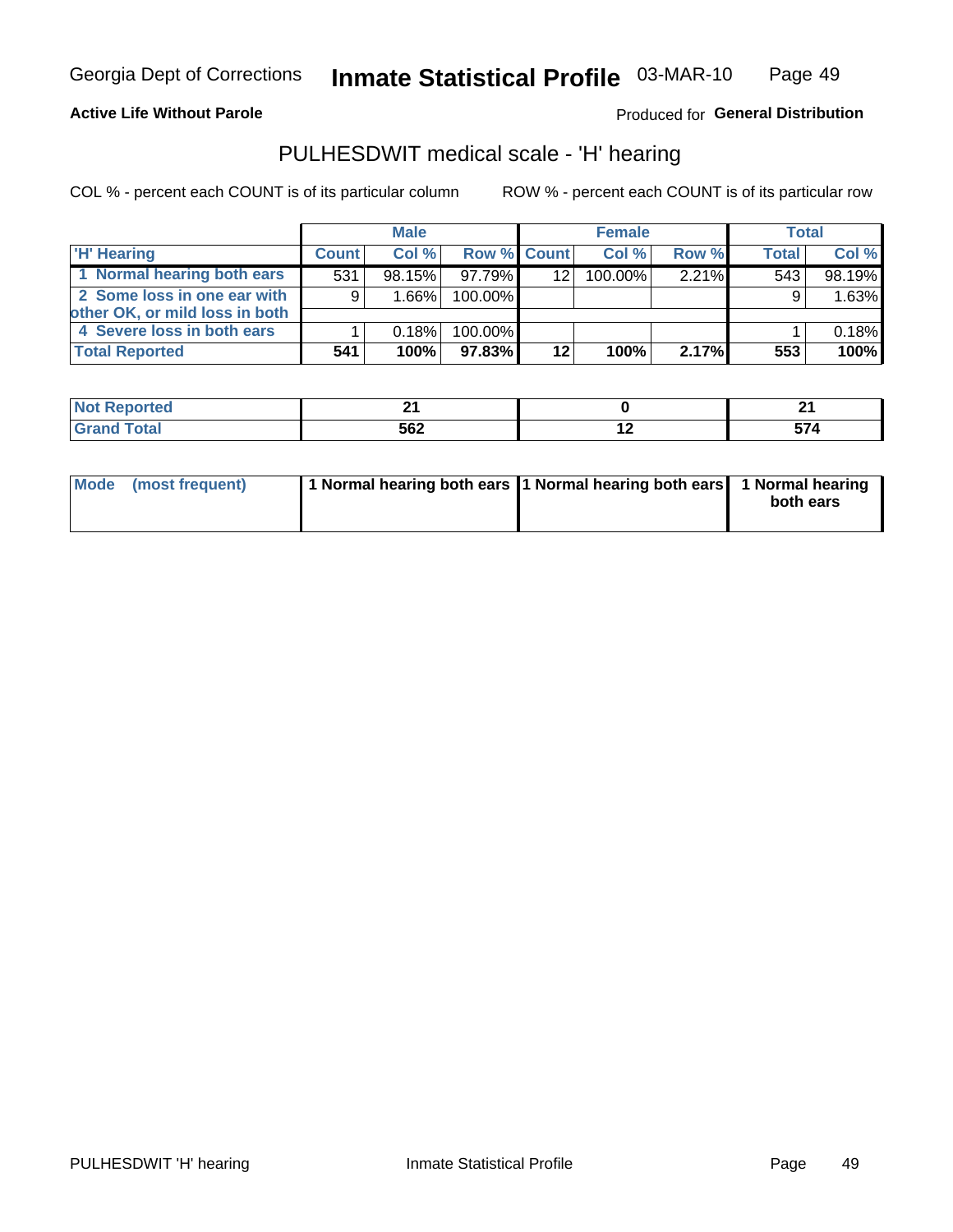Georgia Dept of Corrections **Inmate Statistical Profile** 03-MAR-10

**Active Life Without Parole**

Produced for **General Distribution**

## PULHESDWIT medical scale - 'H' hearing

COL % - percent each COUNT is of its particular column

ROW % - percent each COUNT is of its particular row

| | Male | | | Female | | | Total | |
|---|---|---|---|---|---|---|---|---|
| 'H' Hearing | Count | Col % | Row % | Count | Col % | Row % | Total | Col % |
| 1 Normal hearing both ears | 531 | 98.15% | 97.79% | 12 | 100.00% | 2.21% | 543 | 98.19% |
| 2 Some loss in one ear with other OK, or mild loss in both | 9 | 1.66% | 100.00% | | | | 9 | 1.63% |
| 4 Severe loss in both ears | 1 | 0.18% | 100.00% | | | | 1 | 0.18% |
| **Total Reported** | **541** | **100%** | **97.83%** | **12** | **100%** | **2.17%** | **553** | **100%** |

| | Male | Female | Total |
|---|---|---|---|
| Not Reported | 21 | 0 | 21 |
| Grand Total | 562 | 12 | 574 |

| | Male | Female | Total |
|---|---|---|---|
| Mode (most frequent) | 1 Normal hearing both ears | 1 Normal hearing both ears | 1 Normal hearing both ears |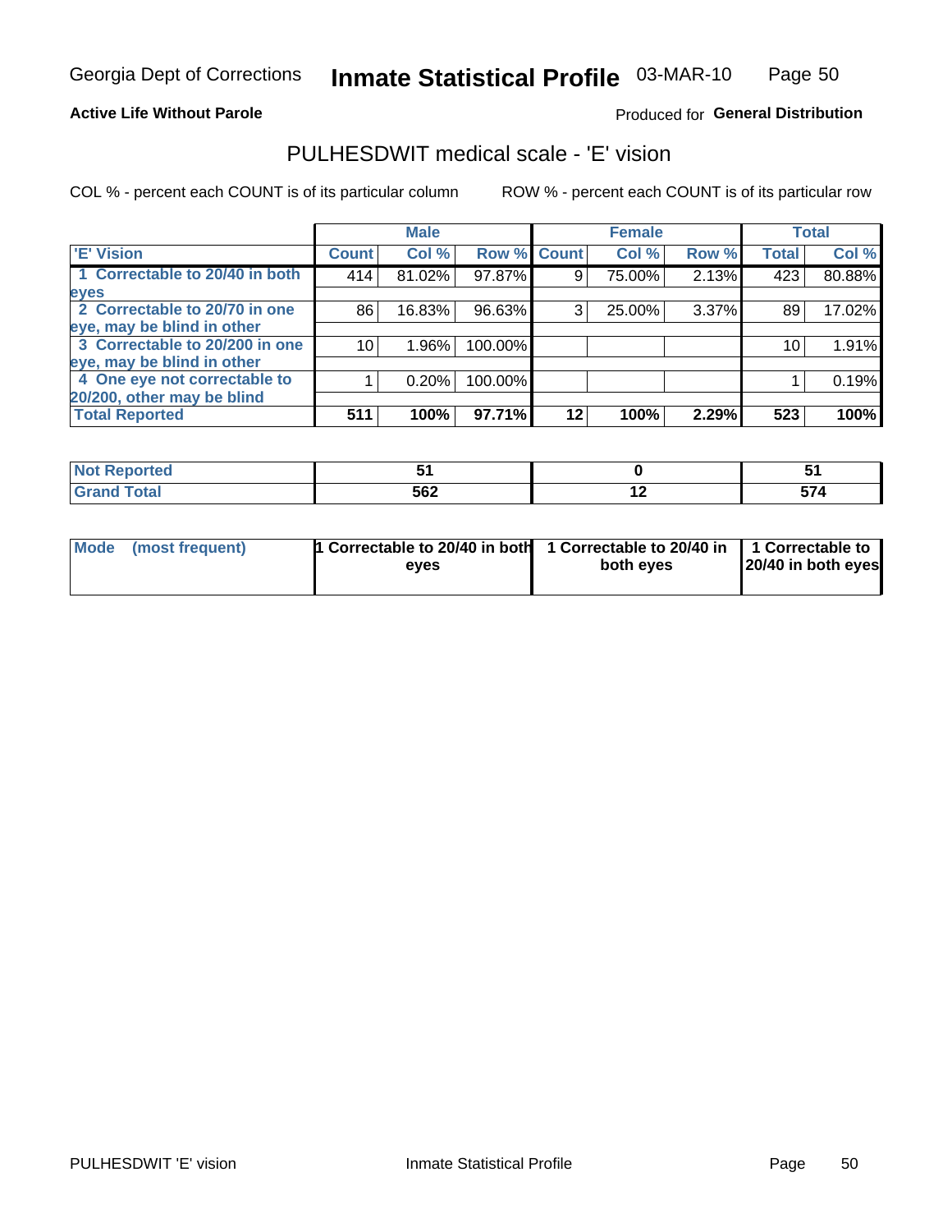Georgia Dept of Corrections **Inmate Statistical Profile** 03-MAR-10

**Active Life Without Parole**

Produced for **General Distribution**

## PULHESDWIT medical scale - 'E' vision

COL % - percent each COUNT is of its particular column

ROW % - percent each COUNT is of its particular row

| 'E' Vision | Male | | | Female | | | Total | |
|---|---|---|---|---|---|---|---|---|
| | Count | Col % | Row % | Count | Col % | Row % | Total | Col % |
| 1 Correctable to 20/40 in both eyes | 414 | 81.02% | 97.87% | 9 | 75.00% | 2.13% | 423 | 80.88% |
| 2 Correctable to 20/70 in one eye, may be blind in other | 86 | 16.83% | 96.63% | 3 | 25.00% | 3.37% | 89 | 17.02% |
| 3 Correctable to 20/200 in one eye, may be blind in other | 10 | 1.96% | 100.00% | | | | 10 | 1.91% |
| 4 One eye not correctable to 20/200, other may be blind | 1 | 0.20% | 100.00% | | | | 1 | 0.19% |
| **Total Reported** | **511** | **100%** | **97.71%** | **12** | **100%** | **2.29%** | **523** | **100%** |

| | Male | Female | Total |
|---|---|---|---|
| Not Reported | 51 | 0 | 51 |
| Grand Total | 562 | 12 | 574 |

| | Male | Female | Total |
|---|---|---|---|
| Mode (most frequent) | 1 Correctable to 20/40 in both eyes | 1 Correctable to 20/40 in both eyes | 1 Correctable to 20/40 in both eyes |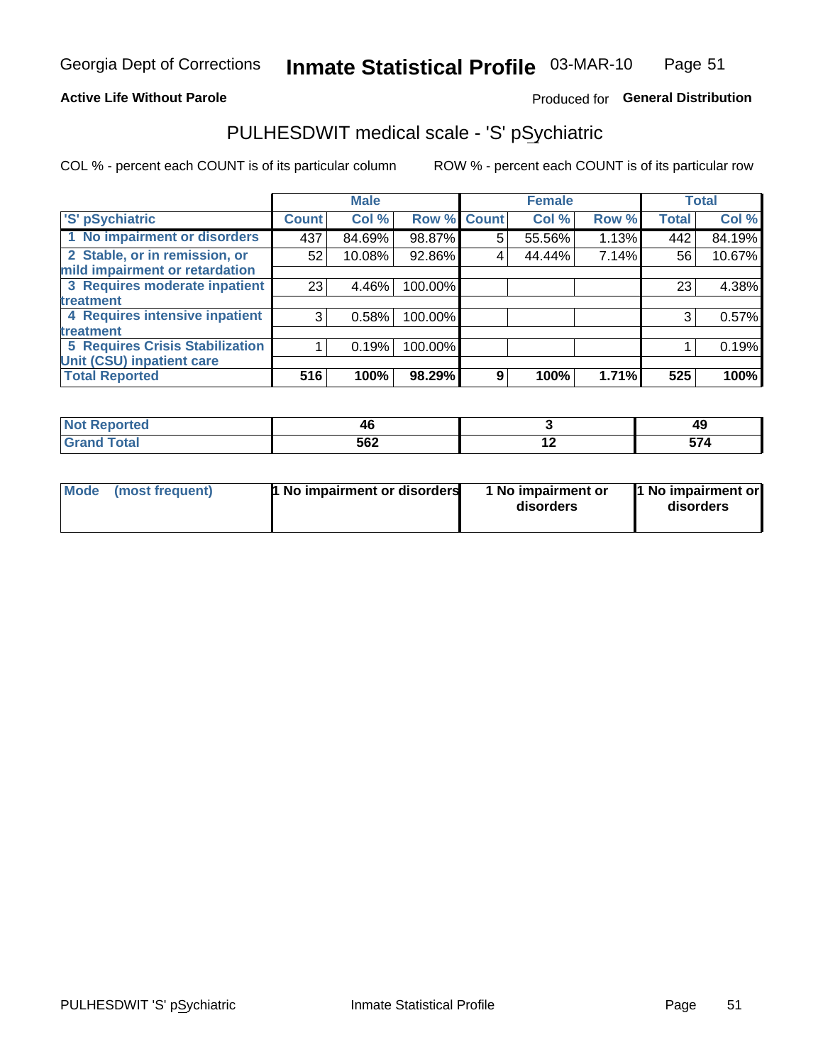Georgia Dept of Corrections **Inmate Statistical Profile** 03-MAR-10

**Active Life Without Parole**

Produced for **General Distribution**

## PULHESDWIT medical scale - 'S' pSychiatric

COL % - percent each COUNT is of its particular column

ROW % - percent each COUNT is of its particular row

| | Male | | | Female | | | Total | |
|---|---|---|---|---|---|---|---|---|
| 'S' pSychiatric | Count | Col % | Row % | Count | Col % | Row % | Total | Col % |
| 1 No impairment or disorders | 437 | 84.69% | 98.87% | 5 | 55.56% | 1.13% | 442 | 84.19% |
| 2 Stable, or in remission, or mild impairment or retardation | 52 | 10.08% | 92.86% | 4 | 44.44% | 7.14% | 56 | 10.67% |
| 3 Requires moderate inpatient treatment | 23 | 4.46% | 100.00% | | | | 23 | 4.38% |
| 4 Requires intensive inpatient treatment | 3 | 0.58% | 100.00% | | | | 3 | 0.57% |
| 5 Requires Crisis Stabilization Unit (CSU) inpatient care | 1 | 0.19% | 100.00% | | | | 1 | 0.19% |
| **Total Reported** | **516** | **100%** | **98.29%** | **9** | **100%** | **1.71%** | **525** | **100%** |

| | Male | Female | Total |
|---|---|---|---|
| Not Reported | 46 | 3 | 49 |
| Grand Total | 562 | 12 | 574 |

| | Male | Female | Total |
|---|---|---|---|
| Mode (most frequent) | 1 No impairment or disorders | 1 No impairment or disorders | 1 No impairment or disorders |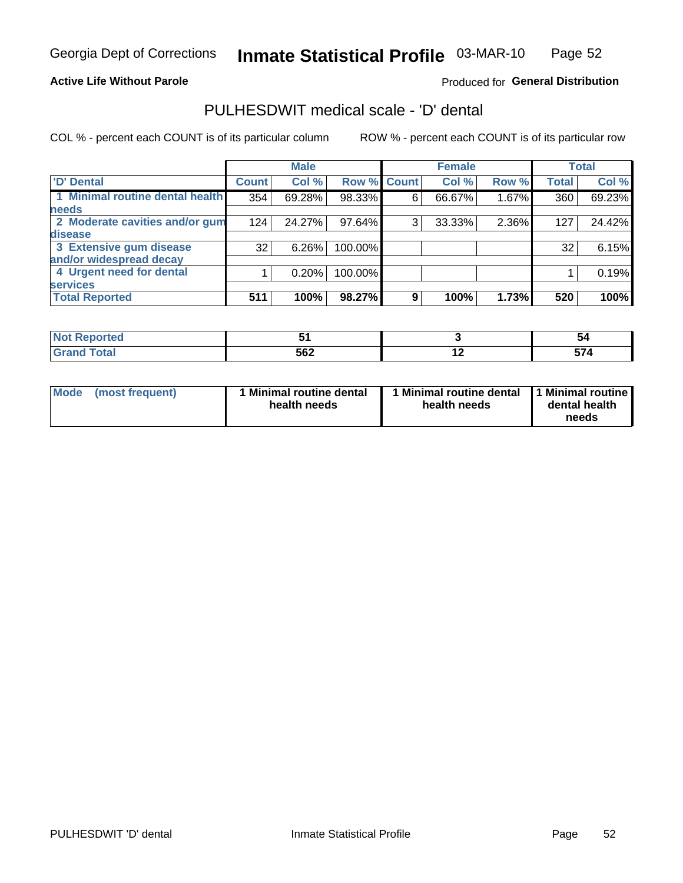Georgia Dept of Corrections **Inmate Statistical Profile** 03-MAR-10

**Active Life Without Parole**

Produced for **General Distribution**

## PULHESDWIT medical scale - 'D' dental

COL % - percent each COUNT is of its particular column

ROW % - percent each COUNT is of its particular row

| | Male | | | Female | | | Total | |
|---|---|---|---|---|---|---|---|---|
| 'D' Dental | Count | Col % | Row % | Count | Col % | Row % | Total | Col % |
| 1 Minimal routine dental health needs | 354 | 69.28% | 98.33% | 6 | 66.67% | 1.67% | 360 | 69.23% |
| 2 Moderate cavities and/or gum disease | 124 | 24.27% | 97.64% | 3 | 33.33% | 2.36% | 127 | 24.42% |
| 3 Extensive gum disease and/or widespread decay | 32 | 6.26% | 100.00% | | | | 32 | 6.15% |
| 4 Urgent need for dental services | 1 | 0.20% | 100.00% | | | | 1 | 0.19% |
| **Total Reported** | **511** | **100%** | **98.27%** | **9** | **100%** | **1.73%** | **520** | **100%** |

| | Male | Female | Total |
|---|---|---|---|
| Not Reported | 51 | 3 | 54 |
| Grand Total | 562 | 12 | 574 |

| | Male | Female | Total |
|---|---|---|---|
| Mode (most frequent) | 1 Minimal routine dental health needs | 1 Minimal routine dental health needs | 1 Minimal routine dental health needs |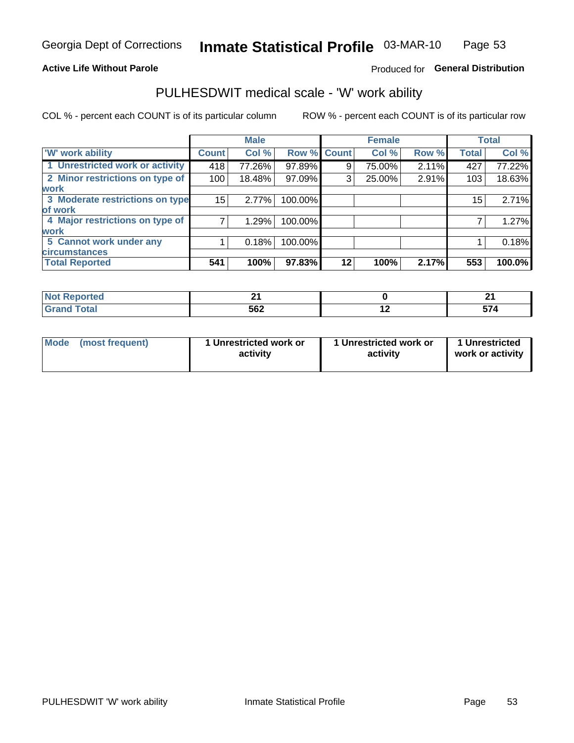Georgia Dept of Corrections **Inmate Statistical Profile** 03-MAR-10

**Active Life Without Parole**

Produced for **General Distribution**

## PULHESDWIT medical scale - 'W' work ability

COL % - percent each COUNT is of its particular column

ROW % - percent each COUNT is of its particular row

| | Male | | | Female | | | Total | |
|---|---|---|---|---|---|---|---|---|
| 'W' work ability | Count | Col % | Row % | Count | Col % | Row % | Total | Col % |
| 1 Unrestricted work or activity | 418 | 77.26% | 97.89% | 9 | 75.00% | 2.11% | 427 | 77.22% |
| 2 Minor restrictions on type of work | 100 | 18.48% | 97.09% | 3 | 25.00% | 2.91% | 103 | 18.63% |
| 3 Moderate restrictions on type of work | 15 | 2.77% | 100.00% | | | | 15 | 2.71% |
| 4 Major restrictions on type of work | 7 | 1.29% | 100.00% | | | | 7 | 1.27% |
| 5 Cannot work under any circumstances | 1 | 0.18% | 100.00% | | | | 1 | 0.18% |
| **Total Reported** | **541** | **100%** | **97.83%** | **12** | **100%** | **2.17%** | **553** | **100.0%** |

| | Male | Female | Total |
|---|---|---|---|
| Not Reported | 21 | 0 | 21 |
| Grand Total | 562 | 12 | 574 |

| | Male | Female | Total |
|---|---|---|---|
| Mode (most frequent) | 1 Unrestricted work or activity | 1 Unrestricted work or activity | 1 Unrestricted work or activity |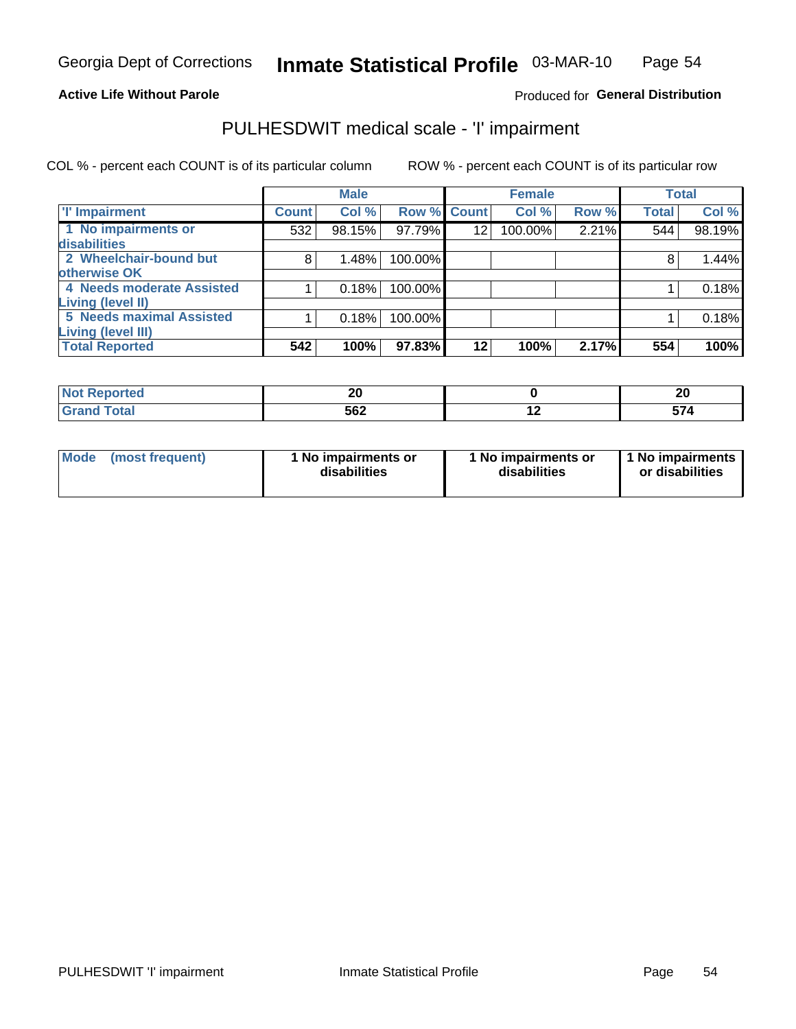Georgia Dept of Corrections **Inmate Statistical Profile** 03-MAR-10

**Active Life Without Parole**

Produced for **General Distribution**

## PULHESDWIT medical scale - 'I' impairment

COL % - percent each COUNT is of its particular column ROW % - percent each COUNT is of its particular row

| | Male | | | Female | | | Total | |
|---|---|---|---|---|---|---|---|---|
| 'I' Impairment | Count | Col % | Row % | Count | Col % | Row % | Total | Col % |
| 1 No impairments or disabilities | 532 | 98.15% | 97.79% | 12 | 100.00% | 2.21% | 544 | 98.19% |
| 2 Wheelchair-bound but otherwise OK | 8 | 1.48% | 100.00% | | | | 8 | 1.44% |
| 4 Needs moderate Assisted Living (level II) | 1 | 0.18% | 100.00% | | | | 1 | 0.18% |
| 5 Needs maximal Assisted Living (level III) | 1 | 0.18% | 100.00% | | | | 1 | 0.18% |
| **Total Reported** | **542** | **100%** | **97.83%** | **12** | **100%** | **2.17%** | **554** | **100%** |

| | Male | Female | Total |
|---|---|---|---|
| Not Reported | 20 | 0 | 20 |
| Grand Total | 562 | 12 | 574 |

| | Male | Female | Total |
|---|---|---|---|
| Mode (most frequent) | 1 No impairments or disabilities | 1 No impairments or disabilities | 1 No impairments or disabilities |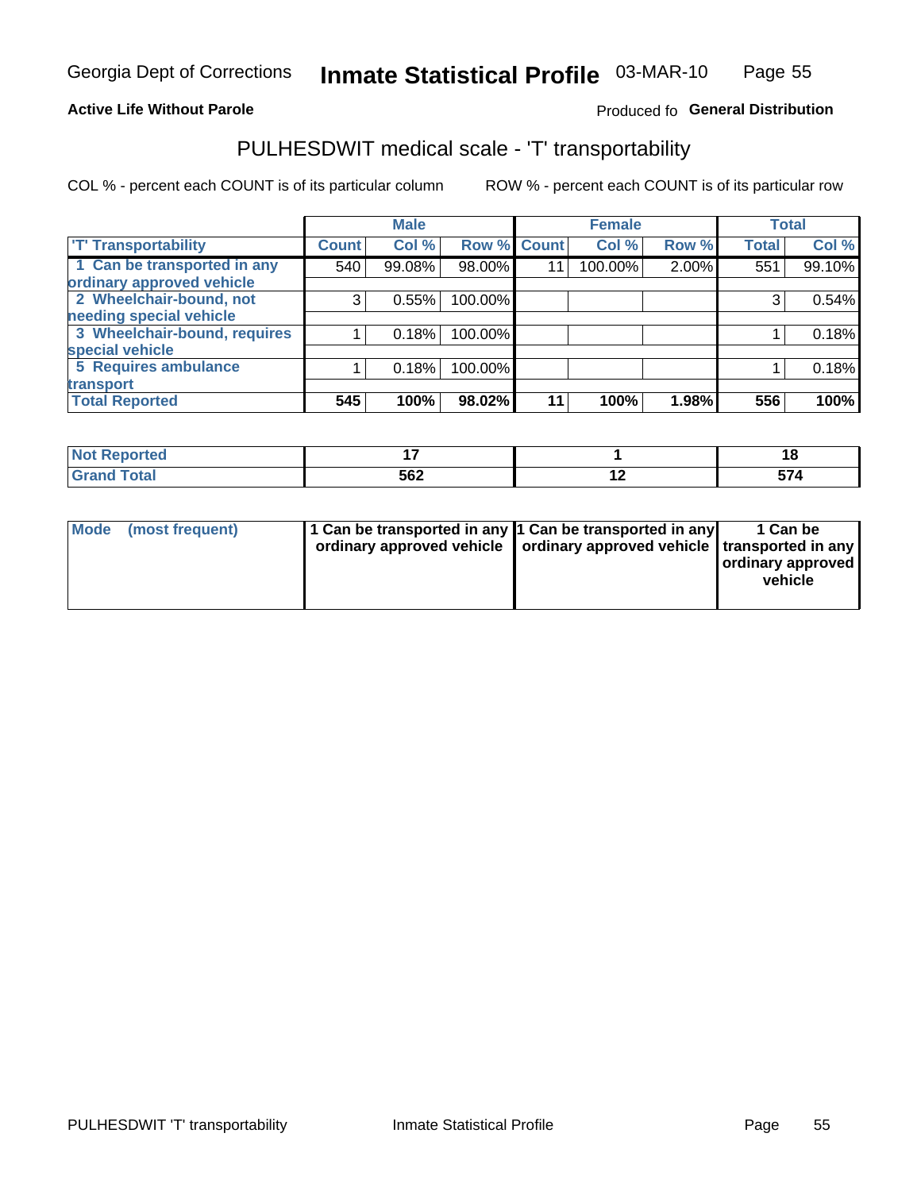Georgia Dept of Corrections **Inmate Statistical Profile** 03-MAR-10

**Active Life Without Parole**

Produced fo **General Distribution**

## PULHESDWIT medical scale - 'T' transportability

COL % - percent each COUNT is of its particular column

ROW % - percent each COUNT is of its particular row

| | Male | | | Female | | | Total | |
|---|---|---|---|---|---|---|---|---|
| 'T' Transportability | Count | Col % | Row % | Count | Col % | Row % | Total | Col % |
| 1 Can be transported in any ordinary approved vehicle | 540 | 99.08% | 98.00% | 11 | 100.00% | 2.00% | 551 | 99.10% |
| 2 Wheelchair-bound, not needing special vehicle | 3 | 0.55% | 100.00% | | | | 3 | 0.54% |
| 3 Wheelchair-bound, requires special vehicle | 1 | 0.18% | 100.00% | | | | 1 | 0.18% |
| 5 Requires ambulance transport | 1 | 0.18% | 100.00% | | | | 1 | 0.18% |
| **Total Reported** | **545** | **100%** | **98.02%** | **11** | **100%** | **1.98%** | **556** | **100%** |

| | Male | Female | Total |
|---|---|---|---|
| **Not Reported** | **17** | **1** | **18** |
| **Grand Total** | **562** | **12** | **574** |

| | Male | Female | Total |
|---|---|---|---|
| **Mode (most frequent)** | **1 Can be transported in any ordinary approved vehicle** | **1 Can be transported in any ordinary approved vehicle** | **1 Can be transported in any ordinary approved vehicle** |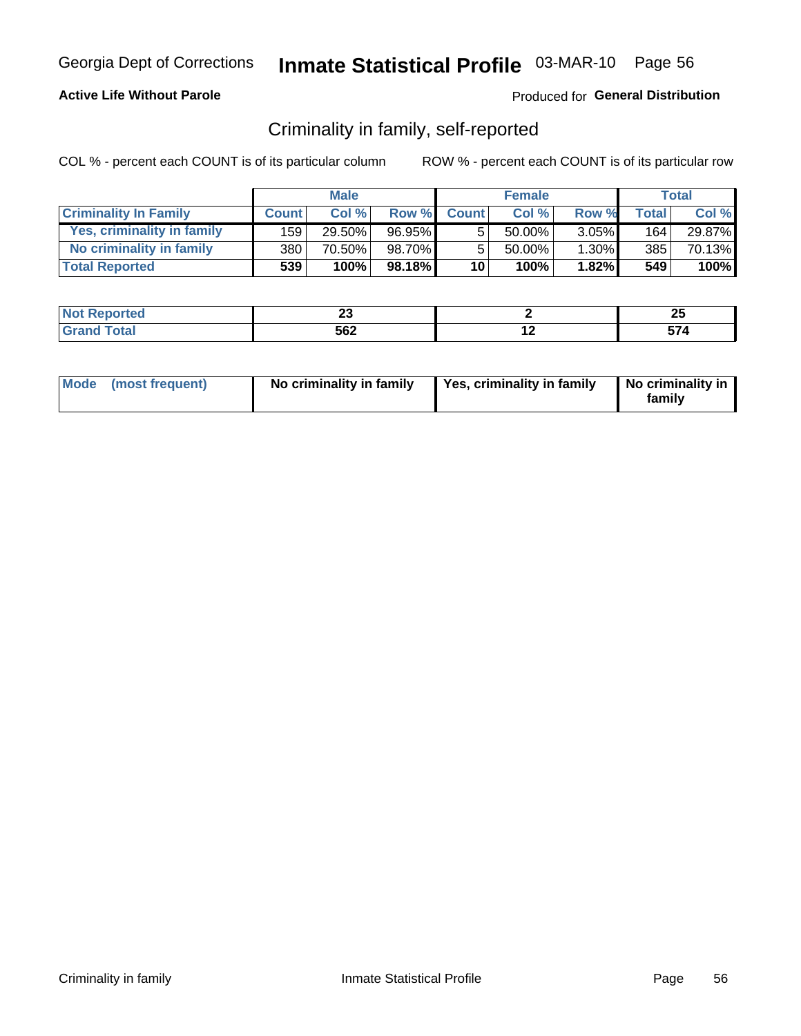Georgia Dept of Corrections **Inmate Statistical Profile** 03-MAR-10

**Active Life Without Parole**

Produced for **General Distribution**

## Criminality in family, self-reported

COL % - percent each COUNT is of its particular column

ROW % - percent each COUNT is of its particular row

| | Male | | | Female | | | Total | |
|---|---|---|---|---|---|---|---|---|
| **Criminality In Family** | **Count** | **Col %** | **Row %** | **Count** | **Col %** | **Row %** | **Total** | **Col %** |
| **Yes, criminality in family** | 159 | 29.50% | 96.95% | 5 | 50.00% | 3.05% | 164 | 29.87% |
| **No criminality in family** | 380 | 70.50% | 98.70% | 5 | 50.00% | 1.30% | 385 | 70.13% |
| **Total Reported** | **539** | **100%** | **98.18%** | **10** | **100%** | **1.82%** | **549** | **100%** |

| | Male | Female | Total |
|---|---|---|---|
| **Not Reported** | **23** | **2** | **25** |
| **Grand Total** | **562** | **12** | **574** |

| | Male | Female | Total |
|---|---|---|---|
| **Mode (most frequent)** | **No criminality in family** | **Yes, criminality in family** | **No criminality in family** |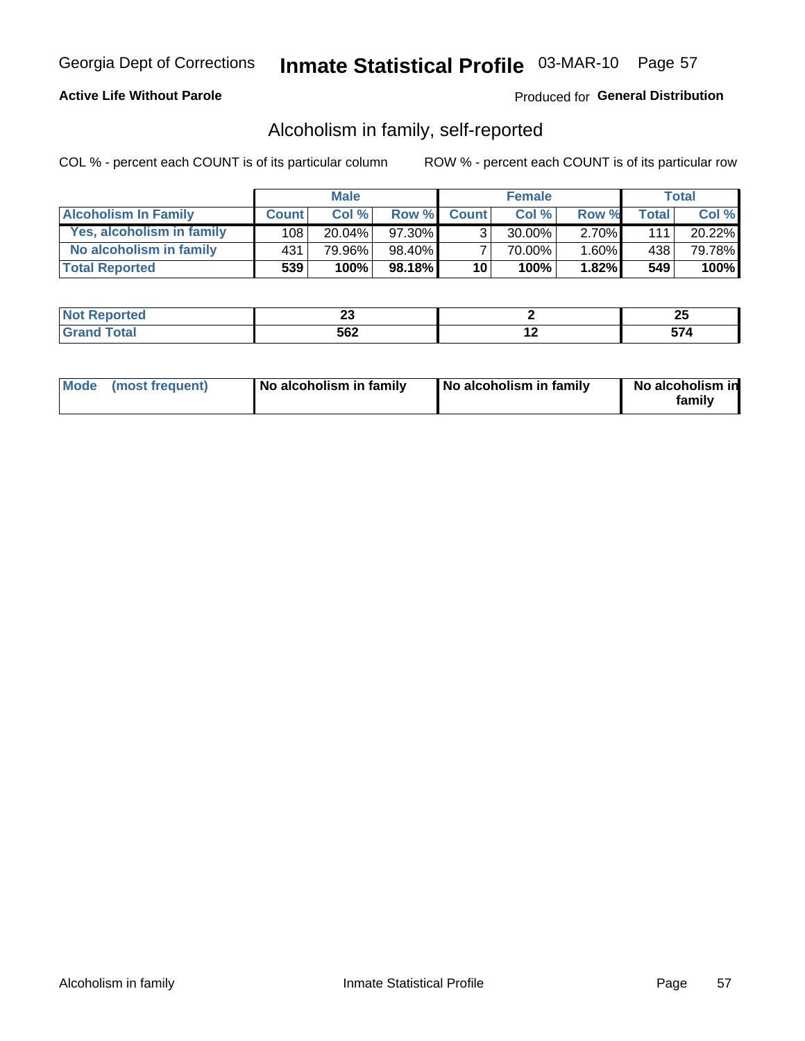Georgia Dept of Corrections **Inmate Statistical Profile** 03-MAR-10

**Active Life Without Parole**

Produced for **General Distribution**

## Alcoholism in family, self-reported

COL % - percent each COUNT is of its particular column

ROW % - percent each COUNT is of its particular row

| | Male | | | Female | | | Total | |
|---|---|---|---|---|---|---|---|---|
| **Alcoholism In Family** | **Count** | **Col %** | **Row %** | **Count** | **Col %** | **Row %** | **Total** | **Col %** |
| **Yes, alcoholism in family** | 108 | 20.04% | 97.30% | 3 | 30.00% | 2.70% | 111 | 20.22% |
| **No alcoholism in family** | 431 | 79.96% | 98.40% | 7 | 70.00% | 1.60% | 438 | 79.78% |
| **Total Reported** | **539** | **100%** | **98.18%** | **10** | **100%** | **1.82%** | **549** | **100%** |

| | Male | Female | Total |
|---|---|---|---|
| **Not Reported** | **23** | **2** | **25** |
| **Grand Total** | **562** | **12** | **574** |

| | Male | Female | Total |
|---|---|---|---|
| **Mode (most frequent)** | **No alcoholism in family** | **No alcoholism in family** | **No alcoholism in family** |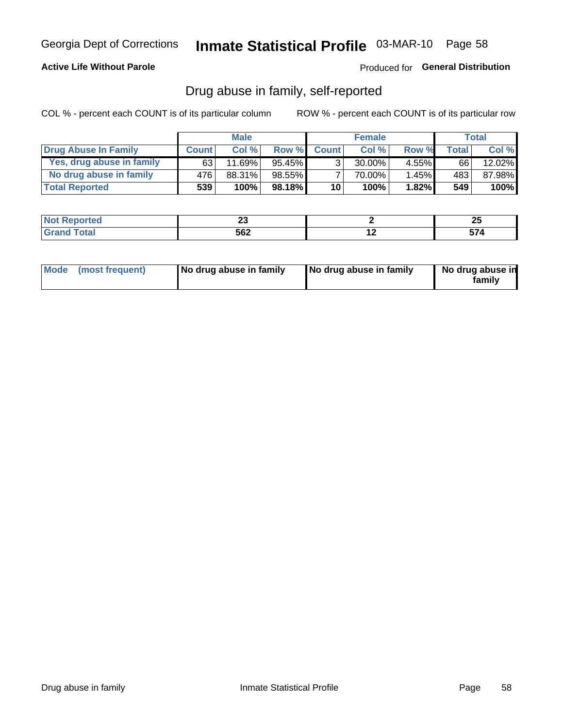Georgia Dept of Corrections **Inmate Statistical Profile** 03-MAR-10

**Active Life Without Parole**

Produced for **General Distribution**

## Drug abuse in family, self-reported

COL % - percent each COUNT is of its particular column

ROW % - percent each COUNT is of its particular row

| | Male | | | Female | | | Total | |
|---|---|---|---|---|---|---|---|---|
| **Drug Abuse In Family** | **Count** | **Col %** | **Row %** | **Count** | **Col %** | **Row %** | **Total** | **Col %** |
| Yes, drug abuse in family | 63 | 11.69% | 95.45% | 3 | 30.00% | 4.55% | 66 | 12.02% |
| No drug abuse in family | 476 | 88.31% | 98.55% | 7 | 70.00% | 1.45% | 483 | 87.98% |
| **Total Reported** | **539** | **100%** | **98.18%** | **10** | **100%** | **1.82%** | **549** | **100%** |

| | Male | Female | Total |
|---|---|---|---|
| **Not Reported** | **23** | **2** | **25** |
| **Grand Total** | **562** | **12** | **574** |

| | Male | Female | Total |
|---|---|---|---|
| **Mode (most frequent)** | **No drug abuse in family** | **No drug abuse in family** | **No drug abuse in family** |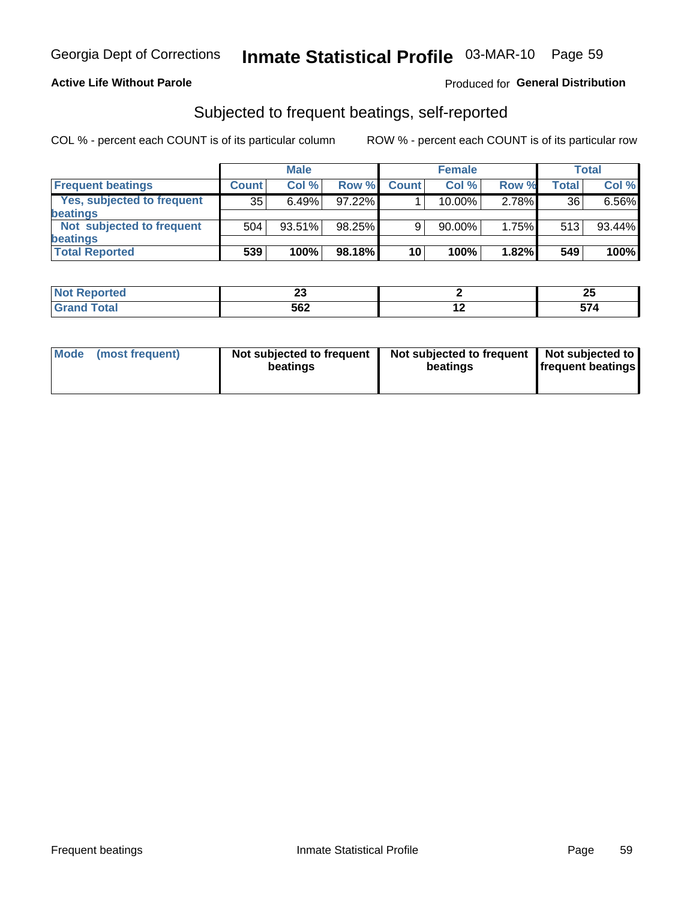Georgia Dept of Corrections **Inmate Statistical Profile** 03-MAR-10 Page 59

**Active Life Without Parole**

Produced for **General Distribution**

## Subjected to frequent beatings, self-reported

COL % - percent each COUNT is of its particular column ROW % - percent each COUNT is of its particular row

| | Male | | | Female | | | Total | |
|---|---|---|---|---|---|---|---|---|
| **Frequent beatings** | **Count** | **Col %** | **Row %** | **Count** | **Col %** | **Row %** | **Total** | **Col %** |
| **Yes, subjected to frequent beatings** | 35 | 6.49% | 97.22% | 1 | 10.00% | 2.78% | 36 | 6.56% |
| **Not subjected to frequent beatings** | 504 | 93.51% | 98.25% | 9 | 90.00% | 1.75% | 513 | 93.44% |
| **Total Reported** | **539** | **100%** | **98.18%** | **10** | **100%** | **1.82%** | **549** | **100%** |

| | Male | Female | Total |
|---|---|---|---|
| **Not Reported** | **23** | **2** | **25** |
| **Grand Total** | **562** | **12** | **574** |

| | Male | Female | Total |
|---|---|---|---|
| **Mode (most frequent)** | **Not subjected to frequent beatings** | **Not subjected to frequent beatings** | **Not subjected to frequent beatings** |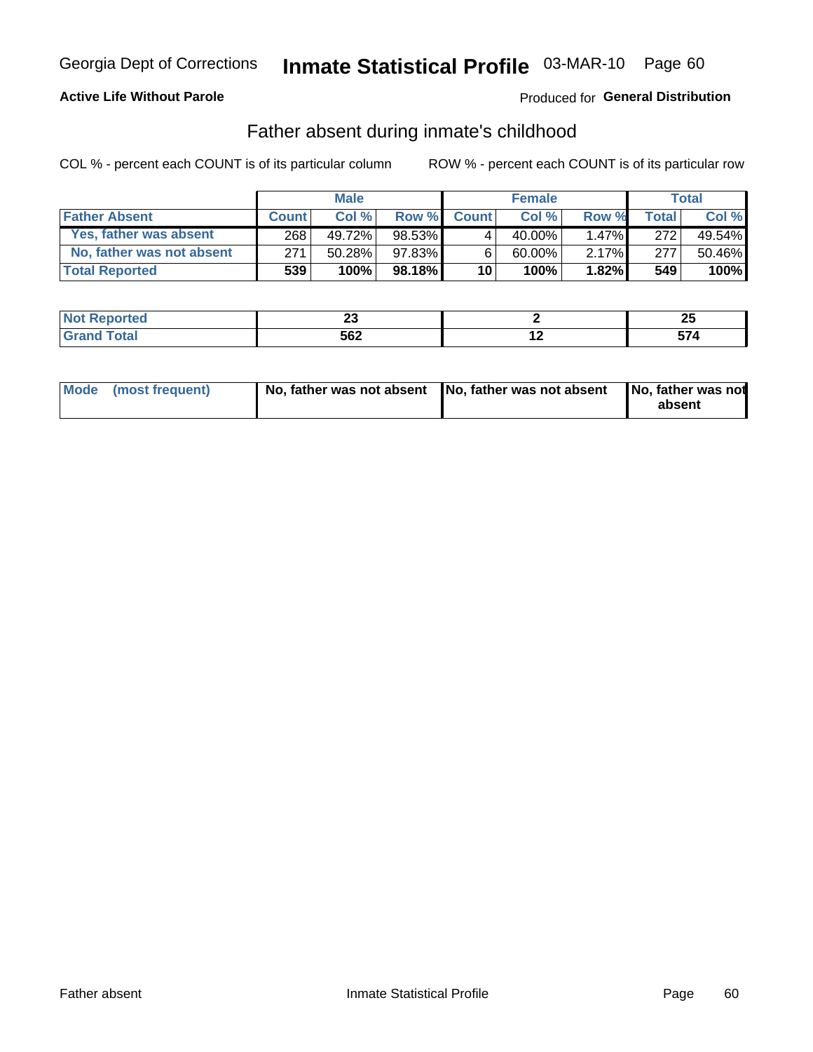Georgia Dept of Corrections **Inmate Statistical Profile** 03-MAR-10

**Active Life Without Parole**

Produced for **General Distribution**

## Father absent during inmate's childhood

COL % - percent each COUNT is of its particular column

ROW % - percent each COUNT is of its particular row

| | Male | | | Female | | | Total | |
|---|---|---|---|---|---|---|---|---|
| **Father Absent** | **Count** | **Col %** | **Row %** | **Count** | **Col %** | **Row %** | **Total** | **Col %** |
| **Yes, father was absent** | 268 | 49.72% | 98.53% | 4 | 40.00% | 1.47% | 272 | 49.54% |
| **No, father was not absent** | 271 | 50.28% | 97.83% | 6 | 60.00% | 2.17% | 277 | 50.46% |
| **Total Reported** | **539** | **100%** | **98.18%** | **10** | **100%** | **1.82%** | **549** | **100%** |

| | Male | Female | Total |
|---|---|---|---|
| **Not Reported** | **23** | **2** | **25** |
| **Grand Total** | **562** | **12** | **574** |

| | Male | Female | Total |
|---|---|---|---|
| **Mode (most frequent)** | **No, father was not absent** | **No, father was not absent** | **No, father was not absent** |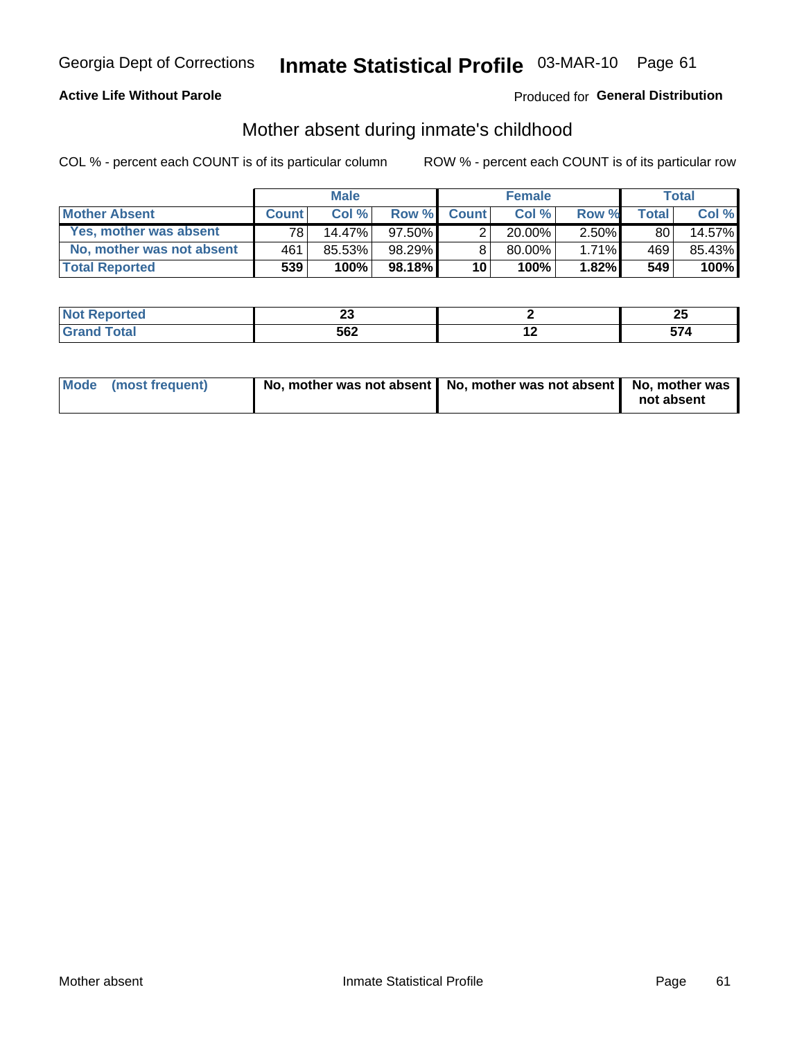Georgia Dept of Corrections **Inmate Statistical Profile** 03-MAR-10

**Active Life Without Parole**

Produced for **General Distribution**

## Mother absent during inmate's childhood

COL % - percent each COUNT is of its particular column

ROW % - percent each COUNT is of its particular row

| | Male | | | Female | | | Total | |
|---|---|---|---|---|---|---|---|---|
| **Mother Absent** | **Count** | **Col %** | **Row %** | **Count** | **Col %** | **Row %** | **Total** | **Col %** |
| Yes, mother was absent | 78 | 14.47% | 97.50% | 2 | 20.00% | 2.50% | 80 | 14.57% |
| No, mother was not absent | 461 | 85.53% | 98.29% | 8 | 80.00% | 1.71% | 469 | 85.43% |
| **Total Reported** | **539** | **100%** | **98.18%** | **10** | **100%** | **1.82%** | **549** | **100%** |

| | Male | Female | Total |
|---|---|---|---|
| **Not Reported** | **23** | **2** | **25** |
| **Grand Total** | **562** | **12** | **574** |

| | Male | Female | Total |
|---|---|---|---|
| **Mode (most frequent)** | **No, mother was not absent** | **No, mother was not absent** | **No, mother was not absent** |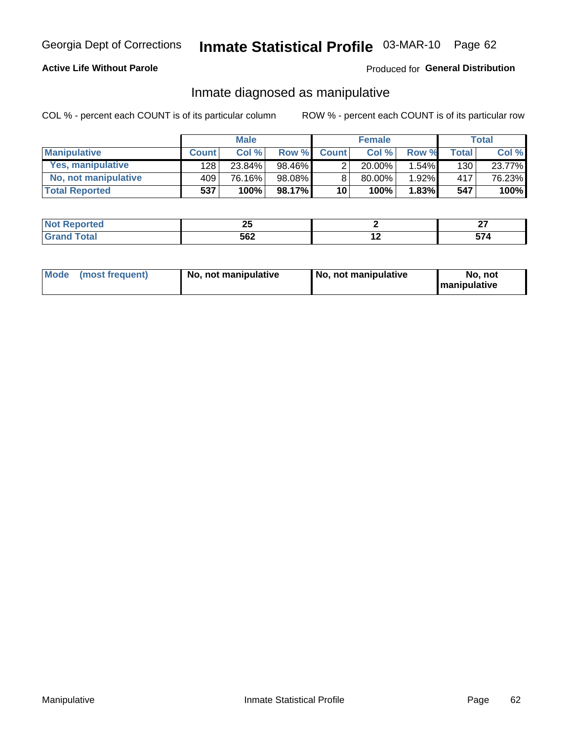Georgia Dept of Corrections **Inmate Statistical Profile** 03-MAR-10

**Active Life Without Parole**

Produced for **General Distribution**

## Inmate diagnosed as manipulative

COL % - percent each COUNT is of its particular column

ROW % - percent each COUNT is of its particular row

| | Male | | | Female | | | Total | |
|---|---|---|---|---|---|---|---|---|
| **Manipulative** | **Count** | **Col %** | **Row %** | **Count** | **Col %** | **Row %** | **Total** | **Col %** |
| **Yes, manipulative** | 128 | 23.84% | 98.46% | 2 | 20.00% | 1.54% | 130 | 23.77% |
| **No, not manipulative** | 409 | 76.16% | 98.08% | 8 | 80.00% | 1.92% | 417 | 76.23% |
| **Total Reported** | **537** | **100%** | **98.17%** | **10** | **100%** | **1.83%** | **547** | **100%** |

| | Male | Female | Total |
|---|---|---|---|
| **Not Reported** | **25** | **2** | **27** |
| **Grand Total** | **562** | **12** | **574** |

| | Male | Female | Total |
|---|---|---|---|
| **Mode (most frequent)** | **No, not manipulative** | **No, not manipulative** | **No, not manipulative** |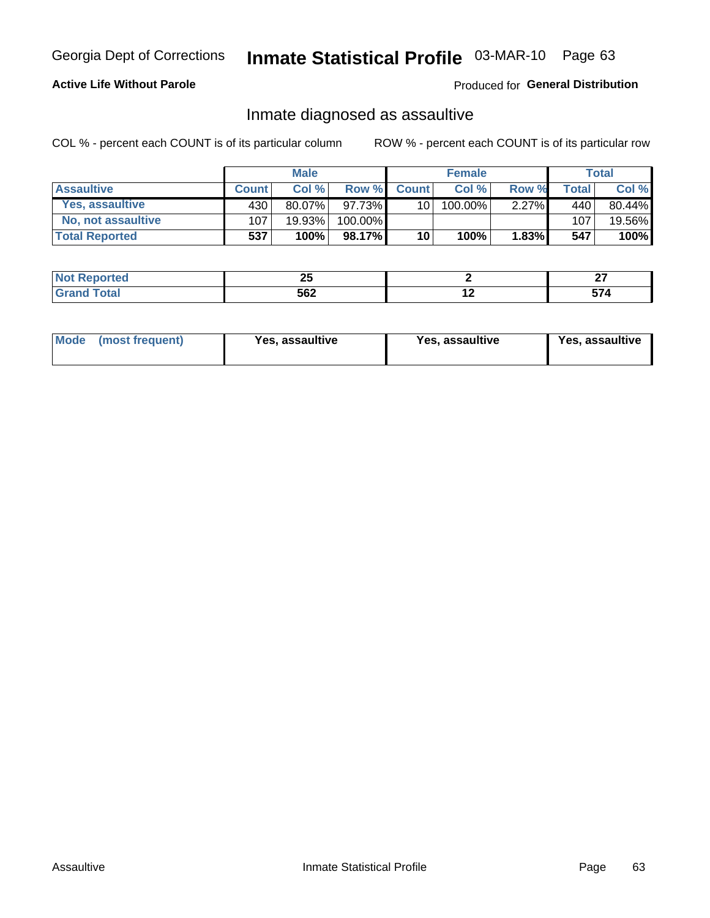Georgia Dept of Corrections **Inmate Statistical Profile** 03-MAR-10

**Active Life Without Parole**

Produced for **General Distribution**

## Inmate diagnosed as assaultive

COL % - percent each COUNT is of its particular column

ROW % - percent each COUNT is of its particular row

| | Male | | | Female | | | Total | |
|---|---|---|---|---|---|---|---|---|
| **Assaultive** | **Count** | **Col %** | **Row %** | **Count** | **Col %** | **Row %** | **Total** | **Col %** |
| **Yes, assaultive** | 430 | 80.07% | 97.73% | 10 | 100.00% | 2.27% | 440 | 80.44% |
| **No, not assaultive** | 107 | 19.93% | 100.00% | | | | 107 | 19.56% |
| **Total Reported** | **537** | **100%** | **98.17%** | **10** | **100%** | **1.83%** | **547** | **100%** |

| | Male | Female | Total |
|---|---|---|---|
| **Not Reported** | **25** | **2** | **27** |
| **Grand Total** | **562** | **12** | **574** |

| | Male | Female | Total |
|---|---|---|---|
| **Mode (most frequent)** | **Yes, assaultive** | **Yes, assaultive** | **Yes, assaultive** |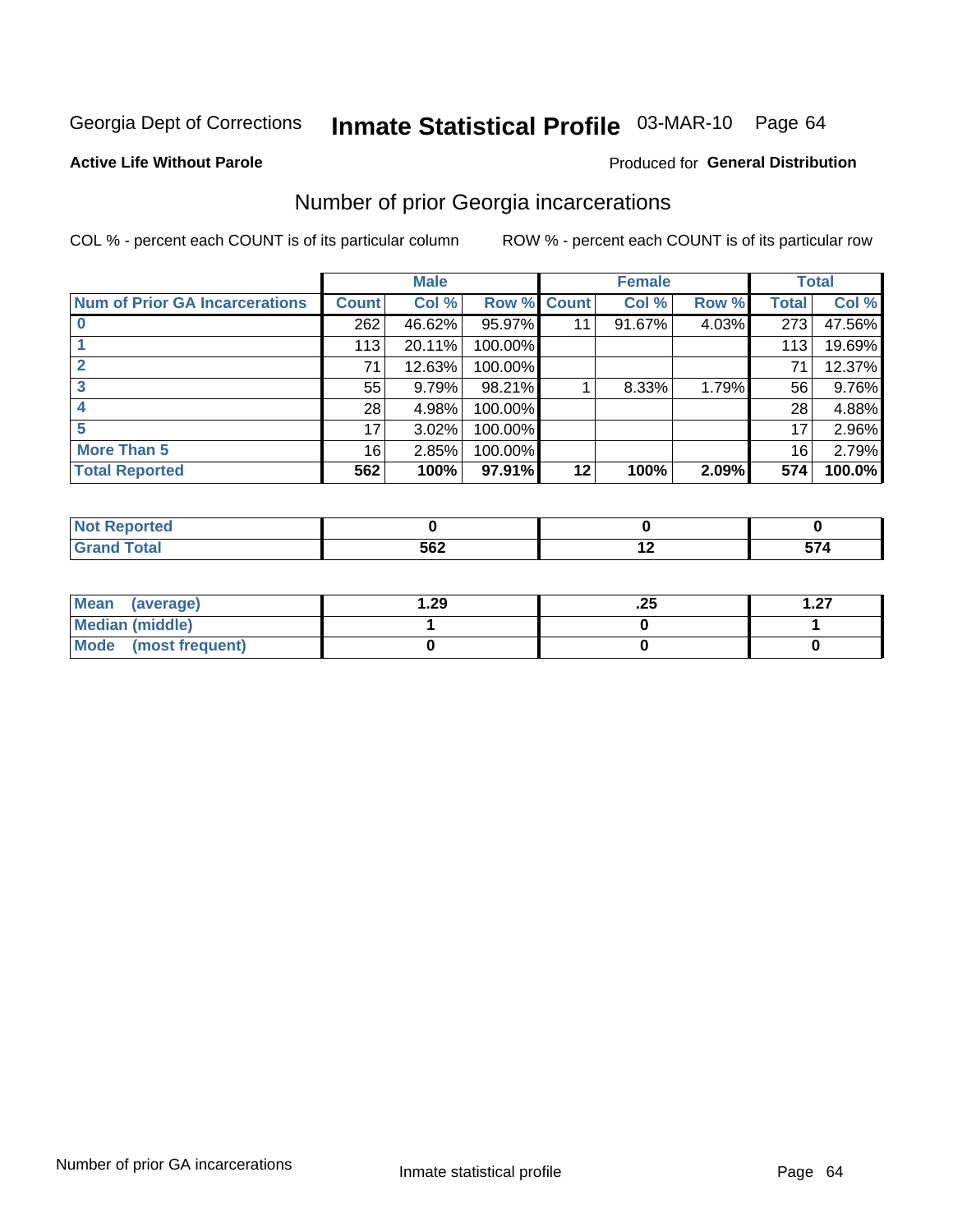# Georgia Dept of Corrections — Inmate Statistical Profile 03-MAR-10

**Active Life Without Parole**

Produced for **General Distribution**

## Number of prior Georgia incarcerations

COL % - percent each COUNT is of its particular column

ROW % - percent each COUNT is of its particular row

| | Male | | | Female | | | Total | |
|---|---|---|---|---|---|---|---|---|
| **Num of Prior GA Incarcerations** | **Count** | **Col %** | **Row %** | **Count** | **Col %** | **Row %** | **Total** | **Col %** |
| 0 | 262 | 46.62% | 95.97% | 11 | 91.67% | 4.03% | 273 | 47.56% |
| 1 | 113 | 20.11% | 100.00% | | | | 113 | 19.69% |
| 2 | 71 | 12.63% | 100.00% | | | | 71 | 12.37% |
| 3 | 55 | 9.79% | 98.21% | 1 | 8.33% | 1.79% | 56 | 9.76% |
| 4 | 28 | 4.98% | 100.00% | | | | 28 | 4.88% |
| 5 | 17 | 3.02% | 100.00% | | | | 17 | 2.96% |
| More Than 5 | 16 | 2.85% | 100.00% | | | | 16 | 2.79% |
| **Total Reported** | **562** | **100%** | **97.91%** | **12** | **100%** | **2.09%** | **574** | **100.0%** |

| | Male | Female | Total |
|---|---|---|---|
| **Not Reported** | **0** | **0** | **0** |
| **Grand Total** | **562** | **12** | **574** |

| | Male | Female | Total |
|---|---|---|---|
| **Mean (average)** | **1.29** | **.25** | **1.27** |
| **Median (middle)** | **1** | **0** | **1** |
| **Mode (most frequent)** | **0** | **0** | **0** |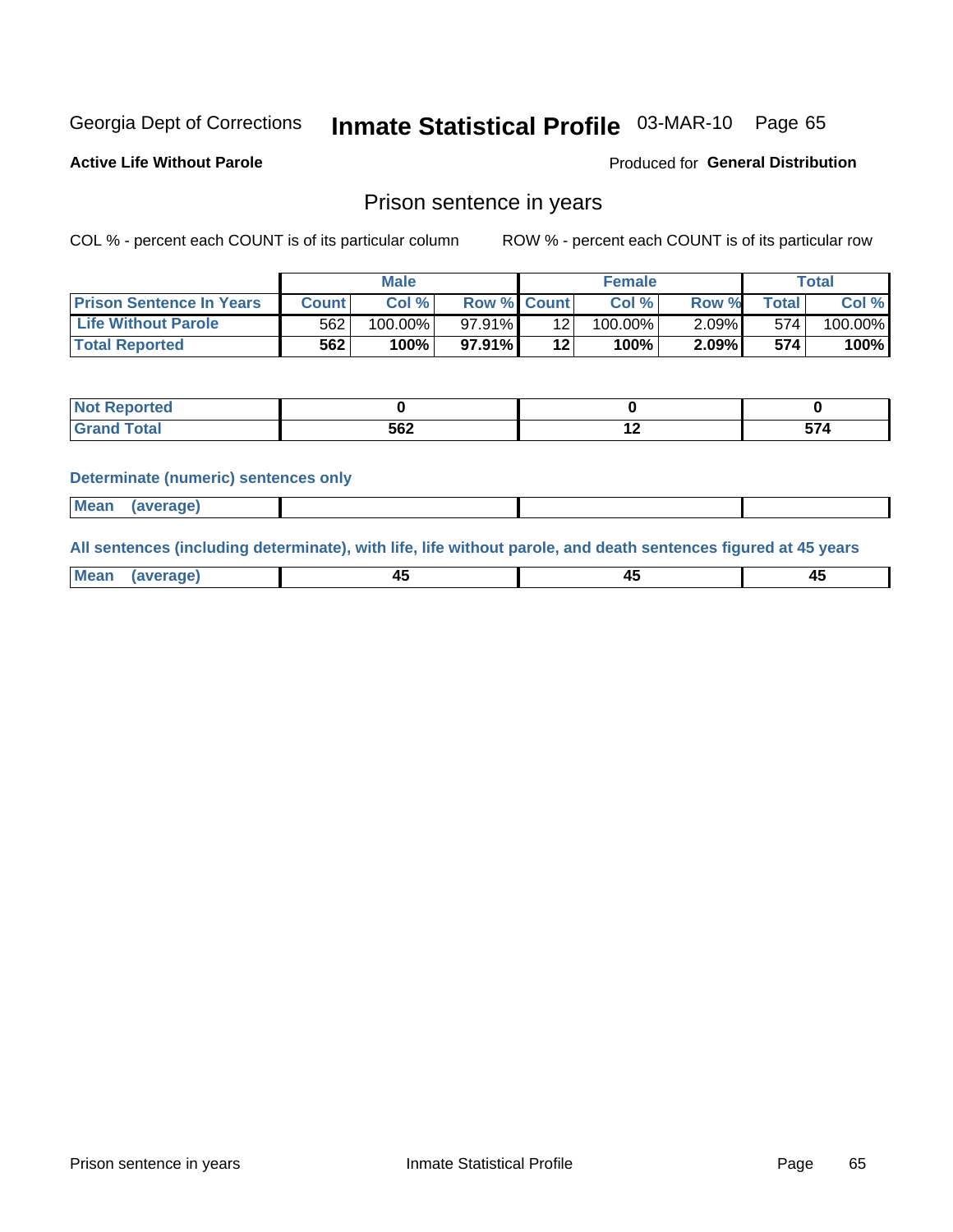Georgia Dept of Corrections **Inmate Statistical Profile** 03-MAR-10 Page 65

**Active Life Without Parole**

Produced for **General Distribution**

## Prison sentence in years

COL % - percent each COUNT is of its particular column

ROW % - percent each COUNT is of its particular row

| | Male | | | Female | | | Total | |
|---|---|---|---|---|---|---|---|---|
| **Prison Sentence In Years** | **Count** | **Col %** | **Row %** | **Count** | **Col %** | **Row %** | **Total** | **Col %** |
| **Life Without Parole** | 562 | 100.00% | 97.91% | 12 | 100.00% | 2.09% | 574 | 100.00% |
| **Total Reported** | **562** | **100%** | **97.91%** | **12** | **100%** | **2.09%** | **574** | **100%** |

| | Male | Female | Total |
|---|---|---|---|
| **Not Reported** | **0** | **0** | **0** |
| **Grand Total** | **562** | **12** | **574** |

**Determinate (numeric) sentences only**

| | Male | Female | Total |
|---|---|---|---|
| **Mean (average)** | | | |

**All sentences (including determinate), with life, life without parole, and death sentences figured at 45 years**

| | Male | Female | Total |
|---|---|---|---|
| **Mean (average)** | **45** | **45** | **45** |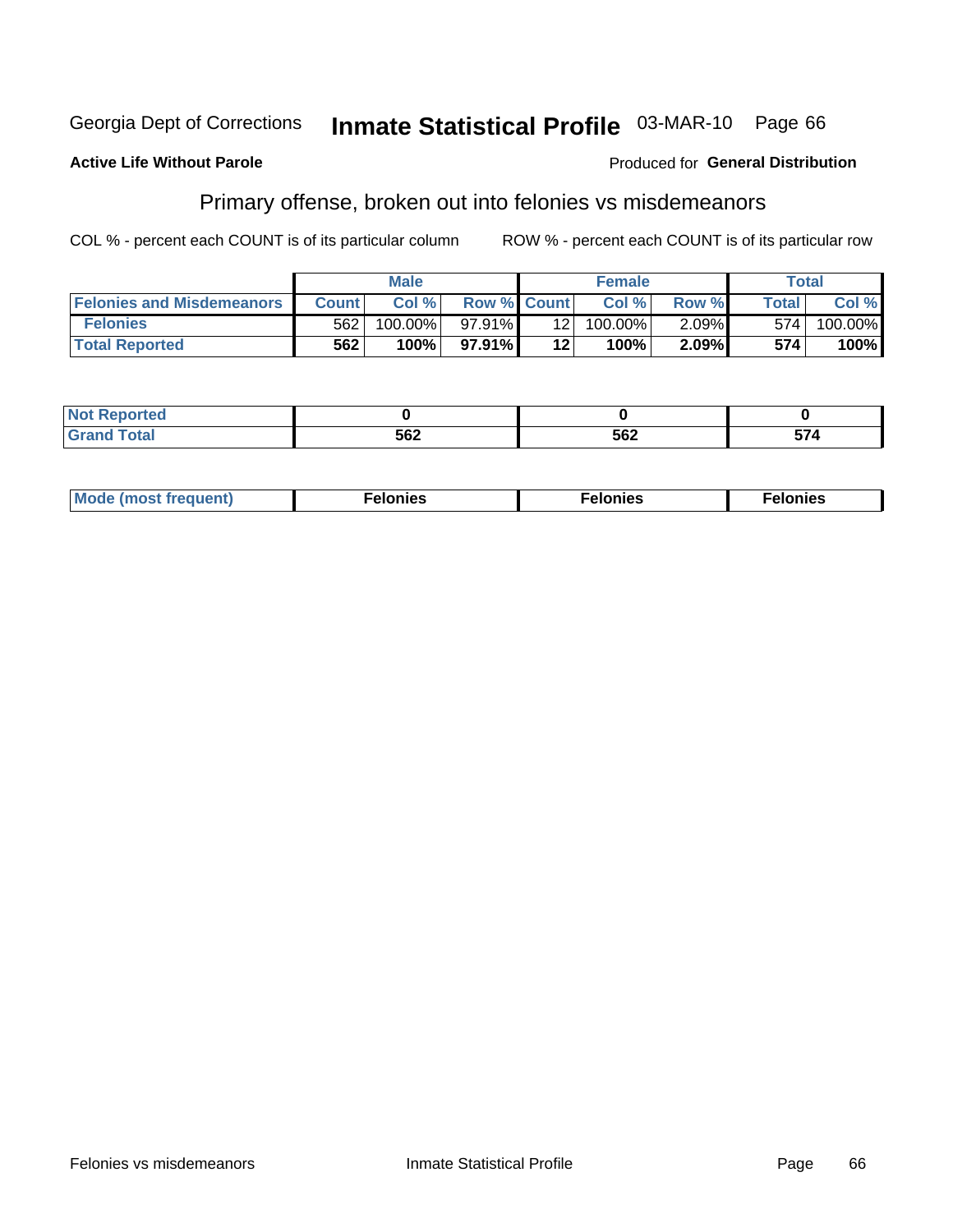Georgia Dept of Corrections **Inmate Statistical Profile** 03-MAR-10 Page 66

**Active Life Without Parole**

Produced for **General Distribution**

## Primary offense, broken out into felonies vs misdemeanors

COL % - percent each COUNT is of its particular column

ROW % - percent each COUNT is of its particular row

| | Male | | | Female | | | Total | |
|---|---|---|---|---|---|---|---|---|
| **Felonies and Misdemeanors** | **Count** | **Col %** | **Row %** | **Count** | **Col %** | **Row %** | **Total** | **Col %** |
| **Felonies** | 562 | 100.00% | 97.91% | 12 | 100.00% | 2.09% | 574 | 100.00% |
| **Total Reported** | **562** | **100%** | **97.91%** | **12** | **100%** | **2.09%** | **574** | **100%** |

| | Male | Female | Total |
|---|---|---|---|
| **Not Reported** | **0** | **0** | **0** |
| **Grand Total** | **562** | **562** | **574** |

| | Male | Female | Total |
|---|---|---|---|
| **Mode (most frequent)** | **Felonies** | **Felonies** | **Felonies** |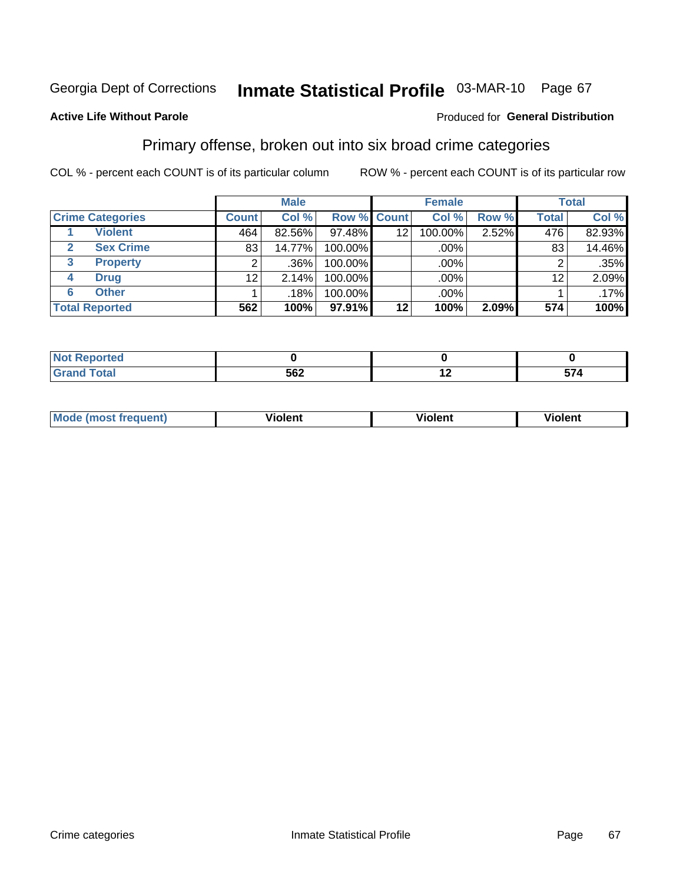Georgia Dept of Corrections **Inmate Statistical Profile** 03-MAR-10 Page 67

**Active Life Without Parole**

Produced for **General Distribution**

## Primary offense, broken out into six broad crime categories

COL % - percent each COUNT is of its particular column

ROW % - percent each COUNT is of its particular row

| | | Male | | | Female | | | Total | |
|---|---|---|---|---|---|---|---|---|---|
| **Crime Categories** | | **Count** | **Col %** | **Row %** | **Count** | **Col %** | **Row %** | **Total** | **Col %** |
| 1 | Violent | 464 | 82.56% | 97.48% | 12 | 100.00% | 2.52% | 476 | 82.93% |
| 2 | Sex Crime | 83 | 14.77% | 100.00% | | .00% | | 83 | 14.46% |
| 3 | Property | 2 | .36% | 100.00% | | .00% | | 2 | .35% |
| 4 | Drug | 12 | 2.14% | 100.00% | | .00% | | 12 | 2.09% |
| 6 | Other | 1 | .18% | 100.00% | | .00% | | 1 | .17% |
| **Total Reported** | | **562** | **100%** | **97.91%** | **12** | **100%** | **2.09%** | **574** | **100%** |

| | Male | Female | Total |
|---|---|---|---|
| **Not Reported** | **0** | **0** | **0** |
| **Grand Total** | **562** | **12** | **574** |

| | Male | Female | Total |
|---|---|---|---|
| **Mode (most frequent)** | **Violent** | **Violent** | **Violent** |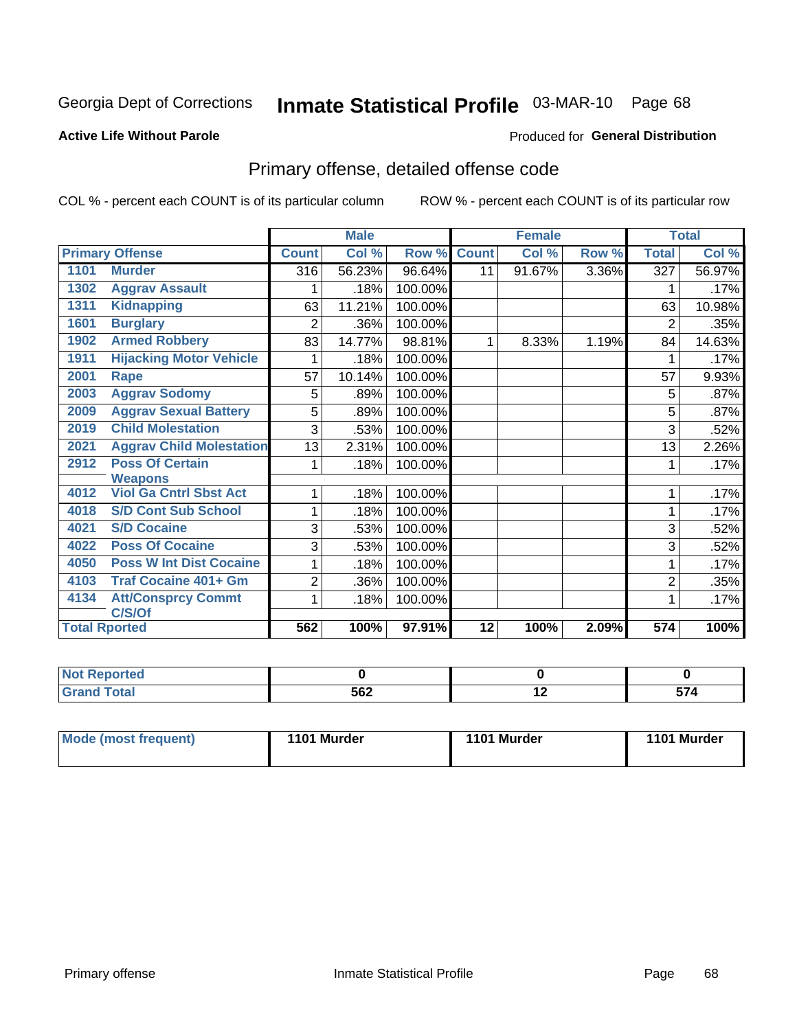Georgia Dept of Corrections **Inmate Statistical Profile** 03-MAR-10 Page 68

**Active Life Without Parole**

Produced for **General Distribution**

## Primary offense, detailed offense code

COL % - percent each COUNT is of its particular column ROW % - percent each COUNT is of its particular row

| Primary Offense | | Male | | | Female | | | Total | |
|---|---|---|---|---|---|---|---|---|---|
| | | Count | Col % | Row % | Count | Col % | Row % | Total | Col % |
| 1101 | Murder | 316 | 56.23% | 96.64% | 11 | 91.67% | 3.36% | 327 | 56.97% |
| 1302 | Aggrav Assault | 1 | .18% | 100.00% | | | | 1 | .17% |
| 1311 | Kidnapping | 63 | 11.21% | 100.00% | | | | 63 | 10.98% |
| 1601 | Burglary | 2 | .36% | 100.00% | | | | 2 | .35% |
| 1902 | Armed Robbery | 83 | 14.77% | 98.81% | 1 | 8.33% | 1.19% | 84 | 14.63% |
| 1911 | Hijacking Motor Vehicle | 1 | .18% | 100.00% | | | | 1 | .17% |
| 2001 | Rape | 57 | 10.14% | 100.00% | | | | 57 | 9.93% |
| 2003 | Aggrav Sodomy | 5 | .89% | 100.00% | | | | 5 | .87% |
| 2009 | Aggrav Sexual Battery | 5 | .89% | 100.00% | | | | 5 | .87% |
| 2019 | Child Molestation | 3 | .53% | 100.00% | | | | 3 | .52% |
| 2021 | Aggrav Child Molestation | 13 | 2.31% | 100.00% | | | | 13 | 2.26% |
| 2912 | Poss Of Certain Weapons | 1 | .18% | 100.00% | | | | 1 | .17% |
| 4012 | Viol Ga Cntrl Sbst Act | 1 | .18% | 100.00% | | | | 1 | .17% |
| 4018 | S/D Cont Sub School | 1 | .18% | 100.00% | | | | 1 | .17% |
| 4021 | S/D Cocaine | 3 | .53% | 100.00% | | | | 3 | .52% |
| 4022 | Poss Of Cocaine | 3 | .53% | 100.00% | | | | 3 | .52% |
| 4050 | Poss W Int Dist Cocaine | 1 | .18% | 100.00% | | | | 1 | .17% |
| 4103 | Traf Cocaine 401+ Gm | 2 | .36% | 100.00% | | | | 2 | .35% |
| 4134 | Att/Consprcy Commt C/S/Of | 1 | .18% | 100.00% | | | | 1 | .17% |
| **Total Rported** | | **562** | **100%** | **97.91%** | **12** | **100%** | **2.09%** | **574** | **100%** |

| | Male | Female | Total |
|---|---|---|---|
| Not Reported | 0 | 0 | 0 |
| Grand Total | 562 | 12 | 574 |

| | Male | Female | Total |
|---|---|---|---|
| Mode (most frequent) | 1101 Murder | 1101 Murder | 1101 Murder |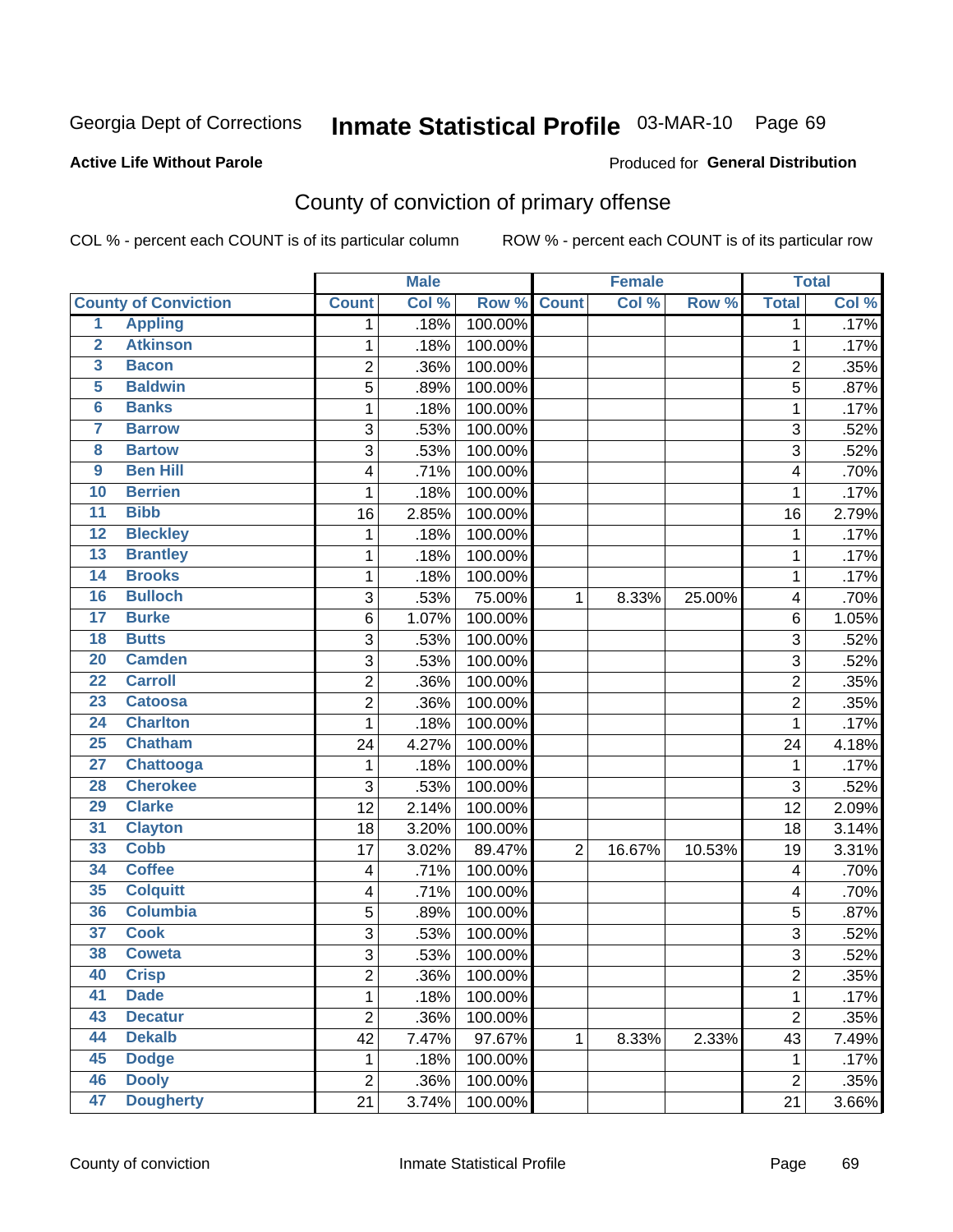Georgia Dept of Corrections **Inmate Statistical Profile** 03-MAR-10 Page 69

**Active Life Without Parole**

Produced for **General Distribution**

## County of conviction of primary offense

COL % - percent each COUNT is of its particular column ROW % - percent each COUNT is of its particular row

| County of Conviction | | Male | | | Female | | | Total | |
|---|---|---|---|---|---|---|---|---|---|
| | | Count | Col % | Row % | Count | Col % | Row % | Total | Col % |
| 1 | Appling | 1 | .18% | 100.00% | | | | 1 | .17% |
| 2 | Atkinson | 1 | .18% | 100.00% | | | | 1 | .17% |
| 3 | Bacon | 2 | .36% | 100.00% | | | | 2 | .35% |
| 5 | Baldwin | 5 | .89% | 100.00% | | | | 5 | .87% |
| 6 | Banks | 1 | .18% | 100.00% | | | | 1 | .17% |
| 7 | Barrow | 3 | .53% | 100.00% | | | | 3 | .52% |
| 8 | Bartow | 3 | .53% | 100.00% | | | | 3 | .52% |
| 9 | Ben Hill | 4 | .71% | 100.00% | | | | 4 | .70% |
| 10 | Berrien | 1 | .18% | 100.00% | | | | 1 | .17% |
| 11 | Bibb | 16 | 2.85% | 100.00% | | | | 16 | 2.79% |
| 12 | Bleckley | 1 | .18% | 100.00% | | | | 1 | .17% |
| 13 | Brantley | 1 | .18% | 100.00% | | | | 1 | .17% |
| 14 | Brooks | 1 | .18% | 100.00% | | | | 1 | .17% |
| 16 | Bulloch | 3 | .53% | 75.00% | 1 | 8.33% | 25.00% | 4 | .70% |
| 17 | Burke | 6 | 1.07% | 100.00% | | | | 6 | 1.05% |
| 18 | Butts | 3 | .53% | 100.00% | | | | 3 | .52% |
| 20 | Camden | 3 | .53% | 100.00% | | | | 3 | .52% |
| 22 | Carroll | 2 | .36% | 100.00% | | | | 2 | .35% |
| 23 | Catoosa | 2 | .36% | 100.00% | | | | 2 | .35% |
| 24 | Charlton | 1 | .18% | 100.00% | | | | 1 | .17% |
| 25 | Chatham | 24 | 4.27% | 100.00% | | | | 24 | 4.18% |
| 27 | Chattooga | 1 | .18% | 100.00% | | | | 1 | .17% |
| 28 | Cherokee | 3 | .53% | 100.00% | | | | 3 | .52% |
| 29 | Clarke | 12 | 2.14% | 100.00% | | | | 12 | 2.09% |
| 31 | Clayton | 18 | 3.20% | 100.00% | | | | 18 | 3.14% |
| 33 | Cobb | 17 | 3.02% | 89.47% | 2 | 16.67% | 10.53% | 19 | 3.31% |
| 34 | Coffee | 4 | .71% | 100.00% | | | | 4 | .70% |
| 35 | Colquitt | 4 | .71% | 100.00% | | | | 4 | .70% |
| 36 | Columbia | 5 | .89% | 100.00% | | | | 5 | .87% |
| 37 | Cook | 3 | .53% | 100.00% | | | | 3 | .52% |
| 38 | Coweta | 3 | .53% | 100.00% | | | | 3 | .52% |
| 40 | Crisp | 2 | .36% | 100.00% | | | | 2 | .35% |
| 41 | Dade | 1 | .18% | 100.00% | | | | 1 | .17% |
| 43 | Decatur | 2 | .36% | 100.00% | | | | 2 | .35% |
| 44 | Dekalb | 42 | 7.47% | 97.67% | 1 | 8.33% | 2.33% | 43 | 7.49% |
| 45 | Dodge | 1 | .18% | 100.00% | | | | 1 | .17% |
| 46 | Dooly | 2 | .36% | 100.00% | | | | 2 | .35% |
| 47 | Dougherty | 21 | 3.74% | 100.00% | | | | 21 | 3.66% |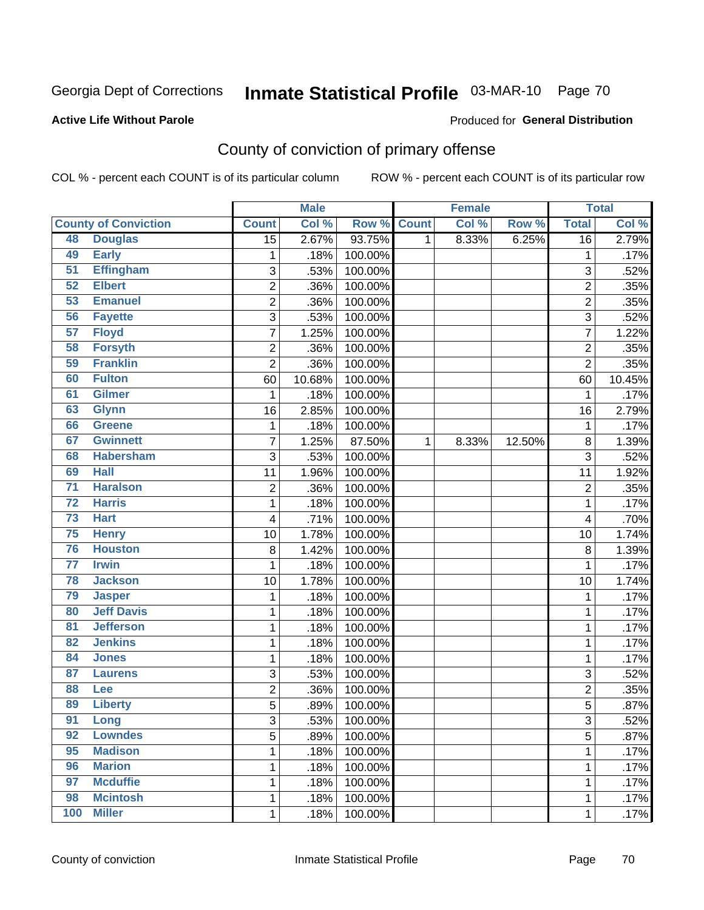Georgia Dept of Corrections **Inmate Statistical Profile** 03-MAR-10

**Active Life Without Parole**

Produced for **General Distribution**

## County of conviction of primary offense

COL % - percent each COUNT is of its particular column ROW % - percent each COUNT is of its particular row

| County of Conviction | | Male | | | Female | | | Total | |
|---|---|---|---|---|---|---|---|---|---|
| | | Count | Col % | Row % | Count | Col % | Row % | Total | Col % |
| 48 | Douglas | 15 | 2.67% | 93.75% | 1 | 8.33% | 6.25% | 16 | 2.79% |
| 49 | Early | 1 | .18% | 100.00% | | | | 1 | .17% |
| 51 | Effingham | 3 | .53% | 100.00% | | | | 3 | .52% |
| 52 | Elbert | 2 | .36% | 100.00% | | | | 2 | .35% |
| 53 | Emanuel | 2 | .36% | 100.00% | | | | 2 | .35% |
| 56 | Fayette | 3 | .53% | 100.00% | | | | 3 | .52% |
| 57 | Floyd | 7 | 1.25% | 100.00% | | | | 7 | 1.22% |
| 58 | Forsyth | 2 | .36% | 100.00% | | | | 2 | .35% |
| 59 | Franklin | 2 | .36% | 100.00% | | | | 2 | .35% |
| 60 | Fulton | 60 | 10.68% | 100.00% | | | | 60 | 10.45% |
| 61 | Gilmer | 1 | .18% | 100.00% | | | | 1 | .17% |
| 63 | Glynn | 16 | 2.85% | 100.00% | | | | 16 | 2.79% |
| 66 | Greene | 1 | .18% | 100.00% | | | | 1 | .17% |
| 67 | Gwinnett | 7 | 1.25% | 87.50% | 1 | 8.33% | 12.50% | 8 | 1.39% |
| 68 | Habersham | 3 | .53% | 100.00% | | | | 3 | .52% |
| 69 | Hall | 11 | 1.96% | 100.00% | | | | 11 | 1.92% |
| 71 | Haralson | 2 | .36% | 100.00% | | | | 2 | .35% |
| 72 | Harris | 1 | .18% | 100.00% | | | | 1 | .17% |
| 73 | Hart | 4 | .71% | 100.00% | | | | 4 | .70% |
| 75 | Henry | 10 | 1.78% | 100.00% | | | | 10 | 1.74% |
| 76 | Houston | 8 | 1.42% | 100.00% | | | | 8 | 1.39% |
| 77 | Irwin | 1 | .18% | 100.00% | | | | 1 | .17% |
| 78 | Jackson | 10 | 1.78% | 100.00% | | | | 10 | 1.74% |
| 79 | Jasper | 1 | .18% | 100.00% | | | | 1 | .17% |
| 80 | Jeff Davis | 1 | .18% | 100.00% | | | | 1 | .17% |
| 81 | Jefferson | 1 | .18% | 100.00% | | | | 1 | .17% |
| 82 | Jenkins | 1 | .18% | 100.00% | | | | 1 | .17% |
| 84 | Jones | 1 | .18% | 100.00% | | | | 1 | .17% |
| 87 | Laurens | 3 | .53% | 100.00% | | | | 3 | .52% |
| 88 | Lee | 2 | .36% | 100.00% | | | | 2 | .35% |
| 89 | Liberty | 5 | .89% | 100.00% | | | | 5 | .87% |
| 91 | Long | 3 | .53% | 100.00% | | | | 3 | .52% |
| 92 | Lowndes | 5 | .89% | 100.00% | | | | 5 | .87% |
| 95 | Madison | 1 | .18% | 100.00% | | | | 1 | .17% |
| 96 | Marion | 1 | .18% | 100.00% | | | | 1 | .17% |
| 97 | Mcduffie | 1 | .18% | 100.00% | | | | 1 | .17% |
| 98 | Mcintosh | 1 | .18% | 100.00% | | | | 1 | .17% |
| 100 | Miller | 1 | .18% | 100.00% | | | | 1 | .17% |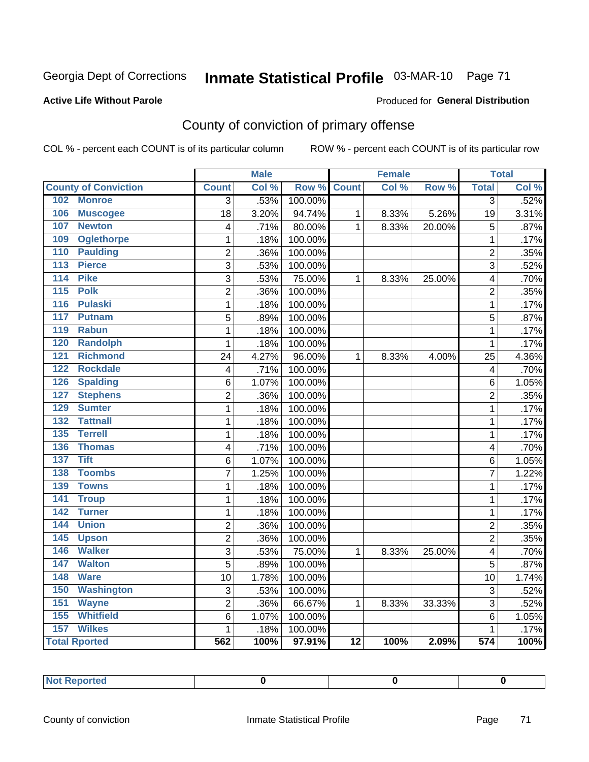Georgia Dept of Corrections **Inmate Statistical Profile** 03-MAR-10

**Active Life Without Parole**

Produced for **General Distribution**

## County of conviction of primary offense

COL % - percent each COUNT is of its particular column ROW % - percent each COUNT is of its particular row

| | Male | | | Female | | | Total | |
|---|---|---|---|---|---|---|---|---|
| **County of Conviction** | **Count** | **Col %** | **Row %** | **Count** | **Col %** | **Row %** | **Total** | **Col %** |
| 102 Monroe | 3 | .53% | 100.00% | | | | 3 | .52% |
| 106 Muscogee | 18 | 3.20% | 94.74% | 1 | 8.33% | 5.26% | 19 | 3.31% |
| 107 Newton | 4 | .71% | 80.00% | 1 | 8.33% | 20.00% | 5 | .87% |
| 109 Oglethorpe | 1 | .18% | 100.00% | | | | 1 | .17% |
| 110 Paulding | 2 | .36% | 100.00% | | | | 2 | .35% |
| 113 Pierce | 3 | .53% | 100.00% | | | | 3 | .52% |
| 114 Pike | 3 | .53% | 75.00% | 1 | 8.33% | 25.00% | 4 | .70% |
| 115 Polk | 2 | .36% | 100.00% | | | | 2 | .35% |
| 116 Pulaski | 1 | .18% | 100.00% | | | | 1 | .17% |
| 117 Putnam | 5 | .89% | 100.00% | | | | 5 | .87% |
| 119 Rabun | 1 | .18% | 100.00% | | | | 1 | .17% |
| 120 Randolph | 1 | .18% | 100.00% | | | | 1 | .17% |
| 121 Richmond | 24 | 4.27% | 96.00% | 1 | 8.33% | 4.00% | 25 | 4.36% |
| 122 Rockdale | 4 | .71% | 100.00% | | | | 4 | .70% |
| 126 Spalding | 6 | 1.07% | 100.00% | | | | 6 | 1.05% |
| 127 Stephens | 2 | .36% | 100.00% | | | | 2 | .35% |
| 129 Sumter | 1 | .18% | 100.00% | | | | 1 | .17% |
| 132 Tattnall | 1 | .18% | 100.00% | | | | 1 | .17% |
| 135 Terrell | 1 | .18% | 100.00% | | | | 1 | .17% |
| 136 Thomas | 4 | .71% | 100.00% | | | | 4 | .70% |
| 137 Tift | 6 | 1.07% | 100.00% | | | | 6 | 1.05% |
| 138 Toombs | 7 | 1.25% | 100.00% | | | | 7 | 1.22% |
| 139 Towns | 1 | .18% | 100.00% | | | | 1 | .17% |
| 141 Troup | 1 | .18% | 100.00% | | | | 1 | .17% |
| 142 Turner | 1 | .18% | 100.00% | | | | 1 | .17% |
| 144 Union | 2 | .36% | 100.00% | | | | 2 | .35% |
| 145 Upson | 2 | .36% | 100.00% | | | | 2 | .35% |
| 146 Walker | 3 | .53% | 75.00% | 1 | 8.33% | 25.00% | 4 | .70% |
| 147 Walton | 5 | .89% | 100.00% | | | | 5 | .87% |
| 148 Ware | 10 | 1.78% | 100.00% | | | | 10 | 1.74% |
| 150 Washington | 3 | .53% | 100.00% | | | | 3 | .52% |
| 151 Wayne | 2 | .36% | 66.67% | 1 | 8.33% | 33.33% | 3 | .52% |
| 155 Whitfield | 6 | 1.07% | 100.00% | | | | 6 | 1.05% |
| 157 Wilkes | 1 | .18% | 100.00% | | | | 1 | .17% |
| **Total Rported** | **562** | **100%** | **97.91%** | **12** | **100%** | **2.09%** | **574** | **100%** |

| Not Reported | 0 | 0 | 0 |
|---|---|---|---|

County of conviction Inmate Statistical Profile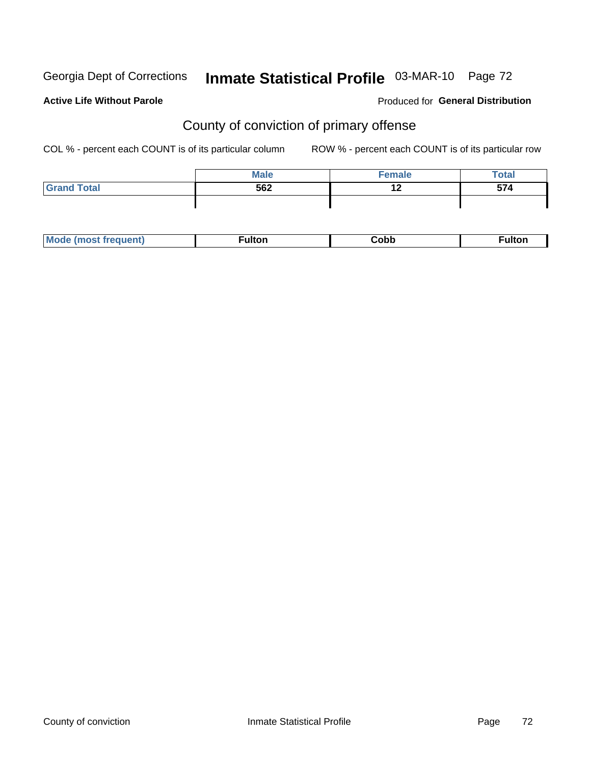Georgia Dept of Corrections **Inmate Statistical Profile** 03-MAR-10 Page 72

**Active Life Without Parole**

Produced for **General Distribution**

## County of conviction of primary offense

COL % - percent each COUNT is of its particular column ROW % - percent each COUNT is of its particular row

| | Male | Female | Total |
|---|---|---|---|
| Grand Total | 562 | 12 | 574 |
| | | | |

| Mode (most frequent) | Fulton | Cobb | Fulton |
|---|---|---|---|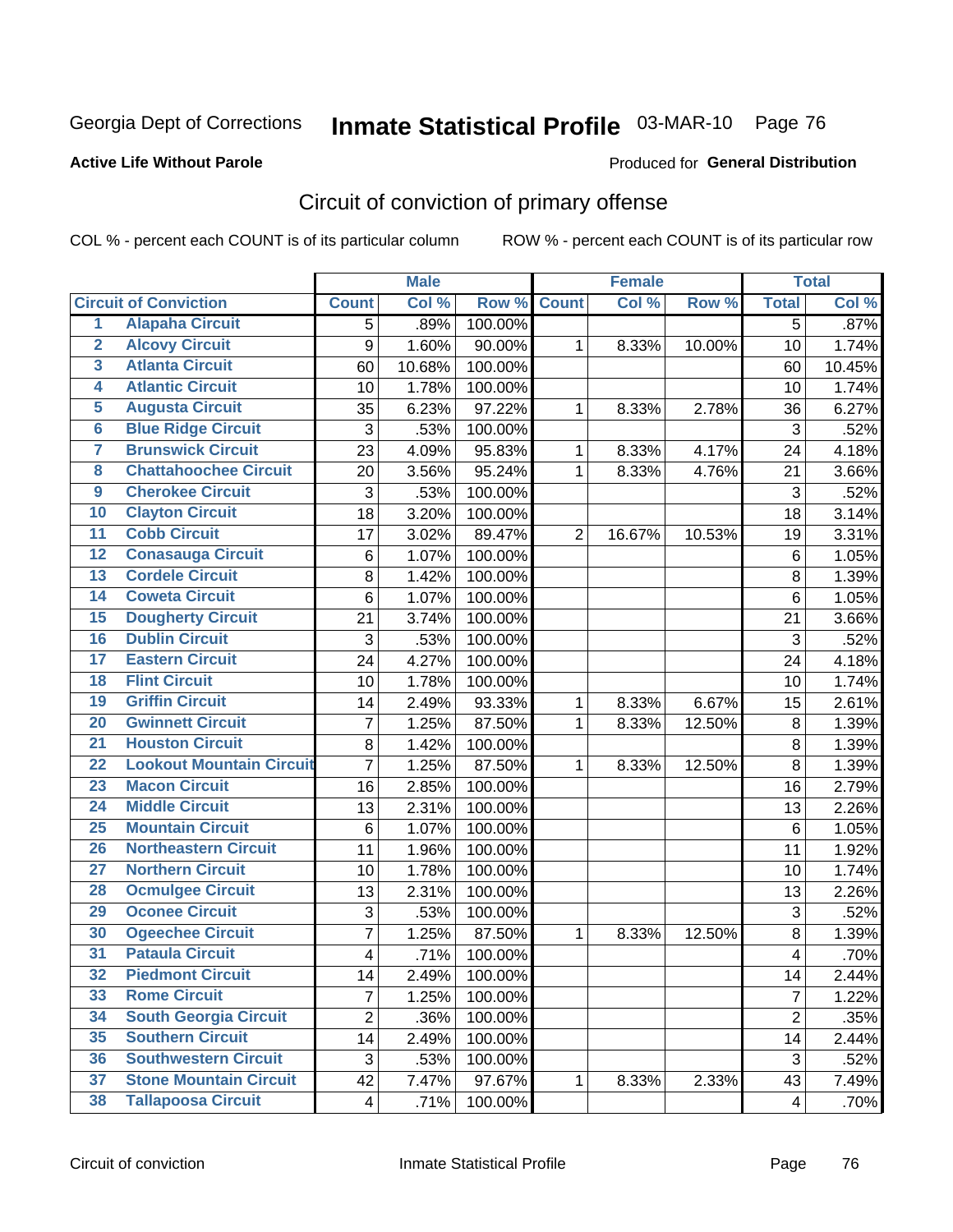Georgia Dept of Corrections **Inmate Statistical Profile** 03-MAR-10

**Active Life Without Parole**

Produced for **General Distribution**

## Circuit of conviction of primary offense

COL % - percent each COUNT is of its particular column    ROW % - percent each COUNT is of its particular row

| | | Male | | | Female | | | Total | |
|---|---|---|---|---|---|---|---|---|---|
| **Circuit of Conviction** | | **Count** | **Col %** | **Row %** | **Count** | **Col %** | **Row %** | **Total** | **Col %** |
| 1 | Alapaha Circuit | 5 | .89% | 100.00% | | | | 5 | .87% |
| 2 | Alcovy Circuit | 9 | 1.60% | 90.00% | 1 | 8.33% | 10.00% | 10 | 1.74% |
| 3 | Atlanta Circuit | 60 | 10.68% | 100.00% | | | | 60 | 10.45% |
| 4 | Atlantic Circuit | 10 | 1.78% | 100.00% | | | | 10 | 1.74% |
| 5 | Augusta Circuit | 35 | 6.23% | 97.22% | 1 | 8.33% | 2.78% | 36 | 6.27% |
| 6 | Blue Ridge Circuit | 3 | .53% | 100.00% | | | | 3 | .52% |
| 7 | Brunswick Circuit | 23 | 4.09% | 95.83% | 1 | 8.33% | 4.17% | 24 | 4.18% |
| 8 | Chattahoochee Circuit | 20 | 3.56% | 95.24% | 1 | 8.33% | 4.76% | 21 | 3.66% |
| 9 | Cherokee Circuit | 3 | .53% | 100.00% | | | | 3 | .52% |
| 10 | Clayton Circuit | 18 | 3.20% | 100.00% | | | | 18 | 3.14% |
| 11 | Cobb Circuit | 17 | 3.02% | 89.47% | 2 | 16.67% | 10.53% | 19 | 3.31% |
| 12 | Conasauga Circuit | 6 | 1.07% | 100.00% | | | | 6 | 1.05% |
| 13 | Cordele Circuit | 8 | 1.42% | 100.00% | | | | 8 | 1.39% |
| 14 | Coweta Circuit | 6 | 1.07% | 100.00% | | | | 6 | 1.05% |
| 15 | Dougherty Circuit | 21 | 3.74% | 100.00% | | | | 21 | 3.66% |
| 16 | Dublin Circuit | 3 | .53% | 100.00% | | | | 3 | .52% |
| 17 | Eastern Circuit | 24 | 4.27% | 100.00% | | | | 24 | 4.18% |
| 18 | Flint Circuit | 10 | 1.78% | 100.00% | | | | 10 | 1.74% |
| 19 | Griffin Circuit | 14 | 2.49% | 93.33% | 1 | 8.33% | 6.67% | 15 | 2.61% |
| 20 | Gwinnett Circuit | 7 | 1.25% | 87.50% | 1 | 8.33% | 12.50% | 8 | 1.39% |
| 21 | Houston Circuit | 8 | 1.42% | 100.00% | | | | 8 | 1.39% |
| 22 | Lookout Mountain Circuit | 7 | 1.25% | 87.50% | 1 | 8.33% | 12.50% | 8 | 1.39% |
| 23 | Macon Circuit | 16 | 2.85% | 100.00% | | | | 16 | 2.79% |
| 24 | Middle Circuit | 13 | 2.31% | 100.00% | | | | 13 | 2.26% |
| 25 | Mountain Circuit | 6 | 1.07% | 100.00% | | | | 6 | 1.05% |
| 26 | Northeastern Circuit | 11 | 1.96% | 100.00% | | | | 11 | 1.92% |
| 27 | Northern Circuit | 10 | 1.78% | 100.00% | | | | 10 | 1.74% |
| 28 | Ocmulgee Circuit | 13 | 2.31% | 100.00% | | | | 13 | 2.26% |
| 29 | Oconee Circuit | 3 | .53% | 100.00% | | | | 3 | .52% |
| 30 | Ogeechee Circuit | 7 | 1.25% | 87.50% | 1 | 8.33% | 12.50% | 8 | 1.39% |
| 31 | Pataula Circuit | 4 | .71% | 100.00% | | | | 4 | .70% |
| 32 | Piedmont Circuit | 14 | 2.49% | 100.00% | | | | 14 | 2.44% |
| 33 | Rome Circuit | 7 | 1.25% | 100.00% | | | | 7 | 1.22% |
| 34 | South Georgia Circuit | 2 | .36% | 100.00% | | | | 2 | .35% |
| 35 | Southern Circuit | 14 | 2.49% | 100.00% | | | | 14 | 2.44% |
| 36 | Southwestern Circuit | 3 | .53% | 100.00% | | | | 3 | .52% |
| 37 | Stone Mountain Circuit | 42 | 7.47% | 97.67% | 1 | 8.33% | 2.33% | 43 | 7.49% |
| 38 | Tallapoosa Circuit | 4 | .71% | 100.00% | | | | 4 | .70% |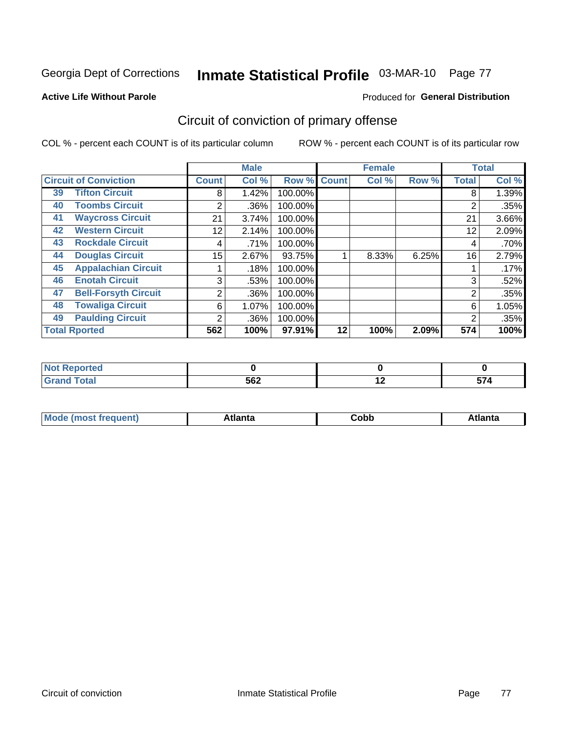Georgia Dept of Corrections **Inmate Statistical Profile** 03-MAR-10

**Active Life Without Parole**

Produced for **General Distribution**

## Circuit of conviction of primary offense

COL % - percent each COUNT is of its particular column

ROW % - percent each COUNT is of its particular row

| Circuit of Conviction | | Male | | | Female | | | Total | |
|---|---|---|---|---|---|---|---|---|---|
| | | Count | Col % | Row % | Count | Col % | Row % | Total | Col % |
| 39 | Tifton Circuit | 8 | 1.42% | 100.00% | | | | 8 | 1.39% |
| 40 | Toombs Circuit | 2 | .36% | 100.00% | | | | 2 | .35% |
| 41 | Waycross Circuit | 21 | 3.74% | 100.00% | | | | 21 | 3.66% |
| 42 | Western Circuit | 12 | 2.14% | 100.00% | | | | 12 | 2.09% |
| 43 | Rockdale Circuit | 4 | .71% | 100.00% | | | | 4 | .70% |
| 44 | Douglas Circuit | 15 | 2.67% | 93.75% | 1 | 8.33% | 6.25% | 16 | 2.79% |
| 45 | Appalachian Circuit | 1 | .18% | 100.00% | | | | 1 | .17% |
| 46 | Enotah Circuit | 3 | .53% | 100.00% | | | | 3 | .52% |
| 47 | Bell-Forsyth Circuit | 2 | .36% | 100.00% | | | | 2 | .35% |
| 48 | Towaliga Circuit | 6 | 1.07% | 100.00% | | | | 6 | 1.05% |
| 49 | Paulding Circuit | 2 | .36% | 100.00% | | | | 2 | .35% |
| **Total Rported** | | **562** | **100%** | **97.91%** | **12** | **100%** | **2.09%** | **574** | **100%** |

| | Male | Female | Total |
|---|---|---|---|
| Not Reported | 0 | 0 | 0 |
| Grand Total | 562 | 12 | 574 |

| | Male | Female | Total |
|---|---|---|---|
| Mode (most frequent) | Atlanta | Cobb | Atlanta |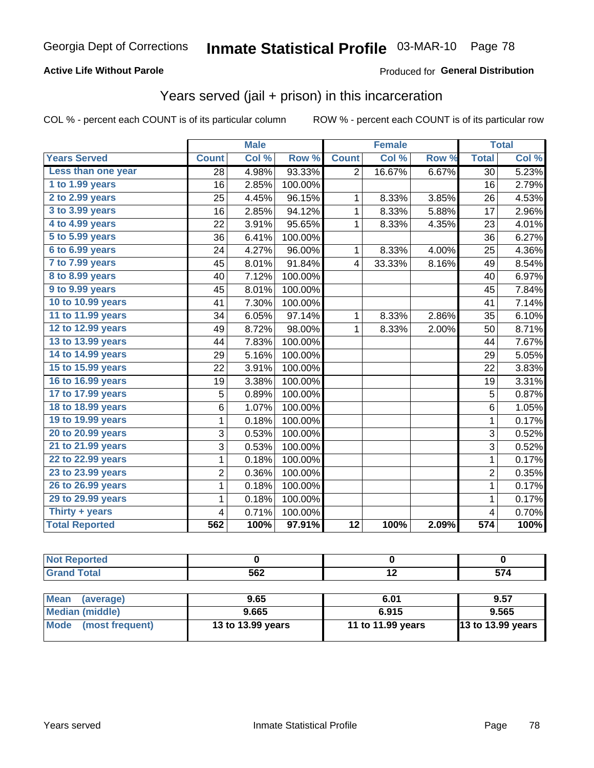Georgia Dept of Corrections **Inmate Statistical Profile** 03-MAR-10

**Active Life Without Parole**

Produced for **General Distribution**

## Years served (jail + prison) in this incarceration

COL % - percent each COUNT is of its particular column

ROW % - percent each COUNT is of its particular row

| | Male | | | Female | | | Total | |
|---|---|---|---|---|---|---|---|---|
| **Years Served** | **Count** | **Col %** | **Row %** | **Count** | **Col %** | **Row %** | **Total** | **Col %** |
| Less than one year | 28 | 4.98% | 93.33% | 2 | 16.67% | 6.67% | 30 | 5.23% |
| 1 to 1.99 years | 16 | 2.85% | 100.00% | | | | 16 | 2.79% |
| 2 to 2.99 years | 25 | 4.45% | 96.15% | 1 | 8.33% | 3.85% | 26 | 4.53% |
| 3 to 3.99 years | 16 | 2.85% | 94.12% | 1 | 8.33% | 5.88% | 17 | 2.96% |
| 4 to 4.99 years | 22 | 3.91% | 95.65% | 1 | 8.33% | 4.35% | 23 | 4.01% |
| 5 to 5.99 years | 36 | 6.41% | 100.00% | | | | 36 | 6.27% |
| 6 to 6.99 years | 24 | 4.27% | 96.00% | 1 | 8.33% | 4.00% | 25 | 4.36% |
| 7 to 7.99 years | 45 | 8.01% | 91.84% | 4 | 33.33% | 8.16% | 49 | 8.54% |
| 8 to 8.99 years | 40 | 7.12% | 100.00% | | | | 40 | 6.97% |
| 9 to 9.99 years | 45 | 8.01% | 100.00% | | | | 45 | 7.84% |
| 10 to 10.99 years | 41 | 7.30% | 100.00% | | | | 41 | 7.14% |
| 11 to 11.99 years | 34 | 6.05% | 97.14% | 1 | 8.33% | 2.86% | 35 | 6.10% |
| 12 to 12.99 years | 49 | 8.72% | 98.00% | 1 | 8.33% | 2.00% | 50 | 8.71% |
| 13 to 13.99 years | 44 | 7.83% | 100.00% | | | | 44 | 7.67% |
| 14 to 14.99 years | 29 | 5.16% | 100.00% | | | | 29 | 5.05% |
| 15 to 15.99 years | 22 | 3.91% | 100.00% | | | | 22 | 3.83% |
| 16 to 16.99 years | 19 | 3.38% | 100.00% | | | | 19 | 3.31% |
| 17 to 17.99 years | 5 | 0.89% | 100.00% | | | | 5 | 0.87% |
| 18 to 18.99 years | 6 | 1.07% | 100.00% | | | | 6 | 1.05% |
| 19 to 19.99 years | 1 | 0.18% | 100.00% | | | | 1 | 0.17% |
| 20 to 20.99 years | 3 | 0.53% | 100.00% | | | | 3 | 0.52% |
| 21 to 21.99 years | 3 | 0.53% | 100.00% | | | | 3 | 0.52% |
| 22 to 22.99 years | 1 | 0.18% | 100.00% | | | | 1 | 0.17% |
| 23 to 23.99 years | 2 | 0.36% | 100.00% | | | | 2 | 0.35% |
| 26 to 26.99 years | 1 | 0.18% | 100.00% | | | | 1 | 0.17% |
| 29 to 29.99 years | 1 | 0.18% | 100.00% | | | | 1 | 0.17% |
| Thirty + years | 4 | 0.71% | 100.00% | | | | 4 | 0.70% |
| **Total Reported** | **562** | **100%** | **97.91%** | **12** | **100%** | **2.09%** | **574** | **100%** |

| | Male | Female | Total |
|---|---|---|---|
| Not Reported | 0 | 0 | 0 |
| Grand Total | 562 | 12 | 574 |

| | Male | Female | Total |
|---|---|---|---|
| Mean (average) | 9.65 | 6.01 | 9.57 |
| Median (middle) | 9.665 | 6.915 | 9.565 |
| Mode (most frequent) | 13 to 13.99 years | 11 to 11.99 years | 13 to 13.99 years |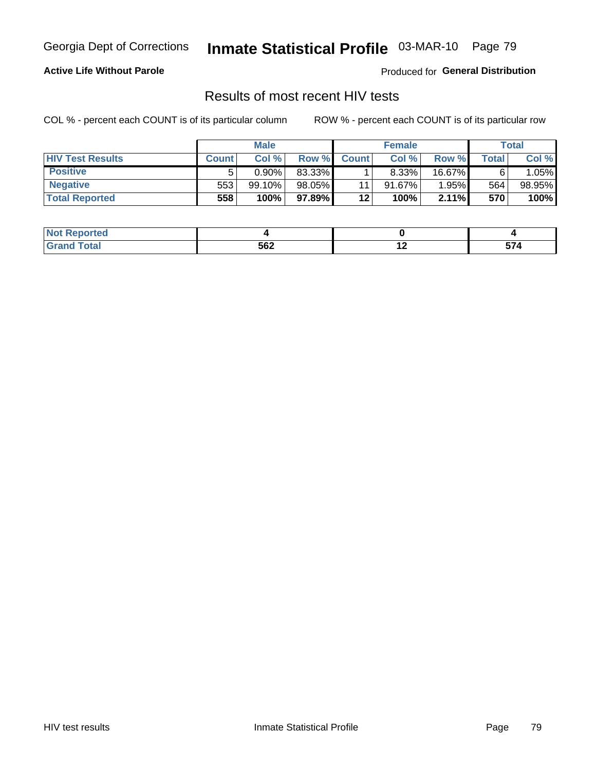Georgia Dept of Corrections **Inmate Statistical Profile** 03-MAR-10

**Active Life Without Parole**

Produced for **General Distribution**

## Results of most recent HIV tests

COL % - percent each COUNT is of its particular column

ROW % - percent each COUNT is of its particular row

| | Male | | | Female | | | Total | |
|---|---|---|---|---|---|---|---|---|
| **HIV Test Results** | **Count** | **Col %** | **Row %** | **Count** | **Col %** | **Row %** | **Total** | **Col %** |
| **Positive** | 5 | 0.90% | 83.33% | 1 | 8.33% | 16.67% | 6 | 1.05% |
| **Negative** | 553 | 99.10% | 98.05% | 11 | 91.67% | 1.95% | 564 | 98.95% |
| **Total Reported** | **558** | **100%** | **97.89%** | **12** | **100%** | **2.11%** | **570** | **100%** |

| | Male | Female | Total |
|---|---|---|---|
| **Not Reported** | **4** | **0** | **4** |
| **Grand Total** | **562** | **12** | **574** |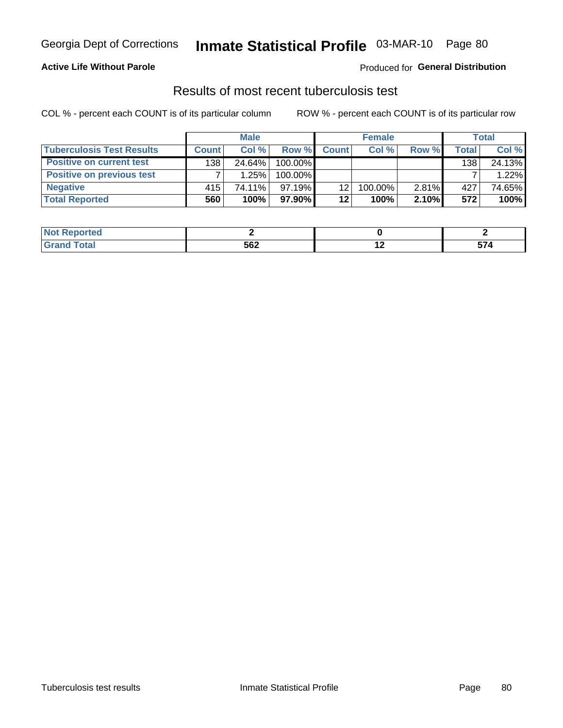Georgia Dept of Corrections **Inmate Statistical Profile** 03-MAR-10 Page 80

**Active Life Without Parole**

Produced for **General Distribution**

## Results of most recent tuberculosis test

COL % - percent each COUNT is of its particular column

ROW % - percent each COUNT is of its particular row

| | Male | | | Female | | | Total | |
|---|---|---|---|---|---|---|---|---|
| **Tuberculosis Test Results** | **Count** | **Col %** | **Row %** | **Count** | **Col %** | **Row %** | **Total** | **Col %** |
| **Positive on current test** | 138 | 24.64% | 100.00% | | | | 138 | 24.13% |
| **Positive on previous test** | 7 | 1.25% | 100.00% | | | | 7 | 1.22% |
| **Negative** | 415 | 74.11% | 97.19% | 12 | 100.00% | 2.81% | 427 | 74.65% |
| **Total Reported** | **560** | **100%** | **97.90%** | **12** | **100%** | **2.10%** | **572** | **100%** |

| | Male | Female | Total |
|---|---|---|---|
| **Not Reported** | **2** | **0** | **2** |
| **Grand Total** | **562** | **12** | **574** |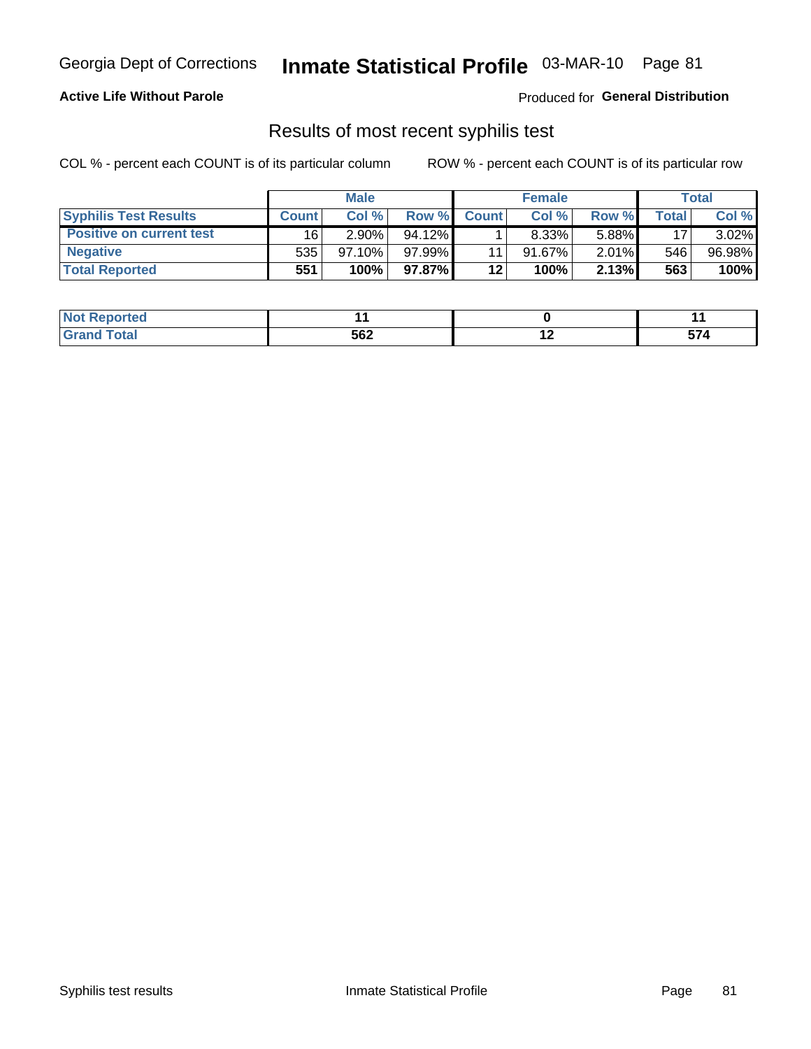Georgia Dept of Corrections **Inmate Statistical Profile** 03-MAR-10 Page 81

**Active Life Without Parole**

Produced for **General Distribution**

## Results of most recent syphilis test

COL % - percent each COUNT is of its particular column ROW % - percent each COUNT is of its particular row

| | Male | | | Female | | | Total | |
|---|---|---|---|---|---|---|---|---|
| **Syphilis Test Results** | **Count** | **Col %** | **Row %** | **Count** | **Col %** | **Row %** | **Total** | **Col %** |
| **Positive on current test** | 16 | 2.90% | 94.12% | 1 | 8.33% | 5.88% | 17 | 3.02% |
| **Negative** | 535 | 97.10% | 97.99% | 11 | 91.67% | 2.01% | 546 | 96.98% |
| **Total Reported** | **551** | **100%** | **97.87%** | **12** | **100%** | **2.13%** | **563** | **100%** |

| | Male | Female | Total |
|---|---|---|---|
| **Not Reported** | **11** | **0** | **11** |
| **Grand Total** | **562** | **12** | **574** |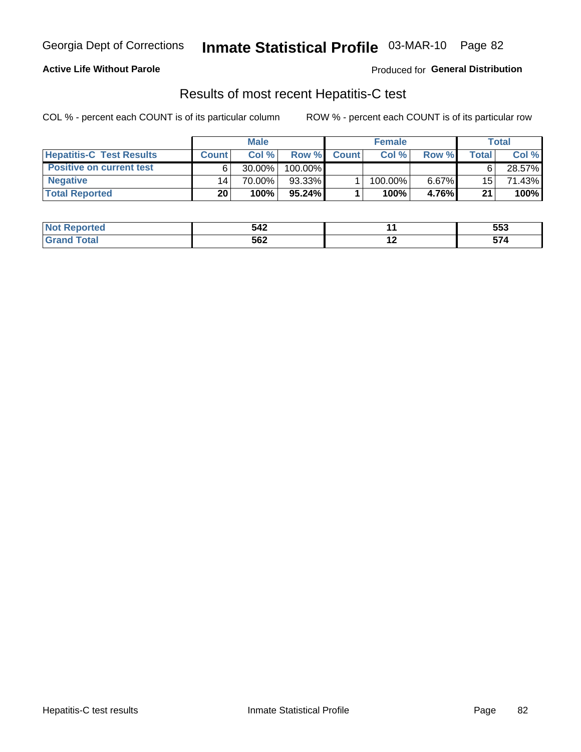Georgia Dept of Corrections **Inmate Statistical Profile** 03-MAR-10 Page 82

**Active Life Without Parole**

Produced for **General Distribution**

## Results of most recent Hepatitis-C test

COL % - percent each COUNT is of its particular column ROW % - percent each COUNT is of its particular row

| | Male | | | Female | | | Total | |
|---|---|---|---|---|---|---|---|---|
| **Hepatitis-C Test Results** | **Count** | **Col %** | **Row %** | **Count** | **Col %** | **Row %** | **Total** | **Col %** |
| **Positive on current test** | 6 | 30.00% | 100.00% | | | | 6 | 28.57% |
| **Negative** | 14 | 70.00% | 93.33% | 1 | 100.00% | 6.67% | 15 | 71.43% |
| **Total Reported** | **20** | **100%** | **95.24%** | **1** | **100%** | **4.76%** | **21** | **100%** |

| | Male | Female | Total |
|---|---|---|---|
| **Not Reported** | **542** | **11** | **553** |
| **Grand Total** | **562** | **12** | **574** |

Hepatitis-C test results Inmate Statistical Profile